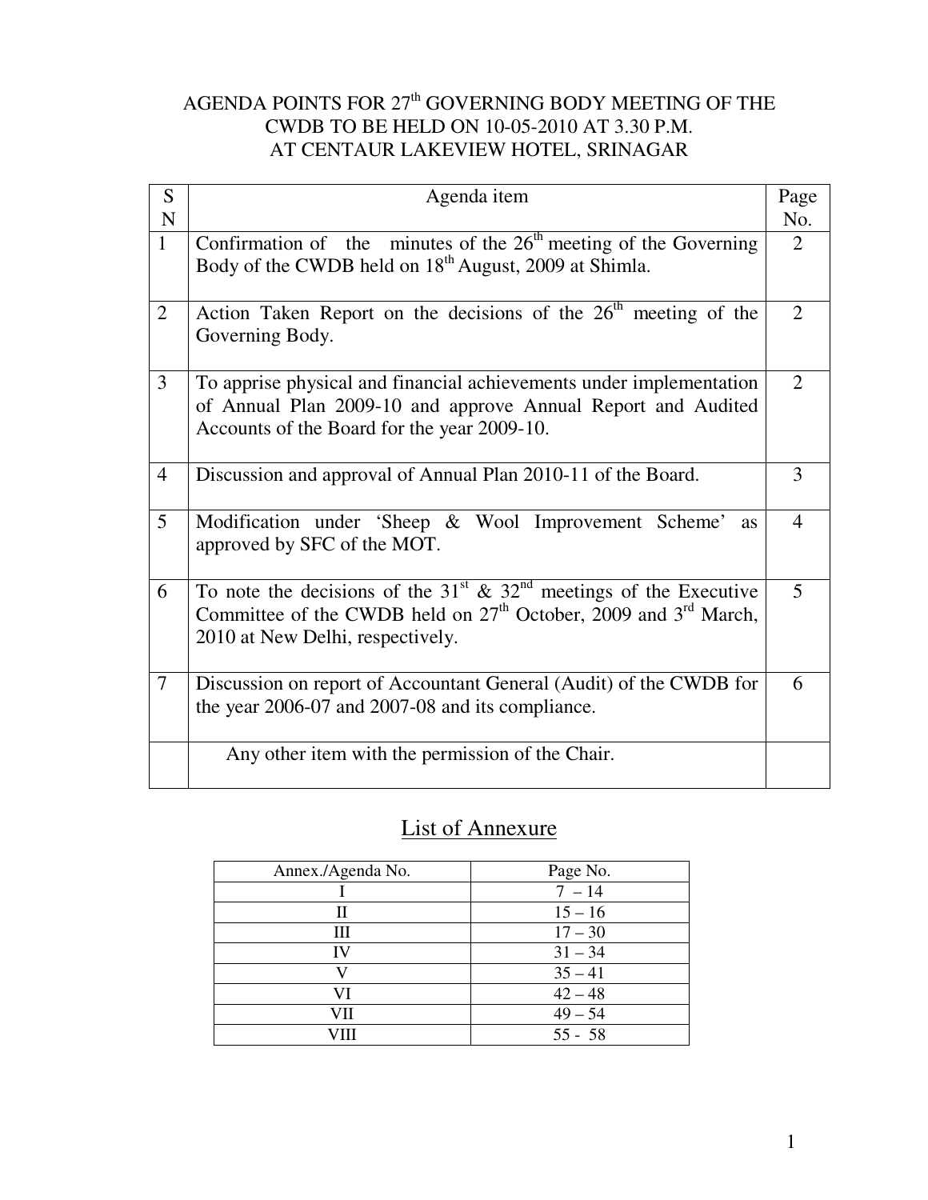# AGENDA POINTS FOR 27th GOVERNING BODY MEETING OF THE CWDB TO BE HELD ON 10-05-2010 AT 3.30 P.M. AT CENTAUR LAKEVIEW HOTEL, SRINAGAR

| SN | Agenda item | Page No. |
|---|---|---|
| 1 | Confirmation of the minutes of the 26th meeting of the Governing Body of the CWDB held on 18th August, 2009 at Shimla. | 2 |
| 2 | Action Taken Report on the decisions of the 26th meeting of the Governing Body. | 2 |
| 3 | To apprise physical and financial achievements under implementation of Annual Plan 2009-10 and approve Annual Report and Audited Accounts of the Board for the year 2009-10. | 2 |
| 4 | Discussion and approval of Annual Plan 2010-11 of the Board. | 3 |
| 5 | Modification under 'Sheep & Wool Improvement Scheme' as approved by SFC of the MOT. | 4 |
| 6 | To note the decisions of the 31st & 32nd meetings of the Executive Committee of the CWDB held on 27th October, 2009 and 3rd March, 2010 at New Delhi, respectively. | 5 |
| 7 | Discussion on report of Accountant General (Audit) of the CWDB for the year 2006-07 and 2007-08 and its compliance. | 6 |
| | Any other item with the permission of the Chair. | |

## List of Annexure

| Annex./Agenda No. | Page No. |
|---|---|
| I | 7 – 14 |
| II | 15 – 16 |
| III | 17 – 30 |
| IV | 31 – 34 |
| V | 35 – 41 |
| VI | 42 – 48 |
| VII | 49 – 54 |
| VIII | 55 - 58 |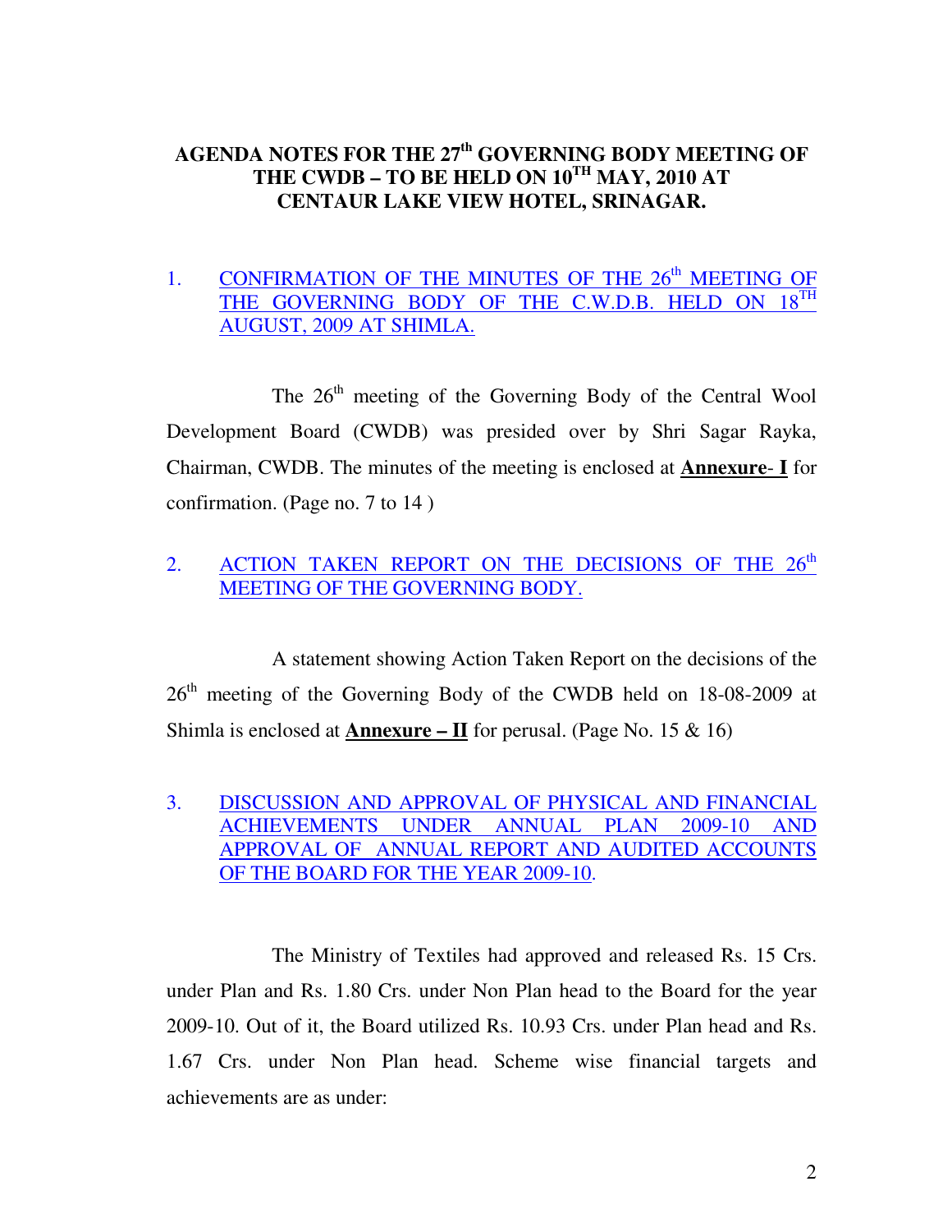# AGENDA NOTES FOR THE 27th GOVERNING BODY MEETING OF THE CWDB – TO BE HELD ON 10TH MAY, 2010 AT CENTAUR LAKE VIEW HOTEL, SRINAGAR.

## 1. CONFIRMATION OF THE MINUTES OF THE 26th MEETING OF THE GOVERNING BODY OF THE C.W.D.B. HELD ON 18TH AUGUST, 2009 AT SHIMLA.

The 26th meeting of the Governing Body of the Central Wool Development Board (CWDB) was presided over by Shri Sagar Rayka, Chairman, CWDB. The minutes of the meeting is enclosed at **Annexure- I** for confirmation. (Page no. 7 to 14 )

## 2. ACTION TAKEN REPORT ON THE DECISIONS OF THE 26th MEETING OF THE GOVERNING BODY.

A statement showing Action Taken Report on the decisions of the 26th meeting of the Governing Body of the CWDB held on 18-08-2009 at Shimla is enclosed at **Annexure – II** for perusal. (Page No. 15 & 16)

## 3. DISCUSSION AND APPROVAL OF PHYSICAL AND FINANCIAL ACHIEVEMENTS UNDER ANNUAL PLAN 2009-10 AND APPROVAL OF ANNUAL REPORT AND AUDITED ACCOUNTS OF THE BOARD FOR THE YEAR 2009-10.

The Ministry of Textiles had approved and released Rs. 15 Crs. under Plan and Rs. 1.80 Crs. under Non Plan head to the Board for the year 2009-10. Out of it, the Board utilized Rs. 10.93 Crs. under Plan head and Rs. 1.67 Crs. under Non Plan head. Scheme wise financial targets and achievements are as under: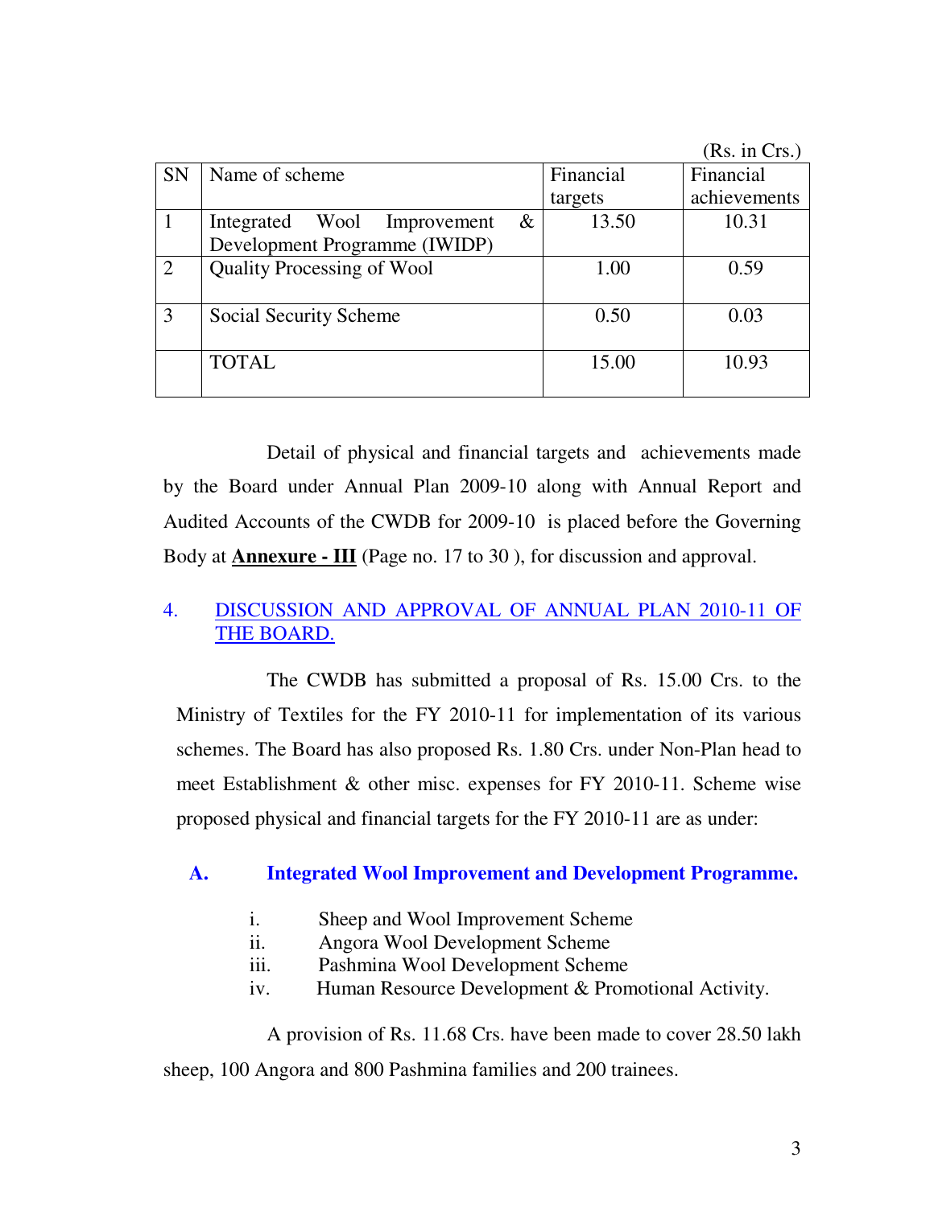(Rs. in Crs.)

| SN | Name of scheme | Financial targets | Financial achievements |
|---|---|---|---|
| 1 | Integrated Wool Improvement & Development Programme (IWIDP) | 13.50 | 10.31 |
| 2 | Quality Processing of Wool | 1.00 | 0.59 |
| 3 | Social Security Scheme | 0.50 | 0.03 |
| | TOTAL | 15.00 | 10.93 |

Detail of physical and financial targets and achievements made by the Board under Annual Plan 2009-10 along with Annual Report and Audited Accounts of the CWDB for 2009-10 is placed before the Governing Body at **Annexure - III** (Page no. 17 to 30 ), for discussion and approval.

## 4. DISCUSSION AND APPROVAL OF ANNUAL PLAN 2010-11 OF THE BOARD.

The CWDB has submitted a proposal of Rs. 15.00 Crs. to the Ministry of Textiles for the FY 2010-11 for implementation of its various schemes. The Board has also proposed Rs. 1.80 Crs. under Non-Plan head to meet Establishment & other misc. expenses for FY 2010-11. Scheme wise proposed physical and financial targets for the FY 2010-11 are as under:

### A. Integrated Wool Improvement and Development Programme.

i. Sheep and Wool Improvement Scheme
ii. Angora Wool Development Scheme
iii. Pashmina Wool Development Scheme
iv. Human Resource Development & Promotional Activity.

A provision of Rs. 11.68 Crs. have been made to cover 28.50 lakh sheep, 100 Angora and 800 Pashmina families and 200 trainees.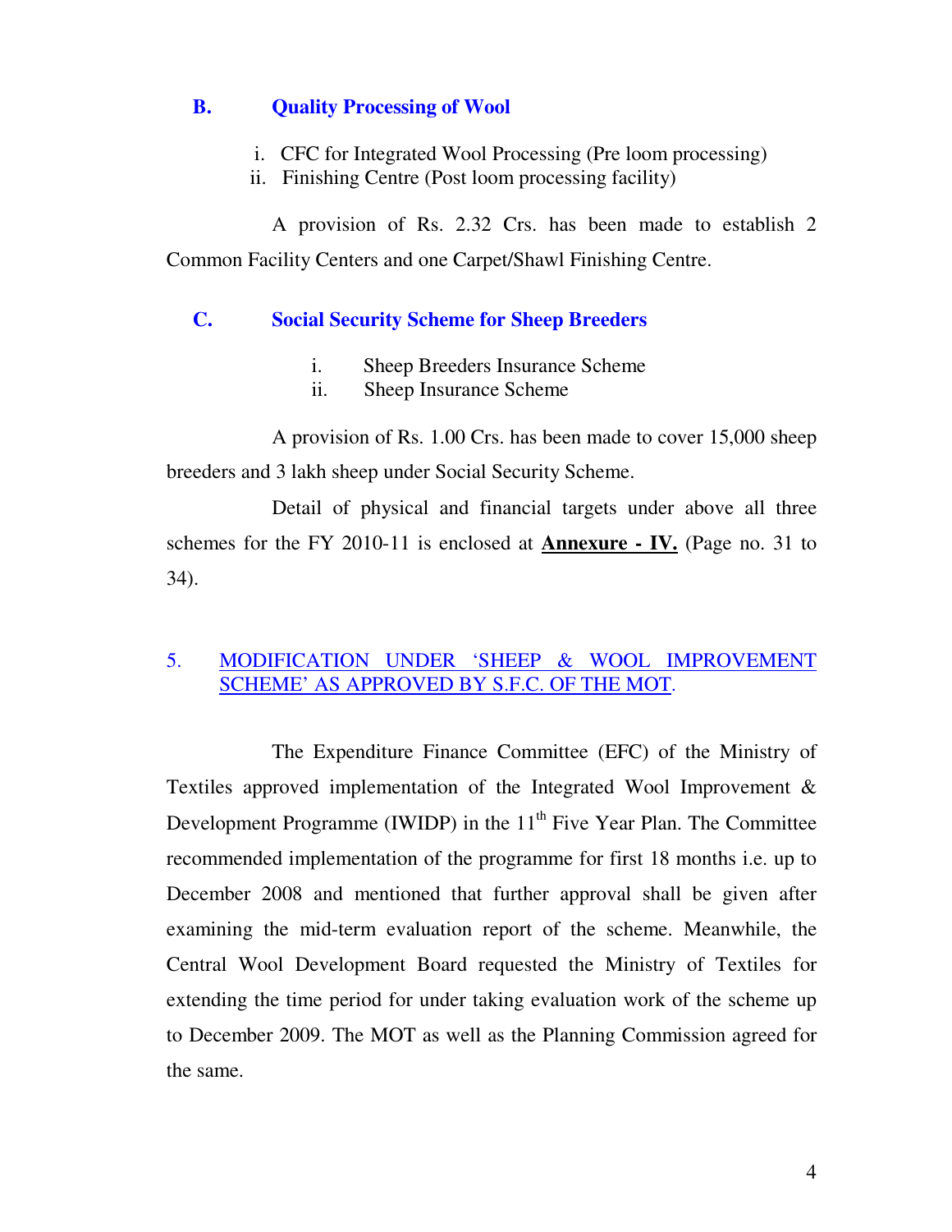### B. Quality Processing of Wool

i. CFC for Integrated Wool Processing (Pre loom processing)
ii. Finishing Centre (Post loom processing facility)

A provision of Rs. 2.32 Crs. has been made to establish 2 Common Facility Centers and one Carpet/Shawl Finishing Centre.

### C. Social Security Scheme for Sheep Breeders

i. Sheep Breeders Insurance Scheme
ii. Sheep Insurance Scheme

A provision of Rs. 1.00 Crs. has been made to cover 15,000 sheep breeders and 3 lakh sheep under Social Security Scheme.

Detail of physical and financial targets under above all three schemes for the FY 2010-11 is enclosed at **Annexure - IV.** (Page no. 31 to 34).

## 5. MODIFICATION UNDER 'SHEEP & WOOL IMPROVEMENT SCHEME' AS APPROVED BY S.F.C. OF THE MOT.

The Expenditure Finance Committee (EFC) of the Ministry of Textiles approved implementation of the Integrated Wool Improvement & Development Programme (IWIDP) in the 11th Five Year Plan. The Committee recommended implementation of the programme for first 18 months i.e. up to December 2008 and mentioned that further approval shall be given after examining the mid-term evaluation report of the scheme. Meanwhile, the Central Wool Development Board requested the Ministry of Textiles for extending the time period for under taking evaluation work of the scheme up to December 2009. The MOT as well as the Planning Commission agreed for the same.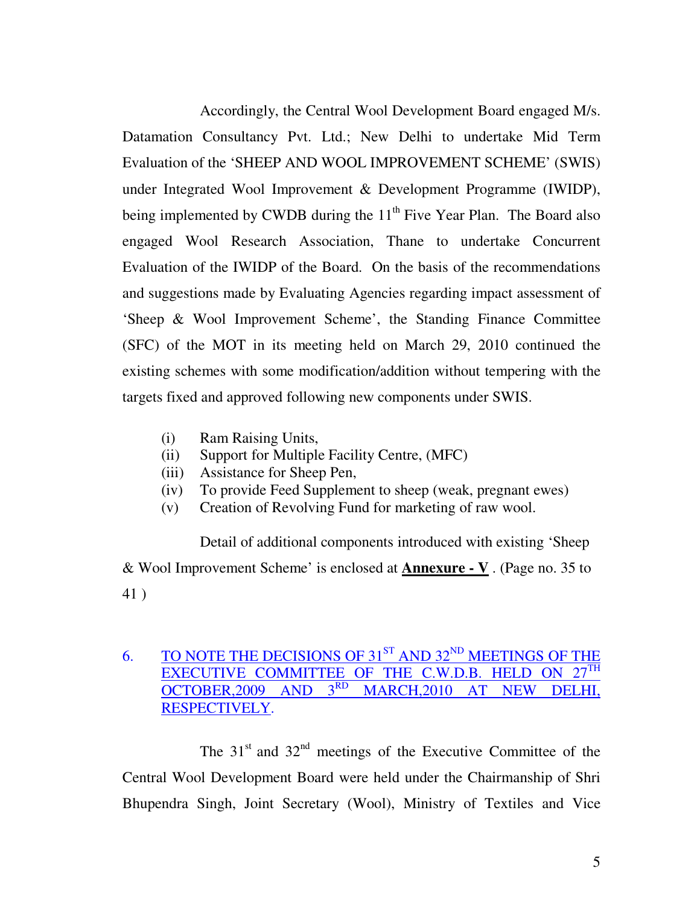Accordingly, the Central Wool Development Board engaged M/s. Datamation Consultancy Pvt. Ltd.; New Delhi to undertake Mid Term Evaluation of the 'SHEEP AND WOOL IMPROVEMENT SCHEME' (SWIS) under Integrated Wool Improvement & Development Programme (IWIDP), being implemented by CWDB during the 11th Five Year Plan. The Board also engaged Wool Research Association, Thane to undertake Concurrent Evaluation of the IWIDP of the Board. On the basis of the recommendations and suggestions made by Evaluating Agencies regarding impact assessment of 'Sheep & Wool Improvement Scheme', the Standing Finance Committee (SFC) of the MOT in its meeting held on March 29, 2010 continued the existing schemes with some modification/addition without tempering with the targets fixed and approved following new components under SWIS.

(i) Ram Raising Units,
(ii) Support for Multiple Facility Centre, (MFC)
(iii) Assistance for Sheep Pen,
(iv) To provide Feed Supplement to sheep (weak, pregnant ewes)
(v) Creation of Revolving Fund for marketing of raw wool.

Detail of additional components introduced with existing 'Sheep & Wool Improvement Scheme' is enclosed at **Annexure - V** . (Page no. 35 to 41 )

## 6. TO NOTE THE DECISIONS OF 31ST AND 32ND MEETINGS OF THE EXECUTIVE COMMITTEE OF THE C.W.D.B. HELD ON 27TH OCTOBER,2009 AND 3RD MARCH,2010 AT NEW DELHI, RESPECTIVELY.

The 31st and 32nd meetings of the Executive Committee of the Central Wool Development Board were held under the Chairmanship of Shri Bhupendra Singh, Joint Secretary (Wool), Ministry of Textiles and Vice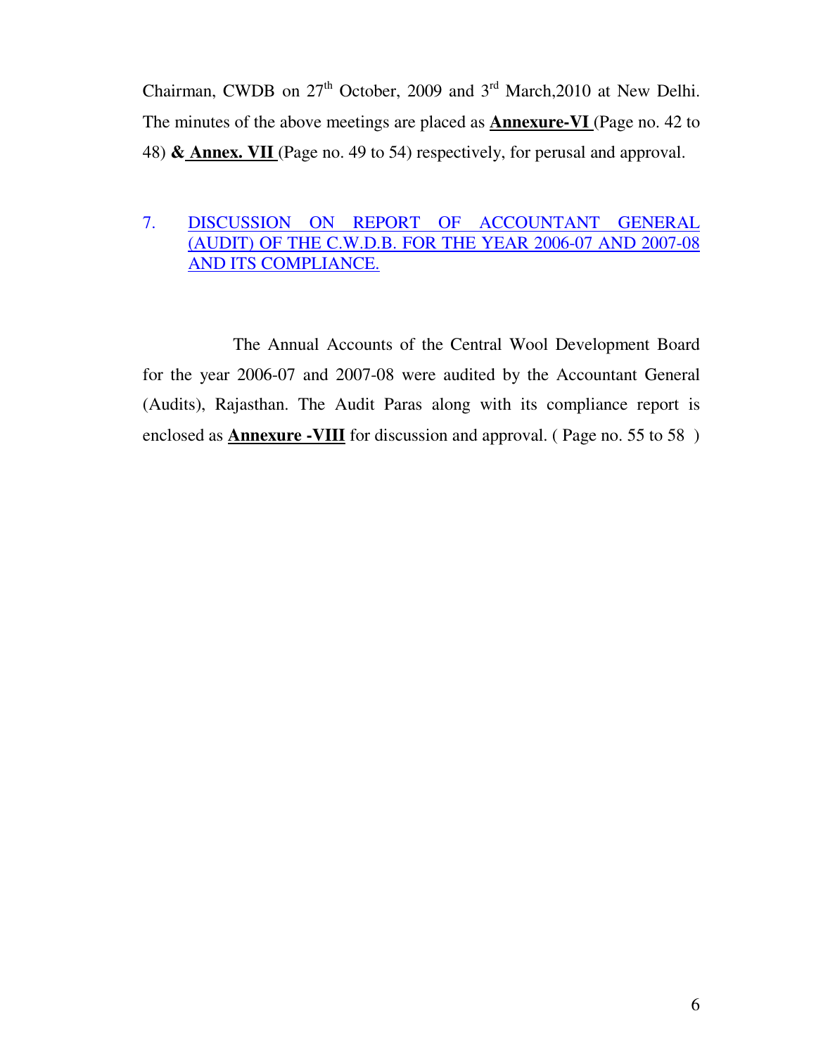Chairman, CWDB on 27th October, 2009 and 3rd March,2010 at New Delhi. The minutes of the above meetings are placed as **Annexure-VI** (Page no. 42 to 48) **& Annex. VII** (Page no. 49 to 54) respectively, for perusal and approval.

## 7. DISCUSSION ON REPORT OF ACCOUNTANT GENERAL (AUDIT) OF THE C.W.D.B. FOR THE YEAR 2006-07 AND 2007-08 AND ITS COMPLIANCE.

The Annual Accounts of the Central Wool Development Board for the year 2006-07 and 2007-08 were audited by the Accountant General (Audits), Rajasthan. The Audit Paras along with its compliance report is enclosed as **Annexure -VIII** for discussion and approval. ( Page no. 55 to 58 )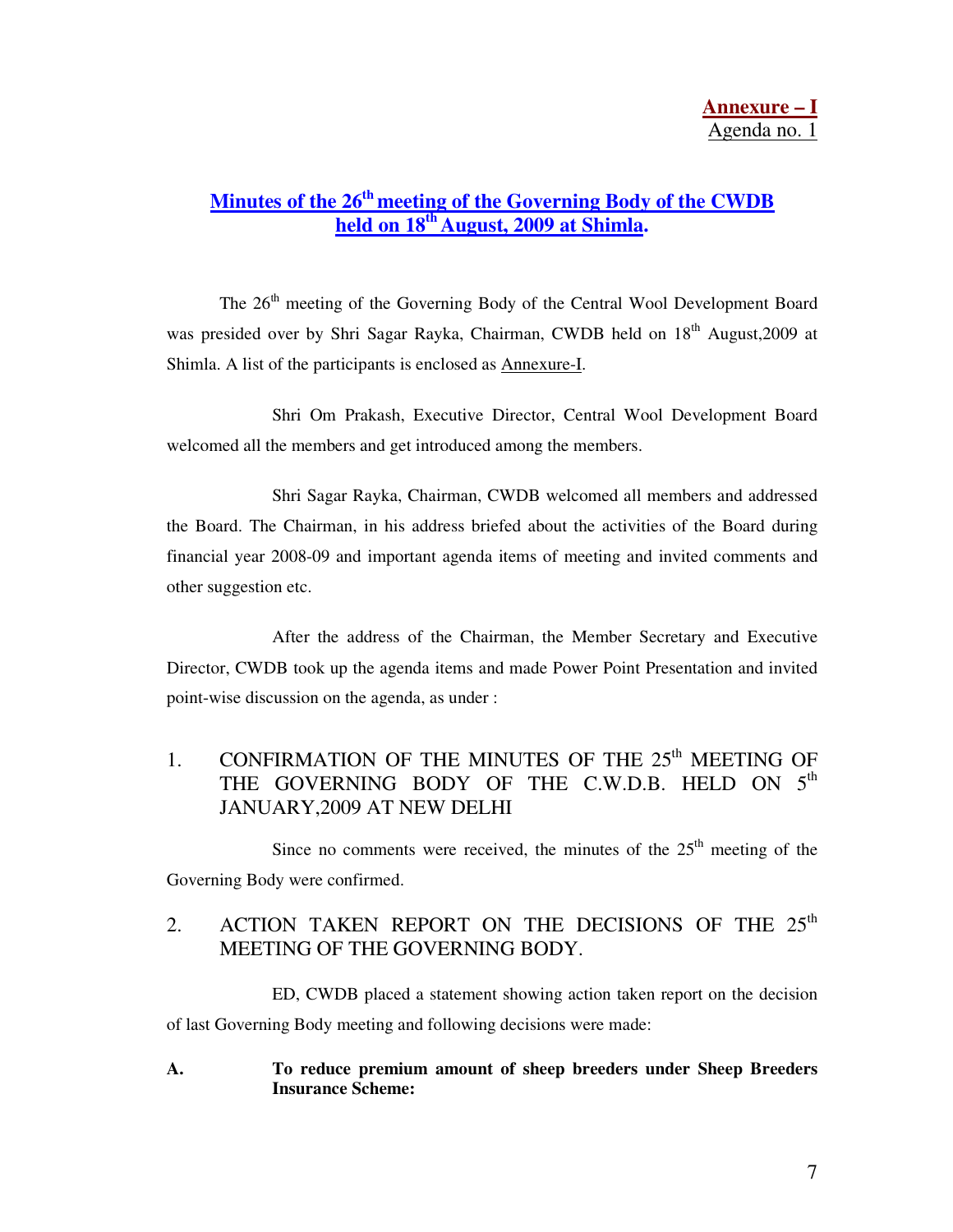**Annexure – I**
Agenda no. 1

## Minutes of the 26th meeting of the Governing Body of the CWDB held on 18th August, 2009 at Shimla.

The 26th meeting of the Governing Body of the Central Wool Development Board was presided over by Shri Sagar Rayka, Chairman, CWDB held on 18th August,2009 at Shimla. A list of the participants is enclosed as Annexure-I.

Shri Om Prakash, Executive Director, Central Wool Development Board welcomed all the members and get introduced among the members.

Shri Sagar Rayka, Chairman, CWDB welcomed all members and addressed the Board. The Chairman, in his address briefed about the activities of the Board during financial year 2008-09 and important agenda items of meeting and invited comments and other suggestion etc.

After the address of the Chairman, the Member Secretary and Executive Director, CWDB took up the agenda items and made Power Point Presentation and invited point-wise discussion on the agenda, as under :

### 1. CONFIRMATION OF THE MINUTES OF THE 25th MEETING OF THE GOVERNING BODY OF THE C.W.D.B. HELD ON 5th JANUARY,2009 AT NEW DELHI

Since no comments were received, the minutes of the 25th meeting of the Governing Body were confirmed.

### 2. ACTION TAKEN REPORT ON THE DECISIONS OF THE 25th MEETING OF THE GOVERNING BODY.

ED, CWDB placed a statement showing action taken report on the decision of last Governing Body meeting and following decisions were made:

**A. To reduce premium amount of sheep breeders under Sheep Breeders Insurance Scheme:**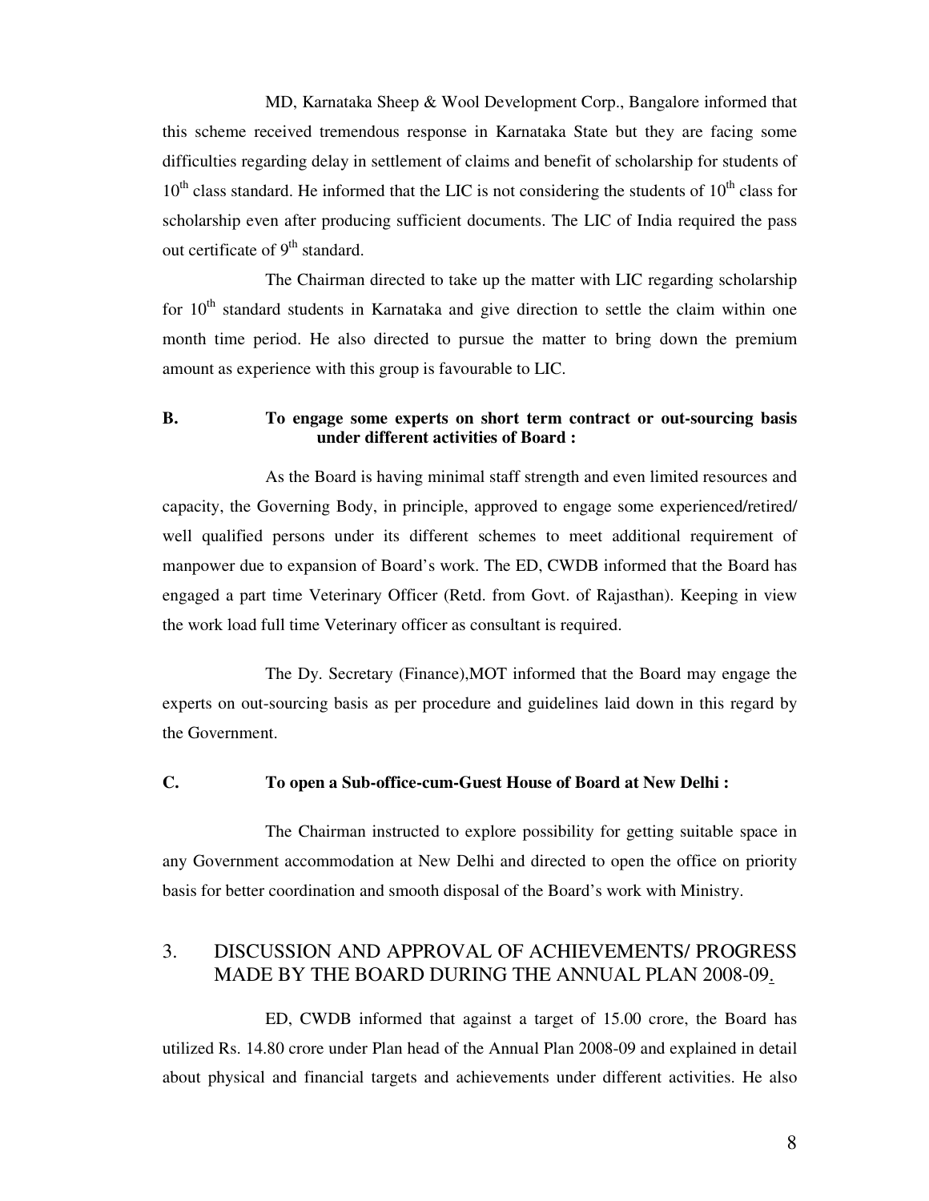MD, Karnataka Sheep & Wool Development Corp., Bangalore informed that this scheme received tremendous response in Karnataka State but they are facing some difficulties regarding delay in settlement of claims and benefit of scholarship for students of 10th class standard. He informed that the LIC is not considering the students of 10th class for scholarship even after producing sufficient documents. The LIC of India required the pass out certificate of 9th standard.

The Chairman directed to take up the matter with LIC regarding scholarship for 10th standard students in Karnataka and give direction to settle the claim within one month time period. He also directed to pursue the matter to bring down the premium amount as experience with this group is favourable to LIC.

**B. To engage some experts on short term contract or out-sourcing basis under different activities of Board :**

As the Board is having minimal staff strength and even limited resources and capacity, the Governing Body, in principle, approved to engage some experienced/retired/ well qualified persons under its different schemes to meet additional requirement of manpower due to expansion of Board's work. The ED, CWDB informed that the Board has engaged a part time Veterinary Officer (Retd. from Govt. of Rajasthan). Keeping in view the work load full time Veterinary officer as consultant is required.

The Dy. Secretary (Finance),MOT informed that the Board may engage the experts on out-sourcing basis as per procedure and guidelines laid down in this regard by the Government.

**C. To open a Sub-office-cum-Guest House of Board at New Delhi :**

The Chairman instructed to explore possibility for getting suitable space in any Government accommodation at New Delhi and directed to open the office on priority basis for better coordination and smooth disposal of the Board's work with Ministry.

## 3. DISCUSSION AND APPROVAL OF ACHIEVEMENTS/ PROGRESS MADE BY THE BOARD DURING THE ANNUAL PLAN 2008-09.

ED, CWDB informed that against a target of 15.00 crore, the Board has utilized Rs. 14.80 crore under Plan head of the Annual Plan 2008-09 and explained in detail about physical and financial targets and achievements under different activities. He also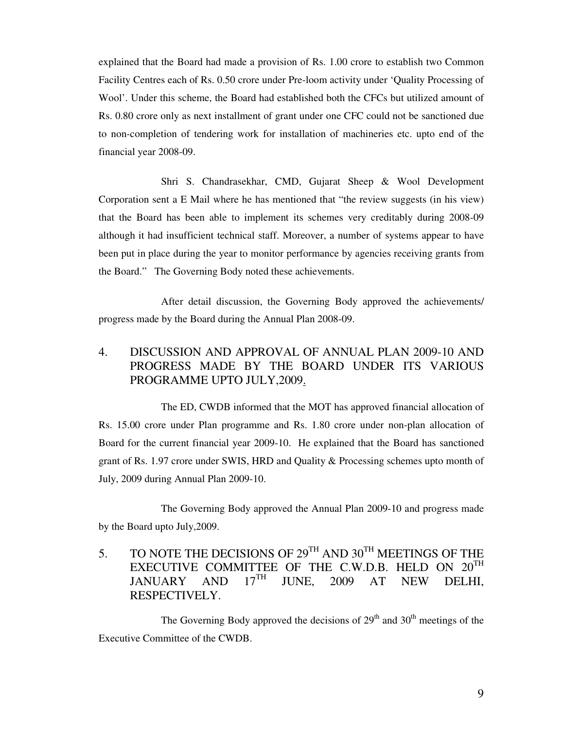explained that the Board had made a provision of Rs. 1.00 crore to establish two Common Facility Centres each of Rs. 0.50 crore under Pre-loom activity under 'Quality Processing of Wool'. Under this scheme, the Board had established both the CFCs but utilized amount of Rs. 0.80 crore only as next installment of grant under one CFC could not be sanctioned due to non-completion of tendering work for installation of machineries etc. upto end of the financial year 2008-09.

Shri S. Chandrasekhar, CMD, Gujarat Sheep & Wool Development Corporation sent a E Mail where he has mentioned that "the review suggests (in his view) that the Board has been able to implement its schemes very creditably during 2008-09 although it had insufficient technical staff. Moreover, a number of systems appear to have been put in place during the year to monitor performance by agencies receiving grants from the Board." The Governing Body noted these achievements.

After detail discussion, the Governing Body approved the achievements/ progress made by the Board during the Annual Plan 2008-09.

## 4. DISCUSSION AND APPROVAL OF ANNUAL PLAN 2009-10 AND PROGRESS MADE BY THE BOARD UNDER ITS VARIOUS PROGRAMME UPTO JULY,2009.

The ED, CWDB informed that the MOT has approved financial allocation of Rs. 15.00 crore under Plan programme and Rs. 1.80 crore under non-plan allocation of Board for the current financial year 2009-10. He explained that the Board has sanctioned grant of Rs. 1.97 crore under SWIS, HRD and Quality & Processing schemes upto month of July, 2009 during Annual Plan 2009-10.

The Governing Body approved the Annual Plan 2009-10 and progress made by the Board upto July,2009.

## 5. TO NOTE THE DECISIONS OF 29TH AND 30TH MEETINGS OF THE EXECUTIVE COMMITTEE OF THE C.W.D.B. HELD ON 20TH JANUARY AND 17TH JUNE, 2009 AT NEW DELHI, RESPECTIVELY.

The Governing Body approved the decisions of 29th and 30th meetings of the Executive Committee of the CWDB.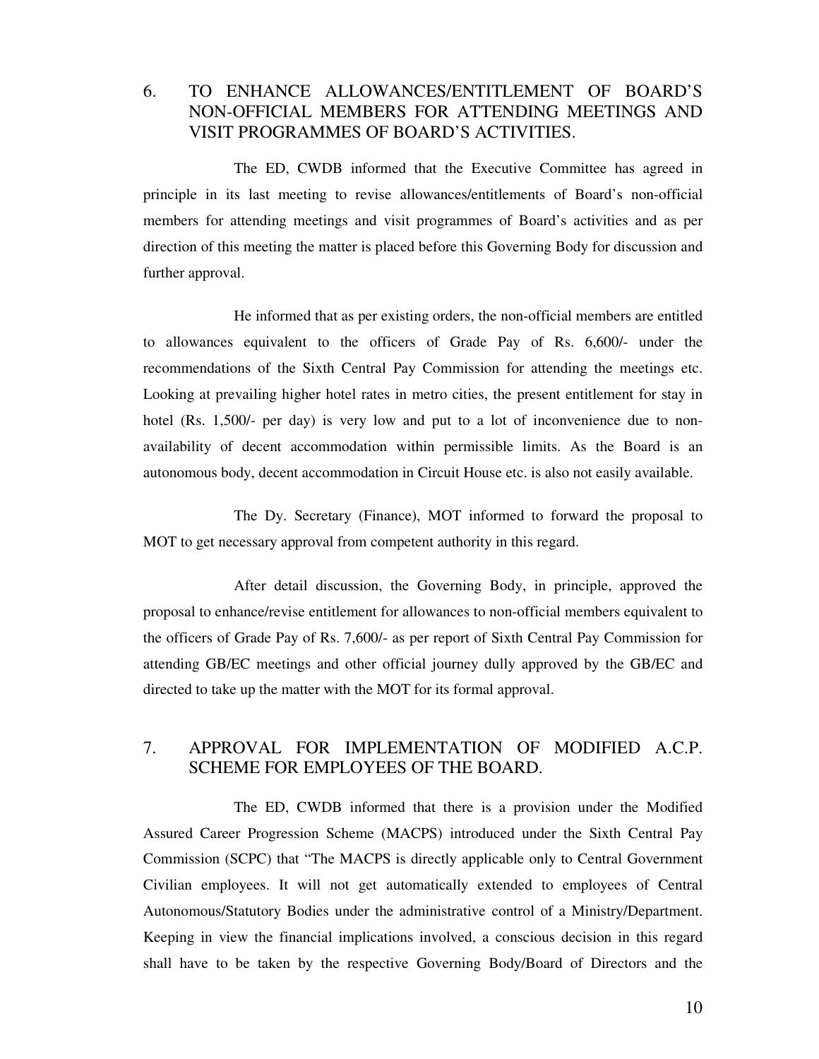## 6. TO ENHANCE ALLOWANCES/ENTITLEMENT OF BOARD'S NON-OFFICIAL MEMBERS FOR ATTENDING MEETINGS AND VISIT PROGRAMMES OF BOARD'S ACTIVITIES.

The ED, CWDB informed that the Executive Committee has agreed in principle in its last meeting to revise allowances/entitlements of Board's non-official members for attending meetings and visit programmes of Board's activities and as per direction of this meeting the matter is placed before this Governing Body for discussion and further approval.

He informed that as per existing orders, the non-official members are entitled to allowances equivalent to the officers of Grade Pay of Rs. 6,600/- under the recommendations of the Sixth Central Pay Commission for attending the meetings etc. Looking at prevailing higher hotel rates in metro cities, the present entitlement for stay in hotel (Rs. 1,500/- per day) is very low and put to a lot of inconvenience due to non-availability of decent accommodation within permissible limits. As the Board is an autonomous body, decent accommodation in Circuit House etc. is also not easily available.

The Dy. Secretary (Finance), MOT informed to forward the proposal to MOT to get necessary approval from competent authority in this regard.

After detail discussion, the Governing Body, in principle, approved the proposal to enhance/revise entitlement for allowances to non-official members equivalent to the officers of Grade Pay of Rs. 7,600/- as per report of Sixth Central Pay Commission for attending GB/EC meetings and other official journey dully approved by the GB/EC and directed to take up the matter with the MOT for its formal approval.

## 7. APPROVAL FOR IMPLEMENTATION OF MODIFIED A.C.P. SCHEME FOR EMPLOYEES OF THE BOARD.

The ED, CWDB informed that there is a provision under the Modified Assured Career Progression Scheme (MACPS) introduced under the Sixth Central Pay Commission (SCPC) that "The MACPS is directly applicable only to Central Government Civilian employees. It will not get automatically extended to employees of Central Autonomous/Statutory Bodies under the administrative control of a Ministry/Department. Keeping in view the financial implications involved, a conscious decision in this regard shall have to be taken by the respective Governing Body/Board of Directors and the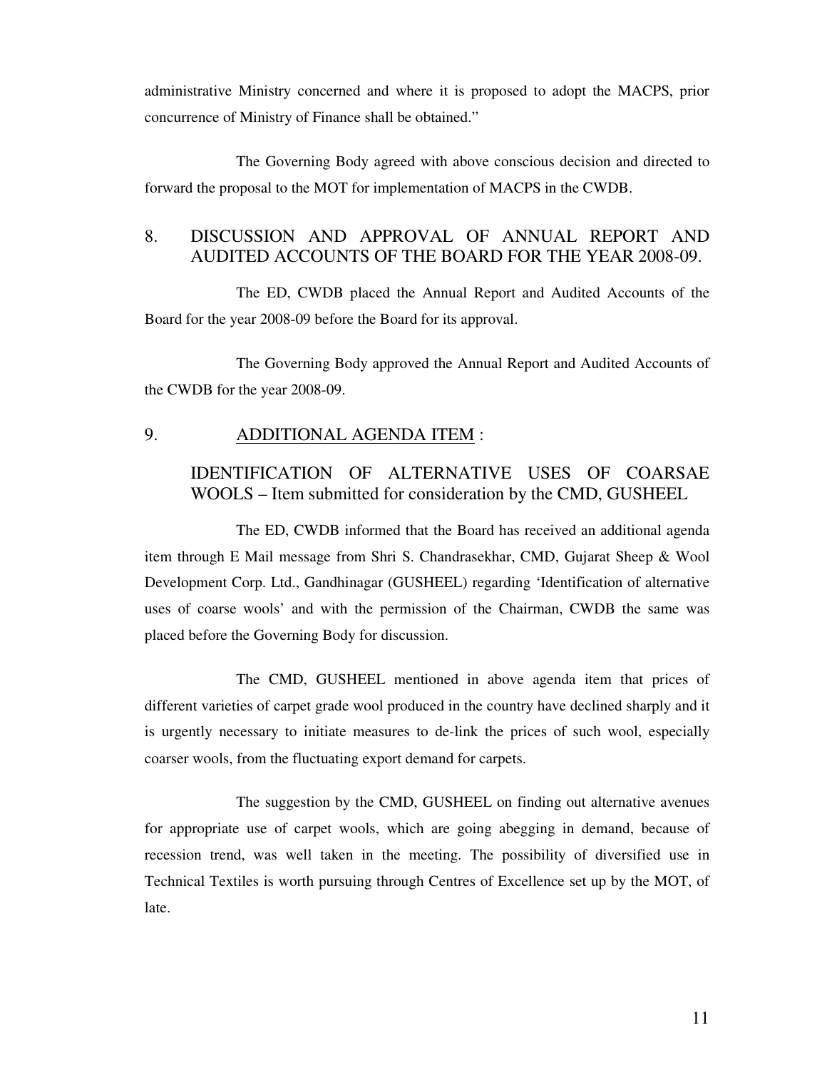administrative Ministry concerned and where it is proposed to adopt the MACPS, prior concurrence of Ministry of Finance shall be obtained."

The Governing Body agreed with above conscious decision and directed to forward the proposal to the MOT for implementation of MACPS in the CWDB.

## 8. DISCUSSION AND APPROVAL OF ANNUAL REPORT AND AUDITED ACCOUNTS OF THE BOARD FOR THE YEAR 2008-09.

The ED, CWDB placed the Annual Report and Audited Accounts of the Board for the year 2008-09 before the Board for its approval.

The Governing Body approved the Annual Report and Audited Accounts of the CWDB for the year 2008-09.

## 9. ADDITIONAL AGENDA ITEM :

## IDENTIFICATION OF ALTERNATIVE USES OF COARSAE WOOLS – Item submitted for consideration by the CMD, GUSHEEL

The ED, CWDB informed that the Board has received an additional agenda item through E Mail message from Shri S. Chandrasekhar, CMD, Gujarat Sheep & Wool Development Corp. Ltd., Gandhinagar (GUSHEEL) regarding 'Identification of alternative uses of coarse wools' and with the permission of the Chairman, CWDB the same was placed before the Governing Body for discussion.

The CMD, GUSHEEL mentioned in above agenda item that prices of different varieties of carpet grade wool produced in the country have declined sharply and it is urgently necessary to initiate measures to de-link the prices of such wool, especially coarser wools, from the fluctuating export demand for carpets.

The suggestion by the CMD, GUSHEEL on finding out alternative avenues for appropriate use of carpet wools, which are going abegging in demand, because of recession trend, was well taken in the meeting. The possibility of diversified use in Technical Textiles is worth pursuing through Centres of Excellence set up by the MOT, of late.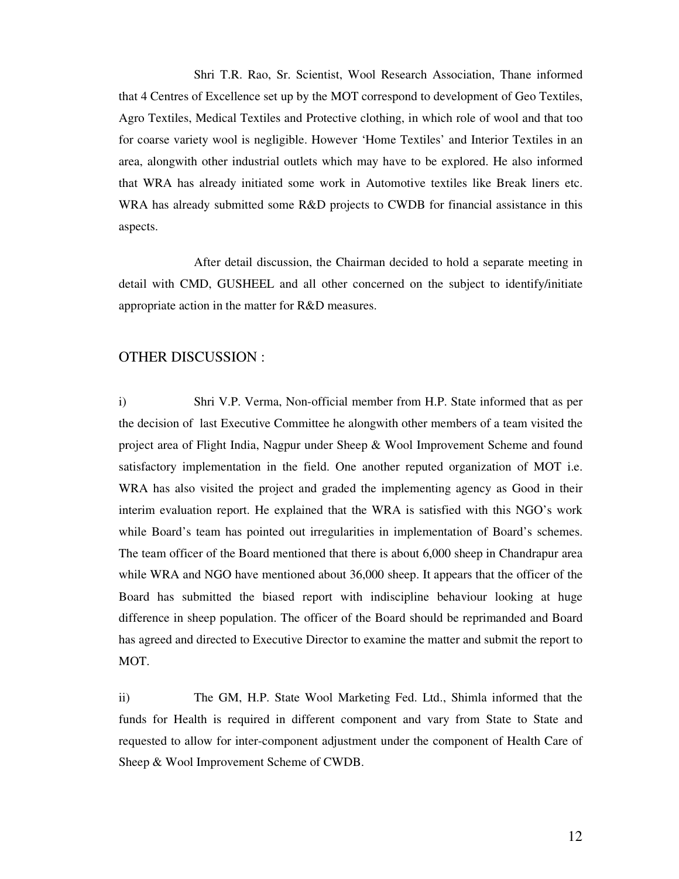Shri T.R. Rao, Sr. Scientist, Wool Research Association, Thane informed that 4 Centres of Excellence set up by the MOT correspond to development of Geo Textiles, Agro Textiles, Medical Textiles and Protective clothing, in which role of wool and that too for coarse variety wool is negligible. However 'Home Textiles' and Interior Textiles in an area, alongwith other industrial outlets which may have to be explored. He also informed that WRA has already initiated some work in Automotive textiles like Break liners etc. WRA has already submitted some R&D projects to CWDB for financial assistance in this aspects.

After detail discussion, the Chairman decided to hold a separate meeting in detail with CMD, GUSHEEL and all other concerned on the subject to identify/initiate appropriate action in the matter for R&D measures.

## OTHER DISCUSSION :

i) Shri V.P. Verma, Non-official member from H.P. State informed that as per the decision of last Executive Committee he alongwith other members of a team visited the project area of Flight India, Nagpur under Sheep & Wool Improvement Scheme and found satisfactory implementation in the field. One another reputed organization of MOT i.e. WRA has also visited the project and graded the implementing agency as Good in their interim evaluation report. He explained that the WRA is satisfied with this NGO's work while Board's team has pointed out irregularities in implementation of Board's schemes. The team officer of the Board mentioned that there is about 6,000 sheep in Chandrapur area while WRA and NGO have mentioned about 36,000 sheep. It appears that the officer of the Board has submitted the biased report with indiscipline behaviour looking at huge difference in sheep population. The officer of the Board should be reprimanded and Board has agreed and directed to Executive Director to examine the matter and submit the report to MOT.

ii) The GM, H.P. State Wool Marketing Fed. Ltd., Shimla informed that the funds for Health is required in different component and vary from State to State and requested to allow for inter-component adjustment under the component of Health Care of Sheep & Wool Improvement Scheme of CWDB.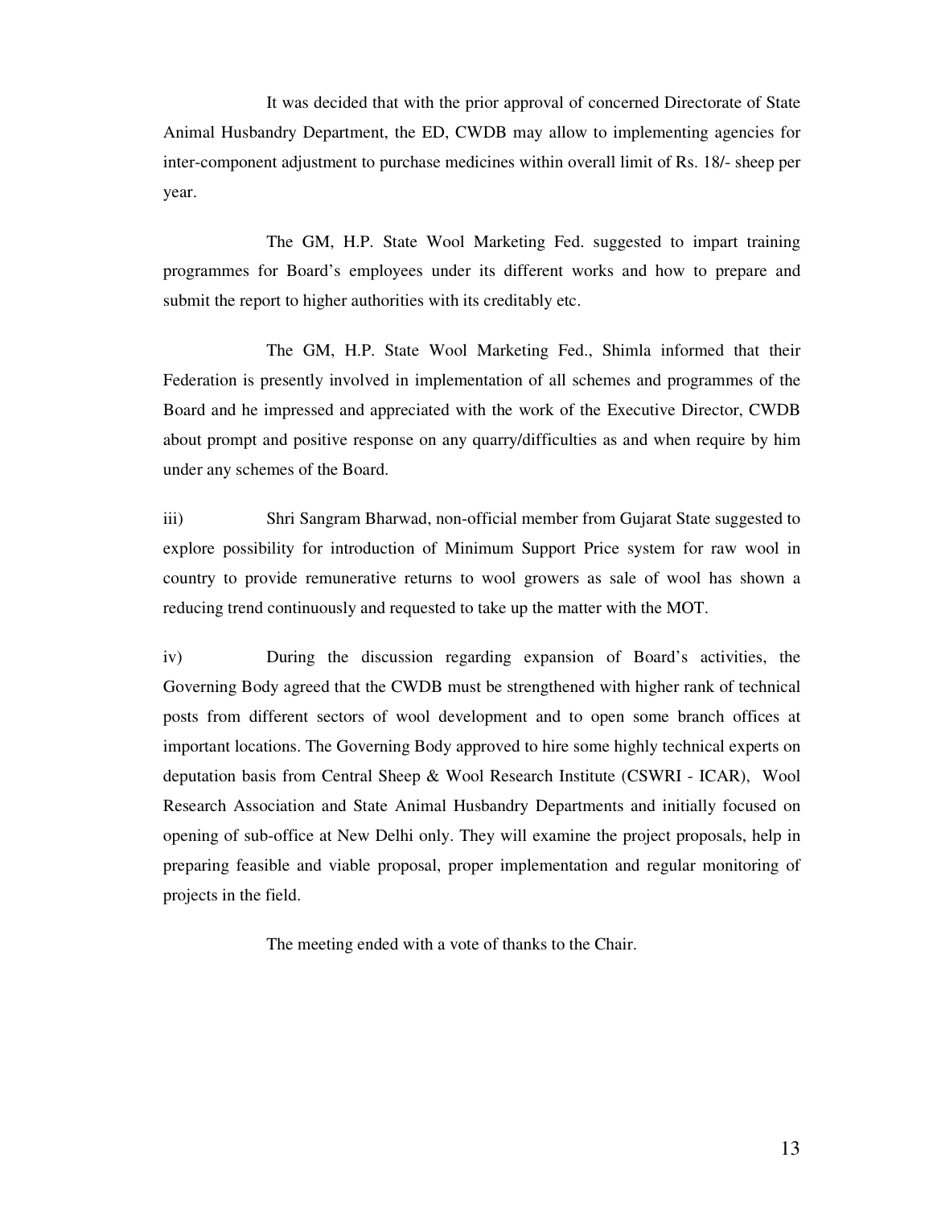It was decided that with the prior approval of concerned Directorate of State Animal Husbandry Department, the ED, CWDB may allow to implementing agencies for inter-component adjustment to purchase medicines within overall limit of Rs. 18/- sheep per year.

The GM, H.P. State Wool Marketing Fed. suggested to impart training programmes for Board's employees under its different works and how to prepare and submit the report to higher authorities with its creditably etc.

The GM, H.P. State Wool Marketing Fed., Shimla informed that their Federation is presently involved in implementation of all schemes and programmes of the Board and he impressed and appreciated with the work of the Executive Director, CWDB about prompt and positive response on any quarry/difficulties as and when require by him under any schemes of the Board.

iii) Shri Sangram Bharwad, non-official member from Gujarat State suggested to explore possibility for introduction of Minimum Support Price system for raw wool in country to provide remunerative returns to wool growers as sale of wool has shown a reducing trend continuously and requested to take up the matter with the MOT.

iv) During the discussion regarding expansion of Board's activities, the Governing Body agreed that the CWDB must be strengthened with higher rank of technical posts from different sectors of wool development and to open some branch offices at important locations. The Governing Body approved to hire some highly technical experts on deputation basis from Central Sheep & Wool Research Institute (CSWRI - ICAR), Wool Research Association and State Animal Husbandry Departments and initially focused on opening of sub-office at New Delhi only. They will examine the project proposals, help in preparing feasible and viable proposal, proper implementation and regular monitoring of projects in the field.

The meeting ended with a vote of thanks to the Chair.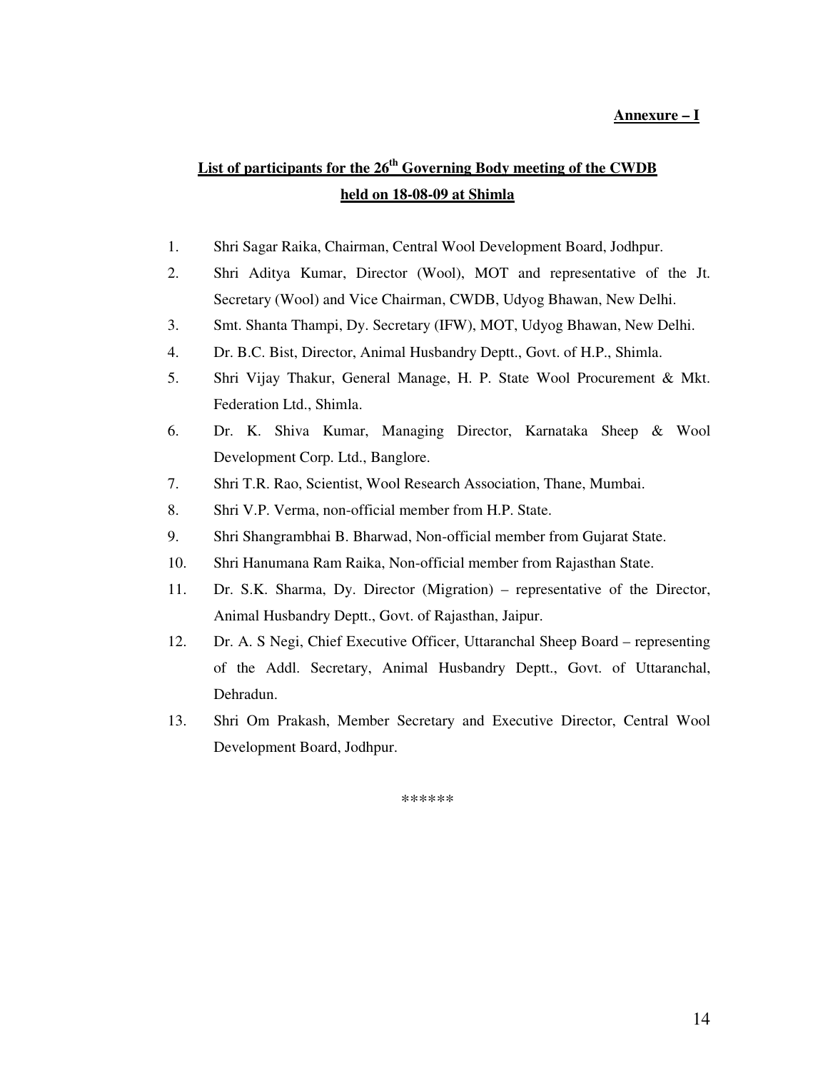**Annexure – I**

## List of participants for the 26th Governing Body meeting of the CWDB held on 18-08-09 at Shimla

1. Shri Sagar Raika, Chairman, Central Wool Development Board, Jodhpur.
2. Shri Aditya Kumar, Director (Wool), MOT and representative of the Jt. Secretary (Wool) and Vice Chairman, CWDB, Udyog Bhawan, New Delhi.
3. Smt. Shanta Thampi, Dy. Secretary (IFW), MOT, Udyog Bhawan, New Delhi.
4. Dr. B.C. Bist, Director, Animal Husbandry Deptt., Govt. of H.P., Shimla.
5. Shri Vijay Thakur, General Manage, H. P. State Wool Procurement & Mkt. Federation Ltd., Shimla.
6. Dr. K. Shiva Kumar, Managing Director, Karnataka Sheep & Wool Development Corp. Ltd., Banglore.
7. Shri T.R. Rao, Scientist, Wool Research Association, Thane, Mumbai.
8. Shri V.P. Verma, non-official member from H.P. State.
9. Shri Shangrambhai B. Bharwad, Non-official member from Gujarat State.
10. Shri Hanumana Ram Raika, Non-official member from Rajasthan State.
11. Dr. S.K. Sharma, Dy. Director (Migration) – representative of the Director, Animal Husbandry Deptt., Govt. of Rajasthan, Jaipur.
12. Dr. A. S Negi, Chief Executive Officer, Uttaranchal Sheep Board – representing of the Addl. Secretary, Animal Husbandry Deptt., Govt. of Uttaranchal, Dehradun.
13. Shri Om Prakash, Member Secretary and Executive Director, Central Wool Development Board, Jodhpur.

******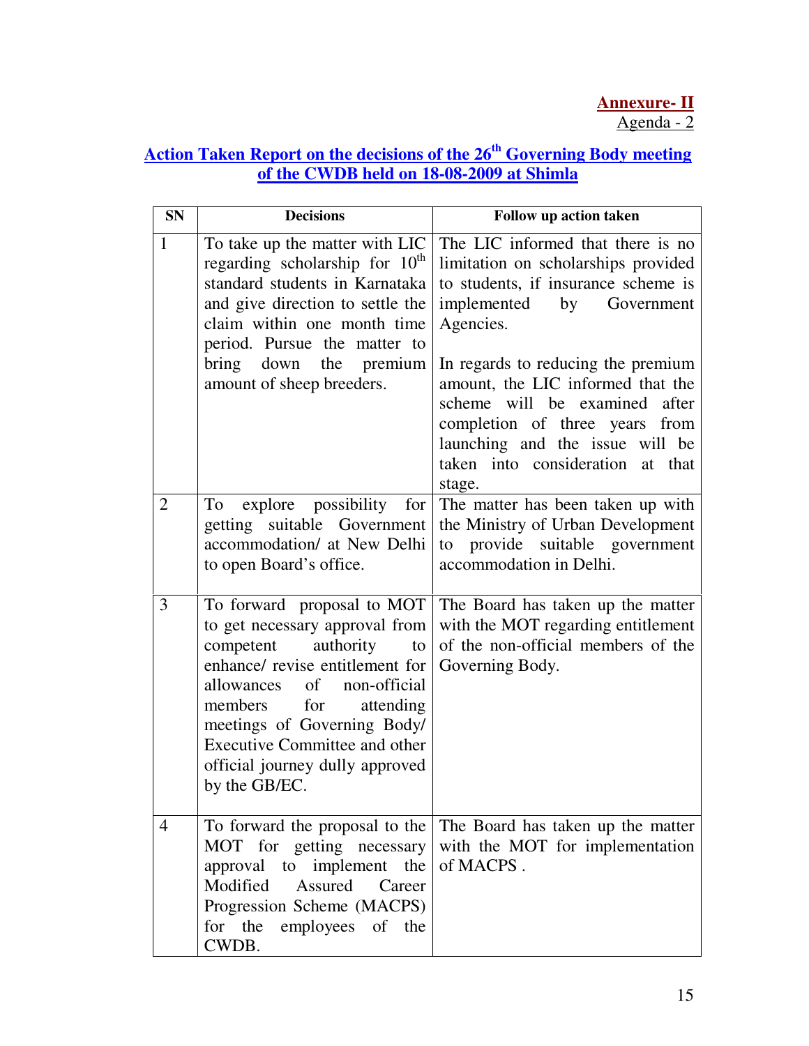**Annexure- II**
Agenda - 2

## Action Taken Report on the decisions of the 26th Governing Body meeting of the CWDB held on 18-08-2009 at Shimla

| SN | Decisions | Follow up action taken |
|---|---|---|
| 1 | To take up the matter with LIC regarding scholarship for 10th standard students in Karnataka and give direction to settle the claim within one month time period. Pursue the matter to bring down the premium amount of sheep breeders. | The LIC informed that there is no limitation on scholarships provided to students, if insurance scheme is implemented by Government Agencies.<br><br>In regards to reducing the premium amount, the LIC informed that the scheme will be examined after completion of three years from launching and the issue will be taken into consideration at that stage. |
| 2 | To explore possibility for getting suitable Government accommodation/ at New Delhi to open Board's office. | The matter has been taken up with the Ministry of Urban Development to provide suitable government accommodation in Delhi. |
| 3 | To forward proposal to MOT to get necessary approval from competent authority to enhance/ revise entitlement for allowances of non-official members for attending meetings of Governing Body/ Executive Committee and other official journey dully approved by the GB/EC. | The Board has taken up the matter with the MOT regarding entitlement of the non-official members of the Governing Body. |
| 4 | To forward the proposal to the MOT for getting necessary approval to implement the Modified Assured Career Progression Scheme (MACPS) for the employees of the CWDB. | The Board has taken up the matter with the MOT for implementation of MACPS . |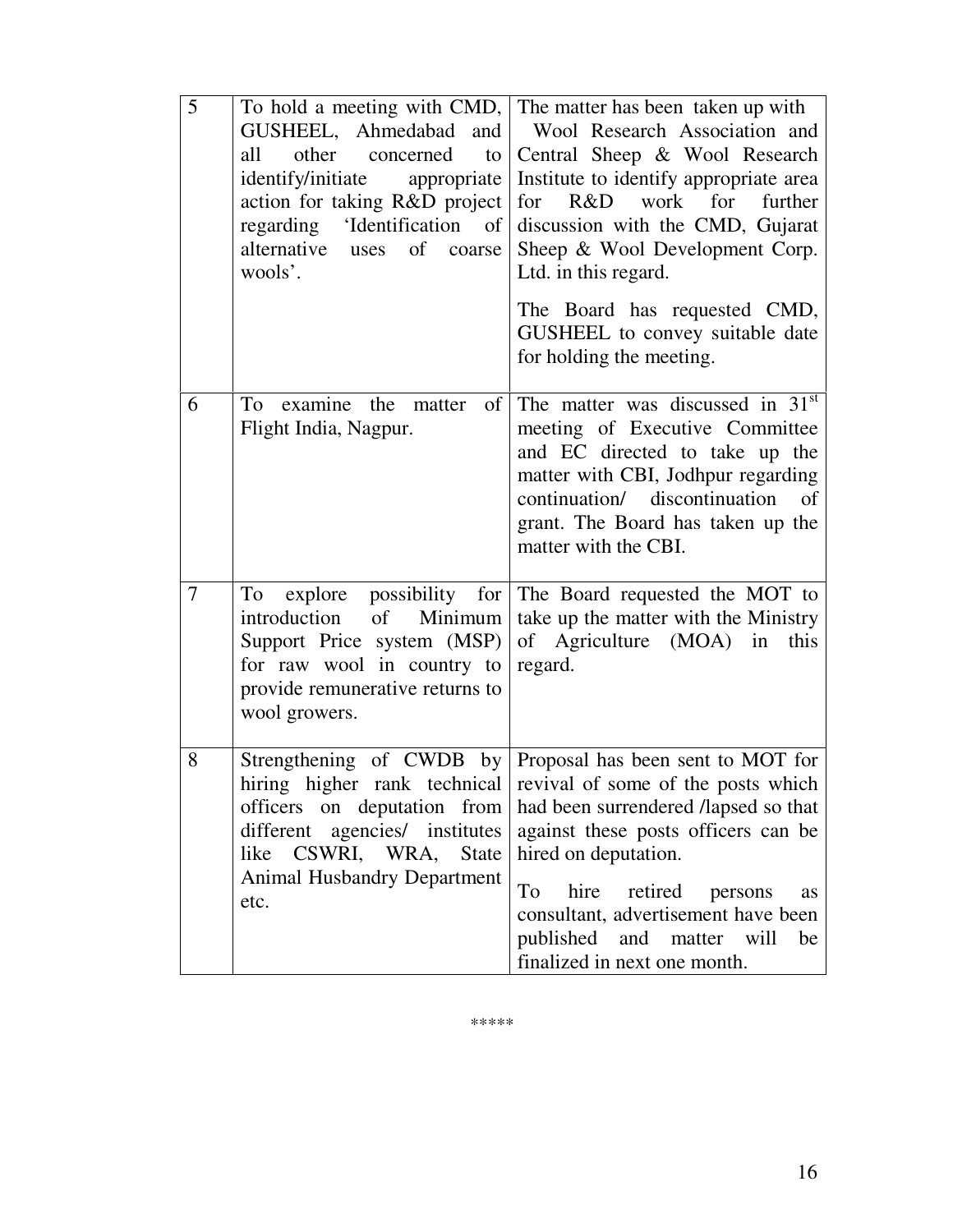| 5 | To hold a meeting with CMD, GUSHEEL, Ahmedabad and all other concerned to identify/initiate appropriate action for taking R&D project regarding 'Identification of alternative uses of coarse wools'. | The matter has been taken up with Wool Research Association and Central Sheep & Wool Research Institute to identify appropriate area for R&D work for further discussion with the CMD, Gujarat Sheep & Wool Development Corp. Ltd. in this regard.<br><br>The Board has requested CMD, GUSHEEL to convey suitable date for holding the meeting. |
|---|---|---|
| 6 | To examine the matter of Flight India, Nagpur. | The matter was discussed in 31st meeting of Executive Committee and EC directed to take up the matter with CBI, Jodhpur regarding continuation/ discontinuation of grant. The Board has taken up the matter with the CBI. |
| 7 | To explore possibility for introduction of Minimum Support Price system (MSP) for raw wool in country to provide remunerative returns to wool growers. | The Board requested the MOT to take up the matter with the Ministry of Agriculture (MOA) in this regard. |
| 8 | Strengthening of CWDB by hiring higher rank technical officers on deputation from different agencies/ institutes like CSWRI, WRA, State Animal Husbandry Department etc. | Proposal has been sent to MOT for revival of some of the posts which had been surrendered /lapsed so that against these posts officers can be hired on deputation.<br><br>To hire retired persons as consultant, advertisement have been published and matter will be finalized in next one month. |

*****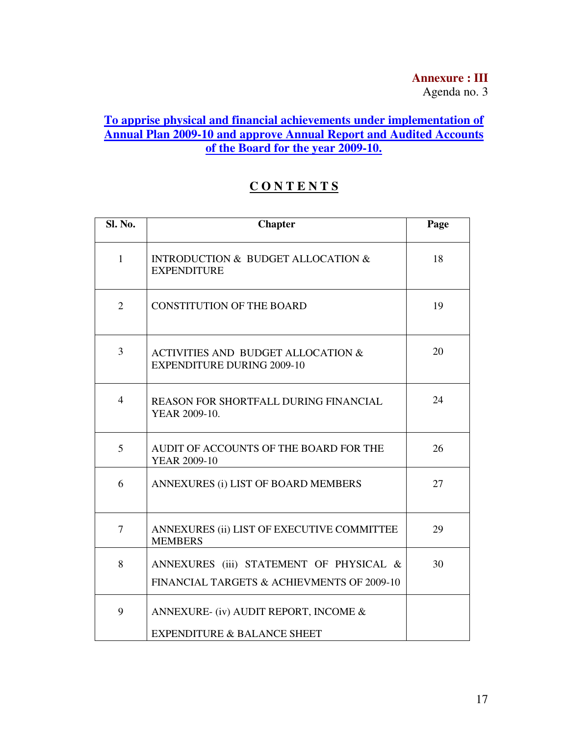**Annexure : III**
Agenda no. 3

## To apprise physical and financial achievements under implementation of Annual Plan 2009-10 and approve Annual Report and Audited Accounts of the Board for the year 2009-10.

## C O N T E N T S

| Sl. No. | Chapter | Page |
|---|---|---|
| 1 | INTRODUCTION & BUDGET ALLOCATION & EXPENDITURE | 18 |
| 2 | CONSTITUTION OF THE BOARD | 19 |
| 3 | ACTIVITIES AND BUDGET ALLOCATION & EXPENDITURE DURING 2009-10 | 20 |
| 4 | REASON FOR SHORTFALL DURING FINANCIAL YEAR 2009-10. | 24 |
| 5 | AUDIT OF ACCOUNTS OF THE BOARD FOR THE YEAR 2009-10 | 26 |
| 6 | ANNEXURES (i) LIST OF BOARD MEMBERS | 27 |
| 7 | ANNEXURES (ii) LIST OF EXECUTIVE COMMITTEE MEMBERS | 29 |
| 8 | ANNEXURES (iii) STATEMENT OF PHYSICAL & FINANCIAL TARGETS & ACHIEVMENTS OF 2009-10 | 30 |
| 9 | ANNEXURE- (iv) AUDIT REPORT, INCOME & EXPENDITURE & BALANCE SHEET | |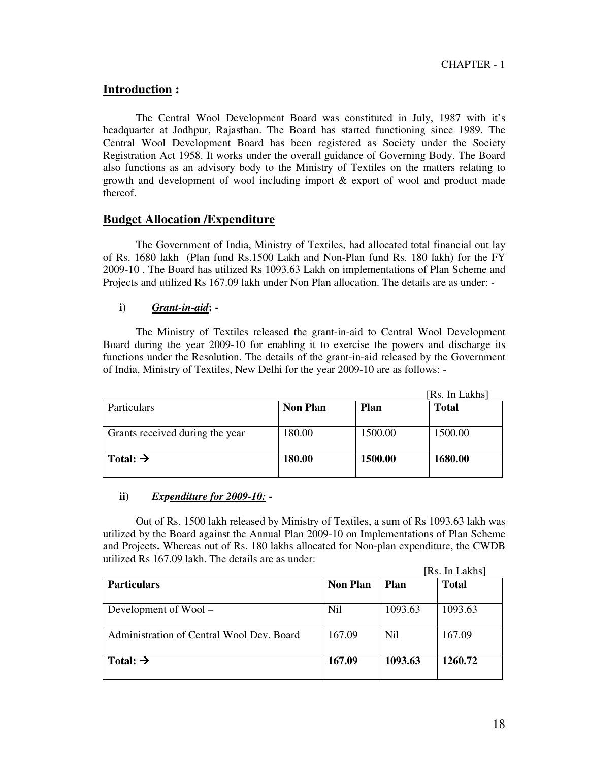CHAPTER - 1

## Introduction :

The Central Wool Development Board was constituted in July, 1987 with it's headquarter at Jodhpur, Rajasthan. The Board has started functioning since 1989. The Central Wool Development Board has been registered as Society under the Society Registration Act 1958. It works under the overall guidance of Governing Body. The Board also functions as an advisory body to the Ministry of Textiles on the matters relating to growth and development of wool including import & export of wool and product made thereof.

## Budget Allocation /Expenditure

The Government of India, Ministry of Textiles, had allocated total financial out lay of Rs. 1680 lakh (Plan fund Rs.1500 Lakh and Non-Plan fund Rs. 180 lakh) for the FY 2009-10 . The Board has utilized Rs 1093.63 Lakh on implementations of Plan Scheme and Projects and utilized Rs 167.09 lakh under Non Plan allocation. The details are as under: -

**i)** ***Grant-in-aid*: -**

The Ministry of Textiles released the grant-in-aid to Central Wool Development Board during the year 2009-10 for enabling it to exercise the powers and discharge its functions under the Resolution. The details of the grant-in-aid released by the Government of India, Ministry of Textiles, New Delhi for the year 2009-10 are as follows: -

[Rs. In Lakhs]

| Particulars | **Non Plan** | **Plan** | **Total** |
|---|---|---|---|
| Grants received during the year | 180.00 | 1500.00 | 1500.00 |
| **Total: →** | **180.00** | **1500.00** | **1680.00** |

**ii)** ***Expenditure for 2009-10:* -**

Out of Rs. 1500 lakh released by Ministry of Textiles, a sum of Rs 1093.63 lakh was utilized by the Board against the Annual Plan 2009-10 on Implementations of Plan Scheme and Projects**.** Whereas out of Rs. 180 lakhs allocated for Non-plan expenditure, the CWDB utilized Rs 167.09 lakh. The details are as under:

[Rs. In Lakhs]

| **Particulars** | **Non Plan** | **Plan** | **Total** |
|---|---|---|---|
| Development of Wool – | Nil | 1093.63 | 1093.63 |
| Administration of Central Wool Dev. Board | 167.09 | Nil | 167.09 |
| **Total: →** | **167.09** | **1093.63** | **1260.72** |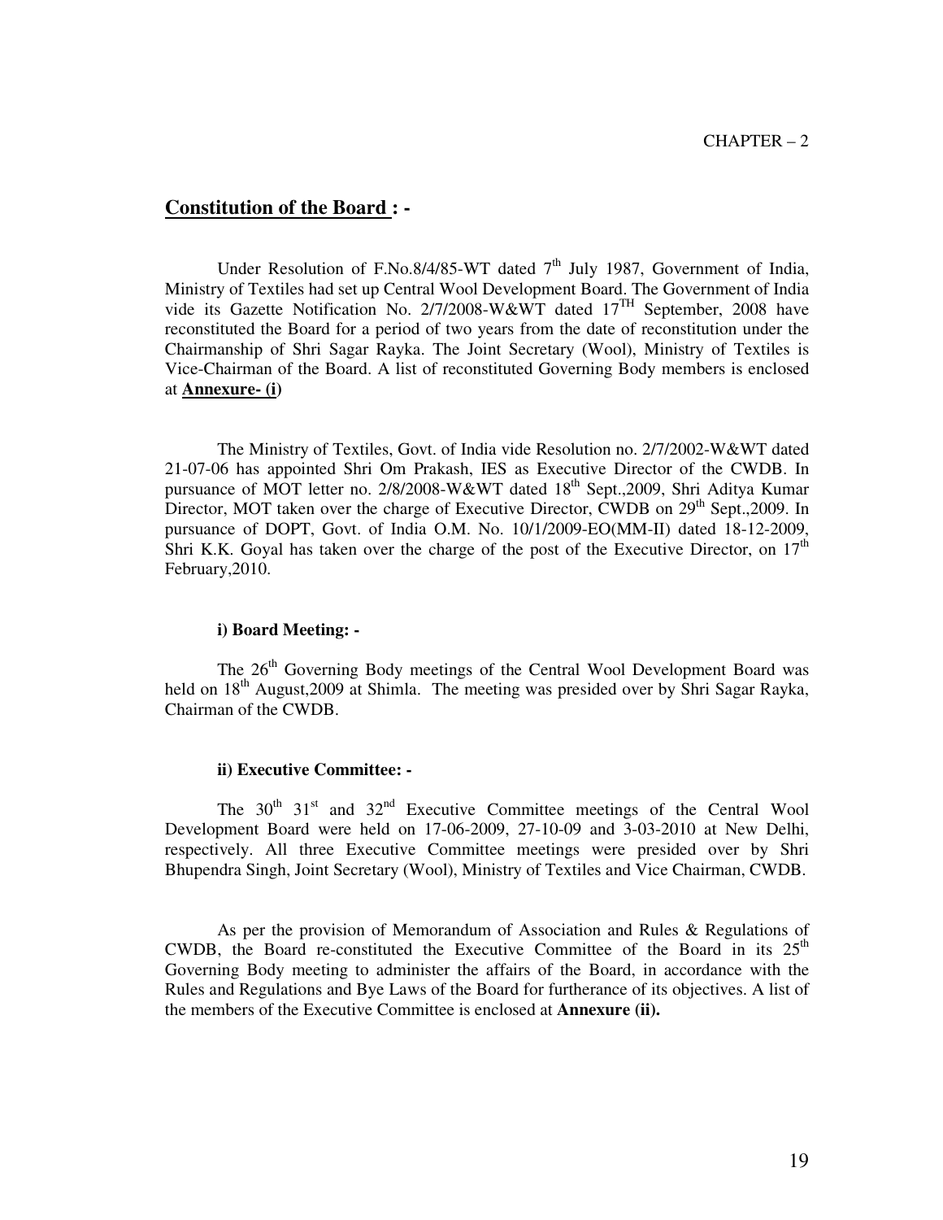CHAPTER – 2

## Constitution of the Board : -

Under Resolution of F.No.8/4/85-WT dated 7th July 1987, Government of India, Ministry of Textiles had set up Central Wool Development Board. The Government of India vide its Gazette Notification No. 2/7/2008-W&WT dated 17TH September, 2008 have reconstituted the Board for a period of two years from the date of reconstitution under the Chairmanship of Shri Sagar Rayka. The Joint Secretary (Wool), Ministry of Textiles is Vice-Chairman of the Board. A list of reconstituted Governing Body members is enclosed at **Annexure- (i)**

The Ministry of Textiles, Govt. of India vide Resolution no. 2/7/2002-W&WT dated 21-07-06 has appointed Shri Om Prakash, IES as Executive Director of the CWDB. In pursuance of MOT letter no. 2/8/2008-W&WT dated 18th Sept.,2009, Shri Aditya Kumar Director, MOT taken over the charge of Executive Director, CWDB on 29th Sept.,2009. In pursuance of DOPT, Govt. of India O.M. No. 10/1/2009-EO(MM-II) dated 18-12-2009, Shri K.K. Goyal has taken over the charge of the post of the Executive Director, on 17th February,2010.

**i) Board Meeting: -**

The 26th Governing Body meetings of the Central Wool Development Board was held on 18th August,2009 at Shimla. The meeting was presided over by Shri Sagar Rayka, Chairman of the CWDB.

**ii) Executive Committee: -**

The 30th 31st and 32nd Executive Committee meetings of the Central Wool Development Board were held on 17-06-2009, 27-10-09 and 3-03-2010 at New Delhi, respectively. All three Executive Committee meetings were presided over by Shri Bhupendra Singh, Joint Secretary (Wool), Ministry of Textiles and Vice Chairman, CWDB.

As per the provision of Memorandum of Association and Rules & Regulations of CWDB, the Board re-constituted the Executive Committee of the Board in its 25th Governing Body meeting to administer the affairs of the Board, in accordance with the Rules and Regulations and Bye Laws of the Board for furtherance of its objectives. A list of the members of the Executive Committee is enclosed at **Annexure (ii).**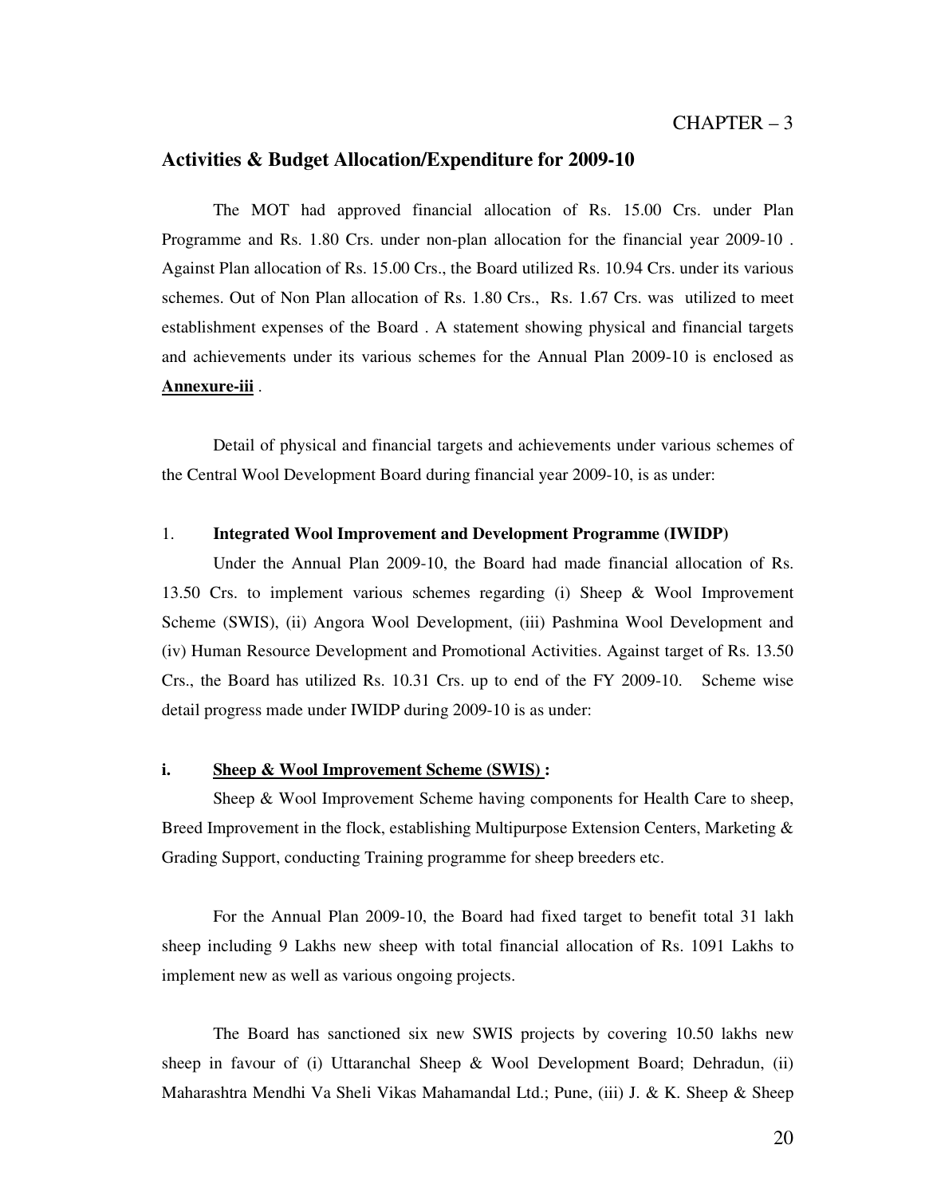CHAPTER – 3

## Activities & Budget Allocation/Expenditure for 2009-10

The MOT had approved financial allocation of Rs. 15.00 Crs. under Plan Programme and Rs. 1.80 Crs. under non-plan allocation for the financial year 2009-10 . Against Plan allocation of Rs. 15.00 Crs., the Board utilized Rs. 10.94 Crs. under its various schemes. Out of Non Plan allocation of Rs. 1.80 Crs., Rs. 1.67 Crs. was utilized to meet establishment expenses of the Board . A statement showing physical and financial targets and achievements under its various schemes for the Annual Plan 2009-10 is enclosed as **Annexure-iii** .

Detail of physical and financial targets and achievements under various schemes of the Central Wool Development Board during financial year 2009-10, is as under:

1. **Integrated Wool Improvement and Development Programme (IWIDP)**

Under the Annual Plan 2009-10, the Board had made financial allocation of Rs. 13.50 Crs. to implement various schemes regarding (i) Sheep & Wool Improvement Scheme (SWIS), (ii) Angora Wool Development, (iii) Pashmina Wool Development and (iv) Human Resource Development and Promotional Activities. Against target of Rs. 13.50 Crs., the Board has utilized Rs. 10.31 Crs. up to end of the FY 2009-10. Scheme wise detail progress made under IWIDP during 2009-10 is as under:

**i. Sheep & Wool Improvement Scheme (SWIS) :**

Sheep & Wool Improvement Scheme having components for Health Care to sheep, Breed Improvement in the flock, establishing Multipurpose Extension Centers, Marketing & Grading Support, conducting Training programme for sheep breeders etc.

For the Annual Plan 2009-10, the Board had fixed target to benefit total 31 lakh sheep including 9 Lakhs new sheep with total financial allocation of Rs. 1091 Lakhs to implement new as well as various ongoing projects.

The Board has sanctioned six new SWIS projects by covering 10.50 lakhs new sheep in favour of (i) Uttaranchal Sheep & Wool Development Board; Dehradun, (ii) Maharashtra Mendhi Va Sheli Vikas Mahamandal Ltd.; Pune, (iii) J. & K. Sheep & Sheep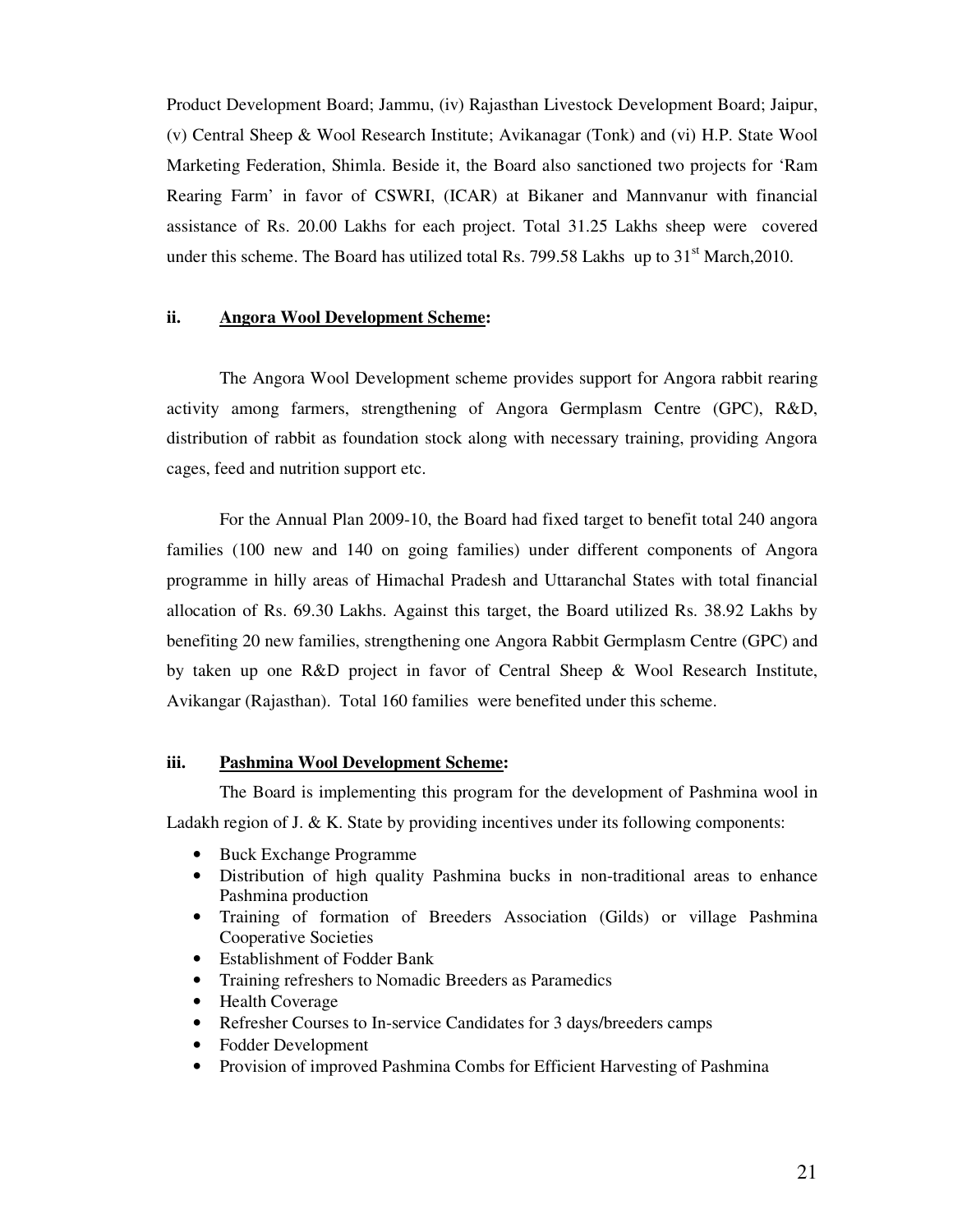Product Development Board; Jammu, (iv) Rajasthan Livestock Development Board; Jaipur, (v) Central Sheep & Wool Research Institute; Avikanagar (Tonk) and (vi) H.P. State Wool Marketing Federation, Shimla. Beside it, the Board also sanctioned two projects for 'Ram Rearing Farm' in favor of CSWRI, (ICAR) at Bikaner and Mannvanur with financial assistance of Rs. 20.00 Lakhs for each project. Total 31.25 Lakhs sheep were covered under this scheme. The Board has utilized total Rs. 799.58 Lakhs up to 31st March,2010.

### ii. <u>Angora Wool Development Scheme</u>:

The Angora Wool Development scheme provides support for Angora rabbit rearing activity among farmers, strengthening of Angora Germplasm Centre (GPC), R&D, distribution of rabbit as foundation stock along with necessary training, providing Angora cages, feed and nutrition support etc.

For the Annual Plan 2009-10, the Board had fixed target to benefit total 240 angora families (100 new and 140 on going families) under different components of Angora programme in hilly areas of Himachal Pradesh and Uttaranchal States with total financial allocation of Rs. 69.30 Lakhs. Against this target, the Board utilized Rs. 38.92 Lakhs by benefiting 20 new families, strengthening one Angora Rabbit Germplasm Centre (GPC) and by taken up one R&D project in favor of Central Sheep & Wool Research Institute, Avikangar (Rajasthan). Total 160 families were benefited under this scheme.

### iii. <u>Pashmina Wool Development Scheme</u>:

The Board is implementing this program for the development of Pashmina wool in Ladakh region of J. & K. State by providing incentives under its following components:

- Buck Exchange Programme
- Distribution of high quality Pashmina bucks in non-traditional areas to enhance Pashmina production
- Training of formation of Breeders Association (Gilds) or village Pashmina Cooperative Societies
- Establishment of Fodder Bank
- Training refreshers to Nomadic Breeders as Paramedics
- Health Coverage
- Refresher Courses to In-service Candidates for 3 days/breeders camps
- Fodder Development
- Provision of improved Pashmina Combs for Efficient Harvesting of Pashmina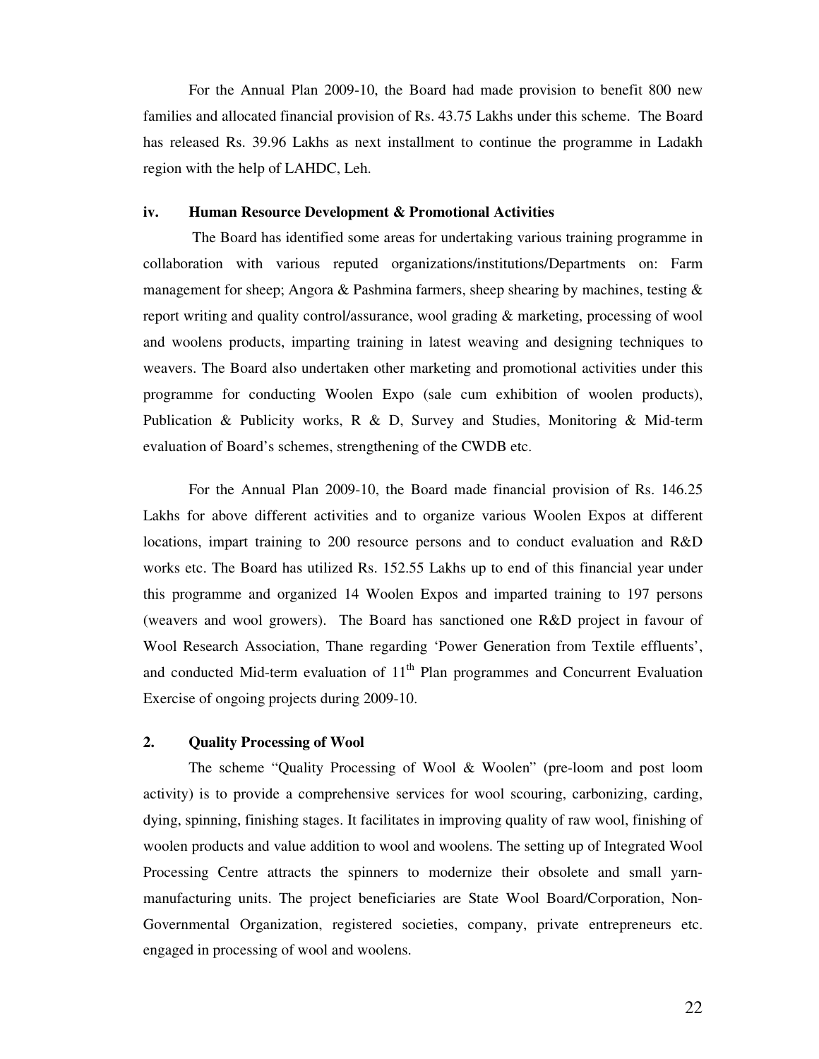For the Annual Plan 2009-10, the Board had made provision to benefit 800 new families and allocated financial provision of Rs. 43.75 Lakhs under this scheme. The Board has released Rs. 39.96 Lakhs as next installment to continue the programme in Ladakh region with the help of LAHDC, Leh.

**iv. Human Resource Development & Promotional Activities**

The Board has identified some areas for undertaking various training programme in collaboration with various reputed organizations/institutions/Departments on: Farm management for sheep; Angora & Pashmina farmers, sheep shearing by machines, testing & report writing and quality control/assurance, wool grading & marketing, processing of wool and woolens products, imparting training in latest weaving and designing techniques to weavers. The Board also undertaken other marketing and promotional activities under this programme for conducting Woolen Expo (sale cum exhibition of woolen products), Publication & Publicity works, R & D, Survey and Studies, Monitoring & Mid-term evaluation of Board's schemes, strengthening of the CWDB etc.

For the Annual Plan 2009-10, the Board made financial provision of Rs. 146.25 Lakhs for above different activities and to organize various Woolen Expos at different locations, impart training to 200 resource persons and to conduct evaluation and R&D works etc. The Board has utilized Rs. 152.55 Lakhs up to end of this financial year under this programme and organized 14 Woolen Expos and imparted training to 197 persons (weavers and wool growers). The Board has sanctioned one R&D project in favour of Wool Research Association, Thane regarding 'Power Generation from Textile effluents', and conducted Mid-term evaluation of 11th Plan programmes and Concurrent Evaluation Exercise of ongoing projects during 2009-10.

**2. Quality Processing of Wool**

The scheme "Quality Processing of Wool & Woolen" (pre-loom and post loom activity) is to provide a comprehensive services for wool scouring, carbonizing, carding, dying, spinning, finishing stages. It facilitates in improving quality of raw wool, finishing of woolen products and value addition to wool and woolens. The setting up of Integrated Wool Processing Centre attracts the spinners to modernize their obsolete and small yarn-manufacturing units. The project beneficiaries are State Wool Board/Corporation, Non-Governmental Organization, registered societies, company, private entrepreneurs etc. engaged in processing of wool and woolens.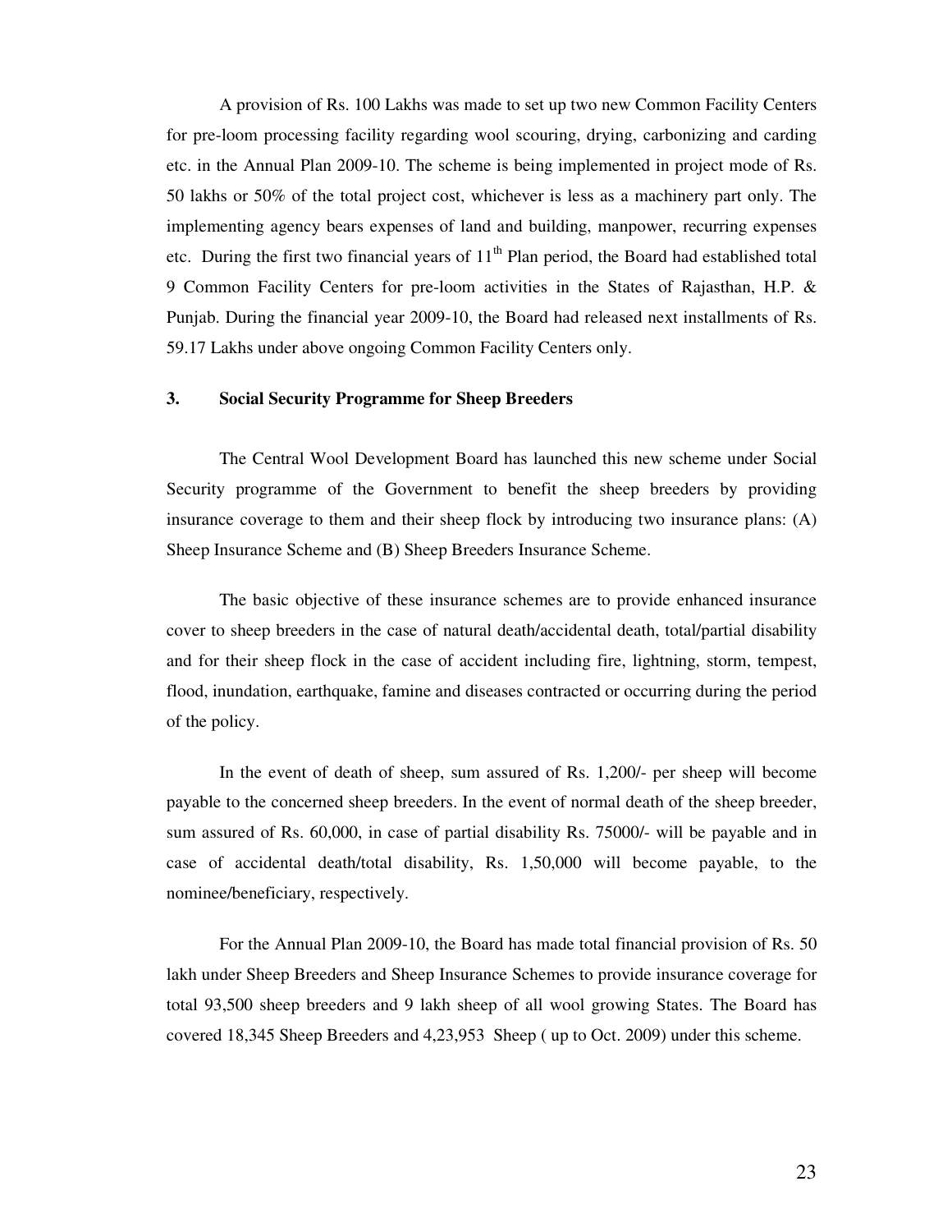A provision of Rs. 100 Lakhs was made to set up two new Common Facility Centers for pre-loom processing facility regarding wool scouring, drying, carbonizing and carding etc. in the Annual Plan 2009-10. The scheme is being implemented in project mode of Rs. 50 lakhs or 50% of the total project cost, whichever is less as a machinery part only. The implementing agency bears expenses of land and building, manpower, recurring expenses etc. During the first two financial years of 11th Plan period, the Board had established total 9 Common Facility Centers for pre-loom activities in the States of Rajasthan, H.P. & Punjab. During the financial year 2009-10, the Board had released next installments of Rs. 59.17 Lakhs under above ongoing Common Facility Centers only.

### 3. Social Security Programme for Sheep Breeders

The Central Wool Development Board has launched this new scheme under Social Security programme of the Government to benefit the sheep breeders by providing insurance coverage to them and their sheep flock by introducing two insurance plans: (A) Sheep Insurance Scheme and (B) Sheep Breeders Insurance Scheme.

The basic objective of these insurance schemes are to provide enhanced insurance cover to sheep breeders in the case of natural death/accidental death, total/partial disability and for their sheep flock in the case of accident including fire, lightning, storm, tempest, flood, inundation, earthquake, famine and diseases contracted or occurring during the period of the policy.

In the event of death of sheep, sum assured of Rs. 1,200/- per sheep will become payable to the concerned sheep breeders. In the event of normal death of the sheep breeder, sum assured of Rs. 60,000, in case of partial disability Rs. 75000/- will be payable and in case of accidental death/total disability, Rs. 1,50,000 will become payable, to the nominee/beneficiary, respectively.

For the Annual Plan 2009-10, the Board has made total financial provision of Rs. 50 lakh under Sheep Breeders and Sheep Insurance Schemes to provide insurance coverage for total 93,500 sheep breeders and 9 lakh sheep of all wool growing States. The Board has covered 18,345 Sheep Breeders and 4,23,953 Sheep ( up to Oct. 2009) under this scheme.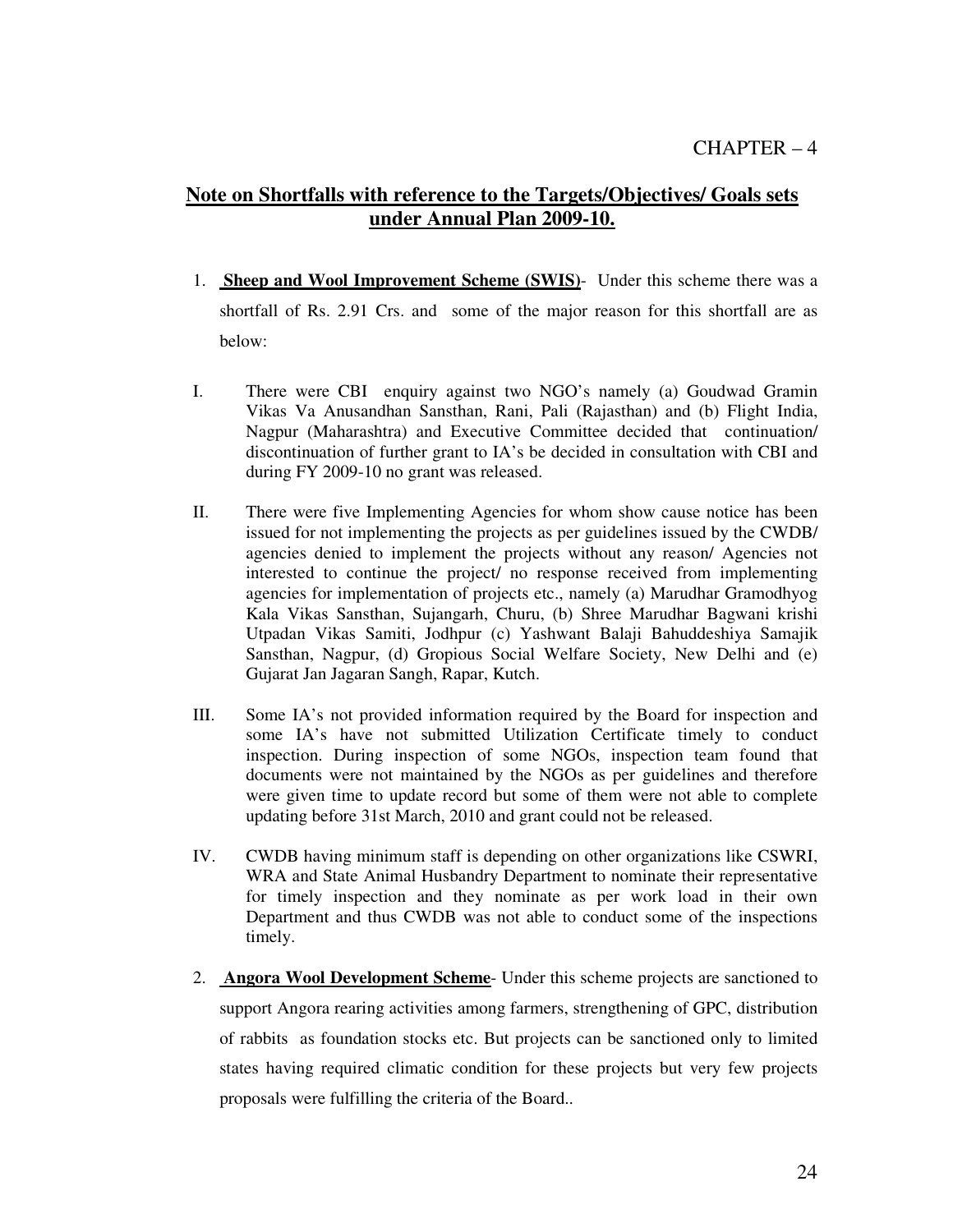CHAPTER – 4

## Note on Shortfalls with reference to the Targets/Objectives/ Goals sets under Annual Plan 2009-10.

1. **Sheep and Wool Improvement Scheme (SWIS)**- Under this scheme there was a shortfall of Rs. 2.91 Crs. and some of the major reason for this shortfall are as below:

I. There were CBI enquiry against two NGO's namely (a) Goudwad Gramin Vikas Va Anusandhan Sansthan, Rani, Pali (Rajasthan) and (b) Flight India, Nagpur (Maharashtra) and Executive Committee decided that continuation/ discontinuation of further grant to IA's be decided in consultation with CBI and during FY 2009-10 no grant was released.

II. There were five Implementing Agencies for whom show cause notice has been issued for not implementing the projects as per guidelines issued by the CWDB/ agencies denied to implement the projects without any reason/ Agencies not interested to continue the project/ no response received from implementing agencies for implementation of projects etc., namely (a) Marudhar Gramodhyog Kala Vikas Sansthan, Sujangarh, Churu, (b) Shree Marudhar Bagwani krishi Utpadan Vikas Samiti, Jodhpur (c) Yashwant Balaji Bahuddeshiya Samajik Sansthan, Nagpur, (d) Gropious Social Welfare Society, New Delhi and (e) Gujarat Jan Jagaran Sangh, Rapar, Kutch.

III. Some IA's not provided information required by the Board for inspection and some IA's have not submitted Utilization Certificate timely to conduct inspection. During inspection of some NGOs, inspection team found that documents were not maintained by the NGOs as per guidelines and therefore were given time to update record but some of them were not able to complete updating before 31st March, 2010 and grant could not be released.

IV. CWDB having minimum staff is depending on other organizations like CSWRI, WRA and State Animal Husbandry Department to nominate their representative for timely inspection and they nominate as per work load in their own Department and thus CWDB was not able to conduct some of the inspections timely.

2. **Angora Wool Development Scheme**- Under this scheme projects are sanctioned to support Angora rearing activities among farmers, strengthening of GPC, distribution of rabbits as foundation stocks etc. But projects can be sanctioned only to limited states having required climatic condition for these projects but very few projects proposals were fulfilling the criteria of the Board..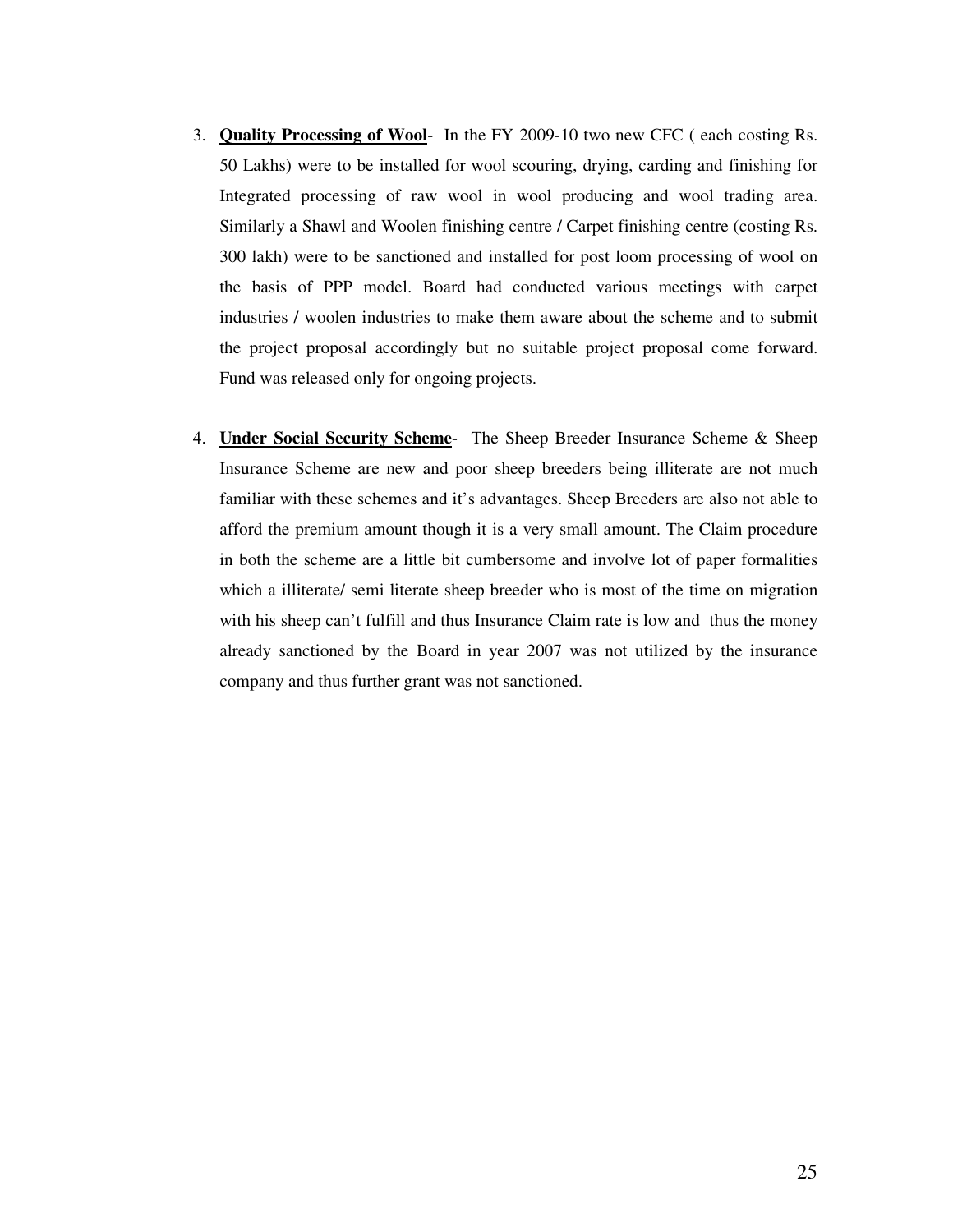3. **<u>Quality Processing of Wool</u>**- In the FY 2009-10 two new CFC ( each costing Rs. 50 Lakhs) were to be installed for wool scouring, drying, carding and finishing for Integrated processing of raw wool in wool producing and wool trading area. Similarly a Shawl and Woolen finishing centre / Carpet finishing centre (costing Rs. 300 lakh) were to be sanctioned and installed for post loom processing of wool on the basis of PPP model. Board had conducted various meetings with carpet industries / woolen industries to make them aware about the scheme and to submit the project proposal accordingly but no suitable project proposal come forward. Fund was released only for ongoing projects.

4. **<u>Under Social Security Scheme</u>**- The Sheep Breeder Insurance Scheme & Sheep Insurance Scheme are new and poor sheep breeders being illiterate are not much familiar with these schemes and it's advantages. Sheep Breeders are also not able to afford the premium amount though it is a very small amount. The Claim procedure in both the scheme are a little bit cumbersome and involve lot of paper formalities which a illiterate/ semi literate sheep breeder who is most of the time on migration with his sheep can't fulfill and thus Insurance Claim rate is low and thus the money already sanctioned by the Board in year 2007 was not utilized by the insurance company and thus further grant was not sanctioned.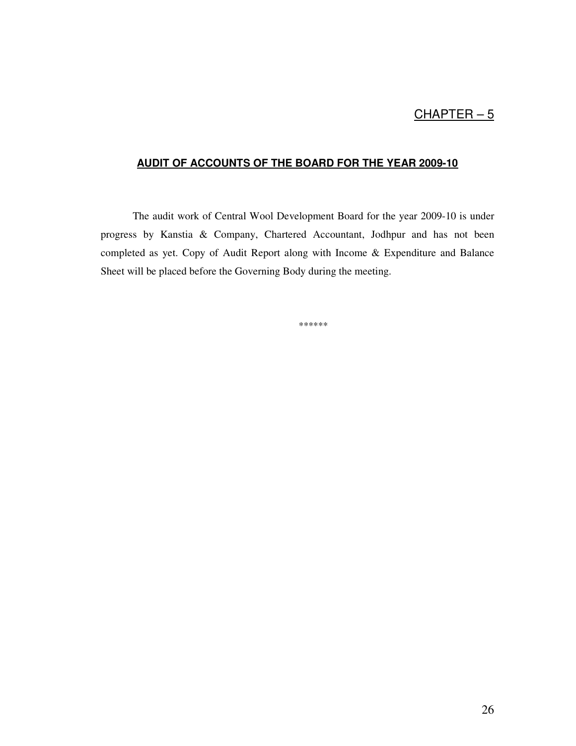# CHAPTER – 5

## AUDIT OF ACCOUNTS OF THE BOARD FOR THE YEAR 2009-10

The audit work of Central Wool Development Board for the year 2009-10 is under progress by Kanstia & Company, Chartered Accountant, Jodhpur and has not been completed as yet. Copy of Audit Report along with Income & Expenditure and Balance Sheet will be placed before the Governing Body during the meeting.

******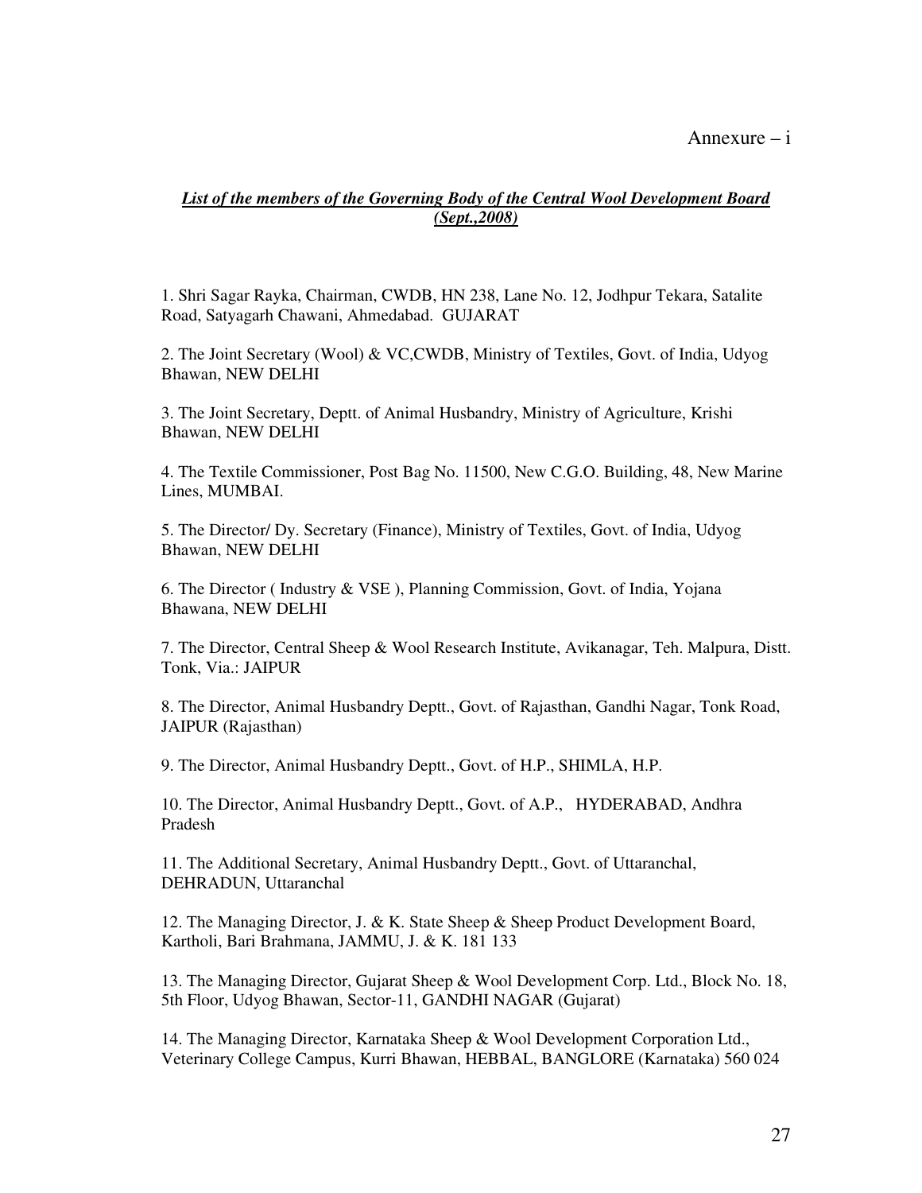Annexure – i

***<u>List of the members of the Governing Body of the Central Wool Development Board (Sept.,2008)</u>***

1. Shri Sagar Rayka, Chairman, CWDB, HN 238, Lane No. 12, Jodhpur Tekara, Satalite Road, Satyagarh Chawani, Ahmedabad. GUJARAT

2. The Joint Secretary (Wool) & VC,CWDB, Ministry of Textiles, Govt. of India, Udyog Bhawan, NEW DELHI

3. The Joint Secretary, Deptt. of Animal Husbandry, Ministry of Agriculture, Krishi Bhawan, NEW DELHI

4. The Textile Commissioner, Post Bag No. 11500, New C.G.O. Building, 48, New Marine Lines, MUMBAI.

5. The Director/ Dy. Secretary (Finance), Ministry of Textiles, Govt. of India, Udyog Bhawan, NEW DELHI

6. The Director ( Industry & VSE ), Planning Commission, Govt. of India, Yojana Bhawana, NEW DELHI

7. The Director, Central Sheep & Wool Research Institute, Avikanagar, Teh. Malpura, Distt. Tonk, Via.: JAIPUR

8. The Director, Animal Husbandry Deptt., Govt. of Rajasthan, Gandhi Nagar, Tonk Road, JAIPUR (Rajasthan)

9. The Director, Animal Husbandry Deptt., Govt. of H.P., SHIMLA, H.P.

10. The Director, Animal Husbandry Deptt., Govt. of A.P., HYDERABAD, Andhra Pradesh

11. The Additional Secretary, Animal Husbandry Deptt., Govt. of Uttaranchal, DEHRADUN, Uttaranchal

12. The Managing Director, J. & K. State Sheep & Sheep Product Development Board, Kartholi, Bari Brahmana, JAMMU, J. & K. 181 133

13. The Managing Director, Gujarat Sheep & Wool Development Corp. Ltd., Block No. 18, 5th Floor, Udyog Bhawan, Sector-11, GANDHI NAGAR (Gujarat)

14. The Managing Director, Karnataka Sheep & Wool Development Corporation Ltd., Veterinary College Campus, Kurri Bhawan, HEBBAL, BANGLORE (Karnataka) 560 024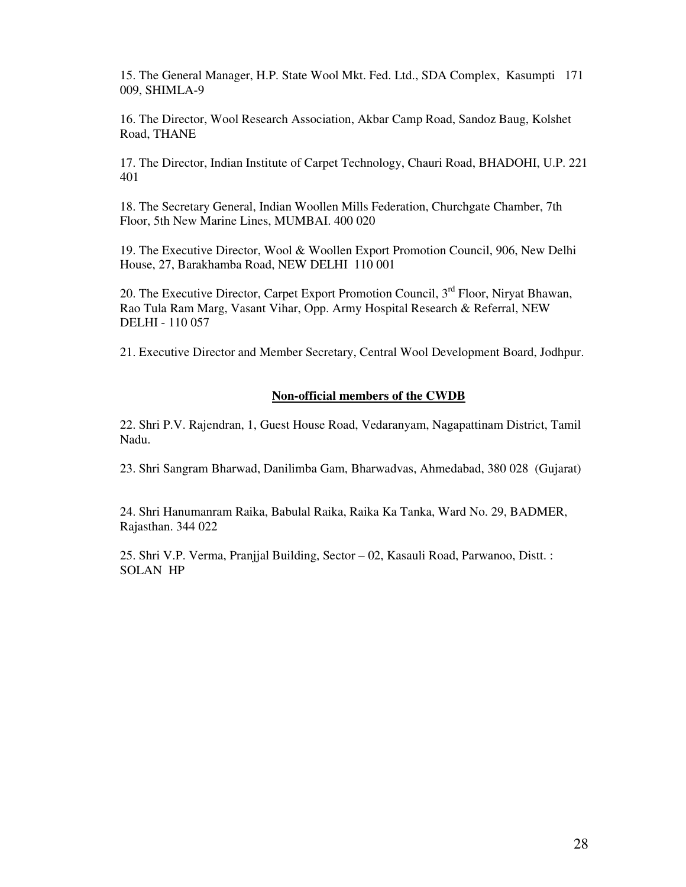15. The General Manager, H.P. State Wool Mkt. Fed. Ltd., SDA Complex, Kasumpti 171 009, SHIMLA-9

16. The Director, Wool Research Association, Akbar Camp Road, Sandoz Baug, Kolshet Road, THANE

17. The Director, Indian Institute of Carpet Technology, Chauri Road, BHADOHI, U.P. 221 401

18. The Secretary General, Indian Woollen Mills Federation, Churchgate Chamber, 7th Floor, 5th New Marine Lines, MUMBAI. 400 020

19. The Executive Director, Wool & Woollen Export Promotion Council, 906, New Delhi House, 27, Barakhamba Road, NEW DELHI 110 001

20. The Executive Director, Carpet Export Promotion Council, 3rd Floor, Niryat Bhawan, Rao Tula Ram Marg, Vasant Vihar, Opp. Army Hospital Research & Referral, NEW DELHI - 110 057

21. Executive Director and Member Secretary, Central Wool Development Board, Jodhpur.

**Non-official members of the CWDB**

22. Shri P.V. Rajendran, 1, Guest House Road, Vedaranyam, Nagapattinam District, Tamil Nadu.

23. Shri Sangram Bharwad, Danilimba Gam, Bharwadvas, Ahmedabad, 380 028 (Gujarat)

24. Shri Hanumanram Raika, Babulal Raika, Raika Ka Tanka, Ward No. 29, BADMER, Rajasthan. 344 022

25. Shri V.P. Verma, Pranjjal Building, Sector – 02, Kasauli Road, Parwanoo, Distt. : SOLAN HP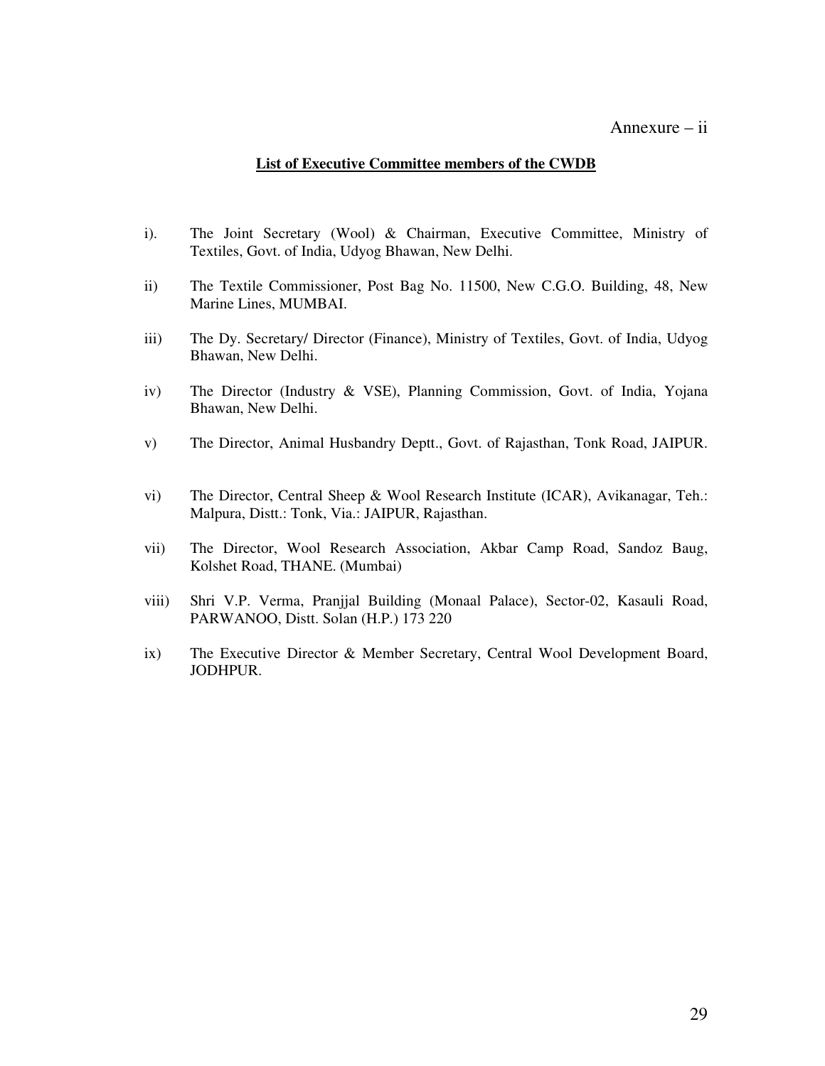Annexure – ii

**List of Executive Committee members of the CWDB**

i). The Joint Secretary (Wool) & Chairman, Executive Committee, Ministry of Textiles, Govt. of India, Udyog Bhawan, New Delhi.

ii) The Textile Commissioner, Post Bag No. 11500, New C.G.O. Building, 48, New Marine Lines, MUMBAI.

iii) The Dy. Secretary/ Director (Finance), Ministry of Textiles, Govt. of India, Udyog Bhawan, New Delhi.

iv) The Director (Industry & VSE), Planning Commission, Govt. of India, Yojana Bhawan, New Delhi.

v) The Director, Animal Husbandry Deptt., Govt. of Rajasthan, Tonk Road, JAIPUR.

vi) The Director, Central Sheep & Wool Research Institute (ICAR), Avikanagar, Teh.: Malpura, Distt.: Tonk, Via.: JAIPUR, Rajasthan.

vii) The Director, Wool Research Association, Akbar Camp Road, Sandoz Baug, Kolshet Road, THANE. (Mumbai)

viii) Shri V.P. Verma, Pranjjal Building (Monaal Palace), Sector-02, Kasauli Road, PARWANOO, Distt. Solan (H.P.) 173 220

ix) The Executive Director & Member Secretary, Central Wool Development Board, JODHPUR.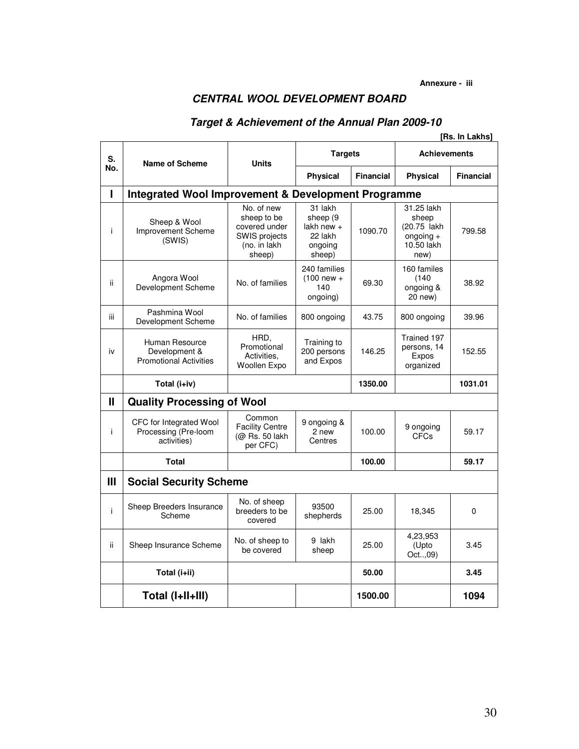**Annexure - iii**

## *CENTRAL WOOL DEVELOPMENT BOARD*

### *Target & Achievement of the Annual Plan 2009-10*

**[Rs. In Lakhs]**

| S. No. | Name of Scheme | Units | Targets | | Achievements | |
|---|---|---|---|---|---|---|
| | | | Physical | Financial | Physical | Financial |
| **I** | **Integrated Wool Improvement & Development Programme** | | | | | |
| i | Sheep & Wool Improvement Scheme (SWIS) | No. of new sheep to be covered under SWIS projects (no. in lakh sheep) | 31 lakh sheep (9 lakh new + 22 lakh ongoing sheep) | 1090.70 | 31.25 lakh sheep (20.75 lakh ongoing + 10.50 lakh new) | 799.58 |
| ii | Angora Wool Development Scheme | No. of families | 240 families (100 new + 140 ongoing) | 69.30 | 160 familes (140 ongoing & 20 new) | 38.92 |
| iii | Pashmina Wool Development Scheme | No. of families | 800 ongoing | 43.75 | 800 ongoing | 39.96 |
| iv | Human Resource Development & Promotional Activities | HRD, Promotional Activities, Woollen Expo | Training to 200 persons and Expos | 146.25 | Trained 197 persons, 14 Expos organized | 152.55 |
| | **Total (i+iv)** | | | **1350.00** | | **1031.01** |
| **II** | **Quality Processing of Wool** | | | | | |
| i | CFC for Integrated Wool Processing (Pre-loom activities) | Common Facility Centre (@ Rs. 50 lakh per CFC) | 9 ongoing & 2 new Centres | 100.00 | 9 ongoing CFCs | 59.17 |
| | **Total** | | | **100.00** | | **59.17** |
| **III** | **Social Security Scheme** | | | | | |
| i | Sheep Breeders Insurance Scheme | No. of sheep breeders to be covered | 93500 shepherds | 25.00 | 18,345 | 0 |
| ii | Sheep Insurance Scheme | No. of sheep to be covered | 9 lakh sheep | 25.00 | 4,23,953 (Upto Oct..,09) | 3.45 |
| | **Total (i+ii)** | | | **50.00** | | **3.45** |
| | **Total (I+II+III)** | | | **1500.00** | | **1094** |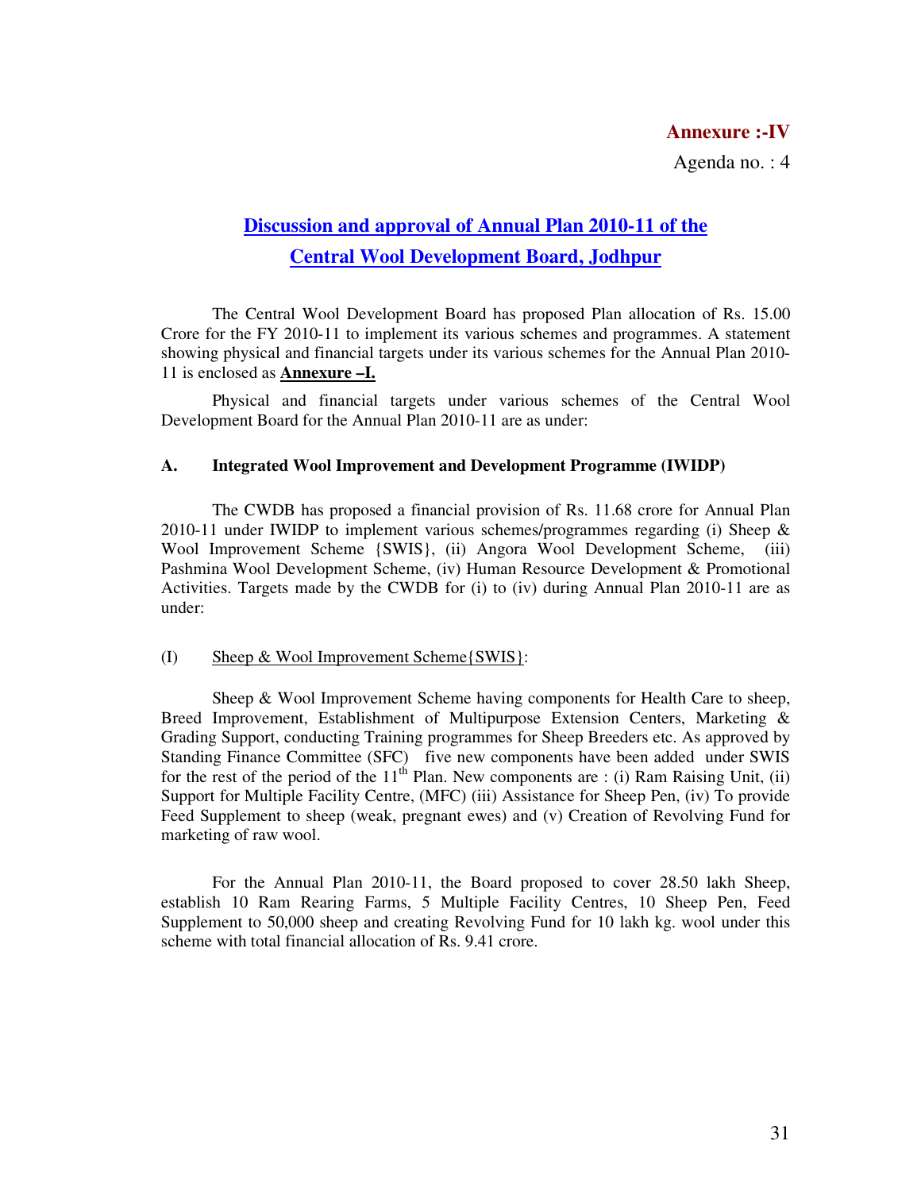**Annexure :-IV**

Agenda no. : 4

## Discussion and approval of Annual Plan 2010-11 of the Central Wool Development Board, Jodhpur

The Central Wool Development Board has proposed Plan allocation of Rs. 15.00 Crore for the FY 2010-11 to implement its various schemes and programmes. A statement showing physical and financial targets under its various schemes for the Annual Plan 2010-11 is enclosed as **Annexure –I.**

Physical and financial targets under various schemes of the Central Wool Development Board for the Annual Plan 2010-11 are as under:

### A. Integrated Wool Improvement and Development Programme (IWIDP)

The CWDB has proposed a financial provision of Rs. 11.68 crore for Annual Plan 2010-11 under IWIDP to implement various schemes/programmes regarding (i) Sheep & Wool Improvement Scheme {SWIS}, (ii) Angora Wool Development Scheme, (iii) Pashmina Wool Development Scheme, (iv) Human Resource Development & Promotional Activities. Targets made by the CWDB for (i) to (iv) during Annual Plan 2010-11 are as under:

(I) Sheep & Wool Improvement Scheme{SWIS}:

Sheep & Wool Improvement Scheme having components for Health Care to sheep, Breed Improvement, Establishment of Multipurpose Extension Centers, Marketing & Grading Support, conducting Training programmes for Sheep Breeders etc. As approved by Standing Finance Committee (SFC) five new components have been added under SWIS for the rest of the period of the 11th Plan. New components are : (i) Ram Raising Unit, (ii) Support for Multiple Facility Centre, (MFC) (iii) Assistance for Sheep Pen, (iv) To provide Feed Supplement to sheep (weak, pregnant ewes) and (v) Creation of Revolving Fund for marketing of raw wool.

For the Annual Plan 2010-11, the Board proposed to cover 28.50 lakh Sheep, establish 10 Ram Rearing Farms, 5 Multiple Facility Centres, 10 Sheep Pen, Feed Supplement to 50,000 sheep and creating Revolving Fund for 10 lakh kg. wool under this scheme with total financial allocation of Rs. 9.41 crore.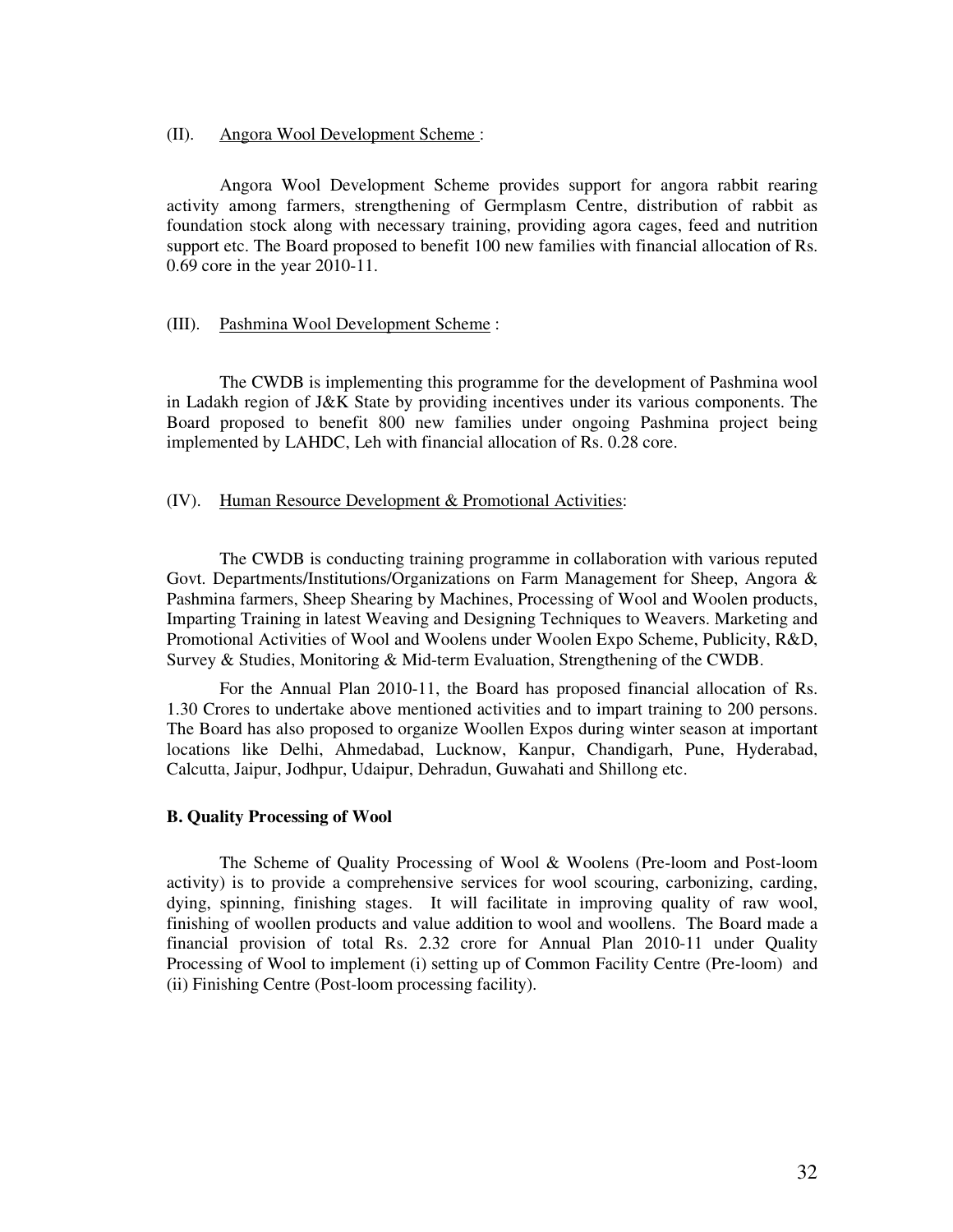(II). <u>Angora Wool Development Scheme</u> :

Angora Wool Development Scheme provides support for angora rabbit rearing activity among farmers, strengthening of Germplasm Centre, distribution of rabbit as foundation stock along with necessary training, providing agora cages, feed and nutrition support etc. The Board proposed to benefit 100 new families with financial allocation of Rs. 0.69 core in the year 2010-11.

(III). <u>Pashmina Wool Development Scheme</u> :

The CWDB is implementing this programme for the development of Pashmina wool in Ladakh region of J&K State by providing incentives under its various components. The Board proposed to benefit 800 new families under ongoing Pashmina project being implemented by LAHDC, Leh with financial allocation of Rs. 0.28 core.

(IV). <u>Human Resource Development & Promotional Activities</u>:

The CWDB is conducting training programme in collaboration with various reputed Govt. Departments/Institutions/Organizations on Farm Management for Sheep, Angora & Pashmina farmers, Sheep Shearing by Machines, Processing of Wool and Woolen products, Imparting Training in latest Weaving and Designing Techniques to Weavers. Marketing and Promotional Activities of Wool and Woolens under Woolen Expo Scheme, Publicity, R&D, Survey & Studies, Monitoring & Mid-term Evaluation, Strengthening of the CWDB.

For the Annual Plan 2010-11, the Board has proposed financial allocation of Rs. 1.30 Crores to undertake above mentioned activities and to impart training to 200 persons. The Board has also proposed to organize Woollen Expos during winter season at important locations like Delhi, Ahmedabad, Lucknow, Kanpur, Chandigarh, Pune, Hyderabad, Calcutta, Jaipur, Jodhpur, Udaipur, Dehradun, Guwahati and Shillong etc.

**B. Quality Processing of Wool**

The Scheme of Quality Processing of Wool & Woolens (Pre-loom and Post-loom activity) is to provide a comprehensive services for wool scouring, carbonizing, carding, dying, spinning, finishing stages. It will facilitate in improving quality of raw wool, finishing of woollen products and value addition to wool and woollens. The Board made a financial provision of total Rs. 2.32 crore for Annual Plan 2010-11 under Quality Processing of Wool to implement (i) setting up of Common Facility Centre (Pre-loom) and (ii) Finishing Centre (Post-loom processing facility).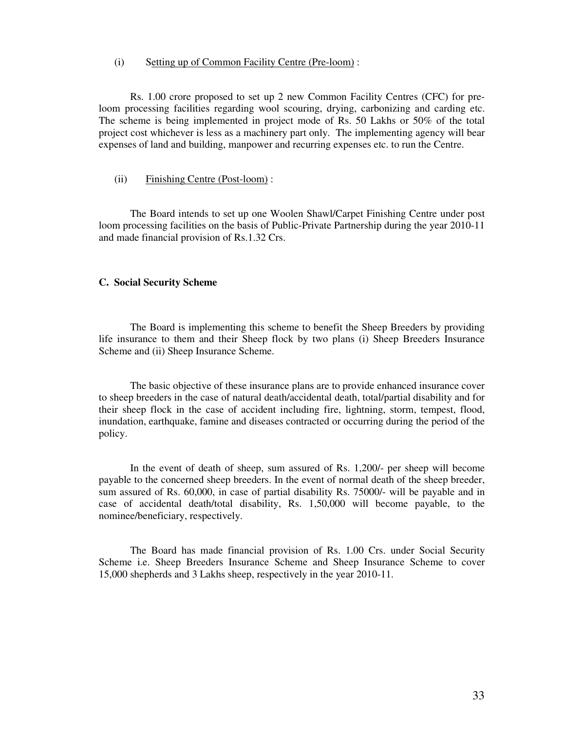(i) <u>Setting up of Common Facility Centre (Pre-loom)</u> :

Rs. 1.00 crore proposed to set up 2 new Common Facility Centres (CFC) for pre-loom processing facilities regarding wool scouring, drying, carbonizing and carding etc. The scheme is being implemented in project mode of Rs. 50 Lakhs or 50% of the total project cost whichever is less as a machinery part only. The implementing agency will bear expenses of land and building, manpower and recurring expenses etc. to run the Centre.

(ii) <u>Finishing Centre (Post-loom)</u> :

The Board intends to set up one Woolen Shawl/Carpet Finishing Centre under post loom processing facilities on the basis of Public-Private Partnership during the year 2010-11 and made financial provision of Rs.1.32 Crs.

**C. Social Security Scheme**

The Board is implementing this scheme to benefit the Sheep Breeders by providing life insurance to them and their Sheep flock by two plans (i) Sheep Breeders Insurance Scheme and (ii) Sheep Insurance Scheme.

The basic objective of these insurance plans are to provide enhanced insurance cover to sheep breeders in the case of natural death/accidental death, total/partial disability and for their sheep flock in the case of accident including fire, lightning, storm, tempest, flood, inundation, earthquake, famine and diseases contracted or occurring during the period of the policy.

In the event of death of sheep, sum assured of Rs. 1,200/- per sheep will become payable to the concerned sheep breeders. In the event of normal death of the sheep breeder, sum assured of Rs. 60,000, in case of partial disability Rs. 75000/- will be payable and in case of accidental death/total disability, Rs. 1,50,000 will become payable, to the nominee/beneficiary, respectively.

The Board has made financial provision of Rs. 1.00 Crs. under Social Security Scheme i.e. Sheep Breeders Insurance Scheme and Sheep Insurance Scheme to cover 15,000 shepherds and 3 Lakhs sheep, respectively in the year 2010-11.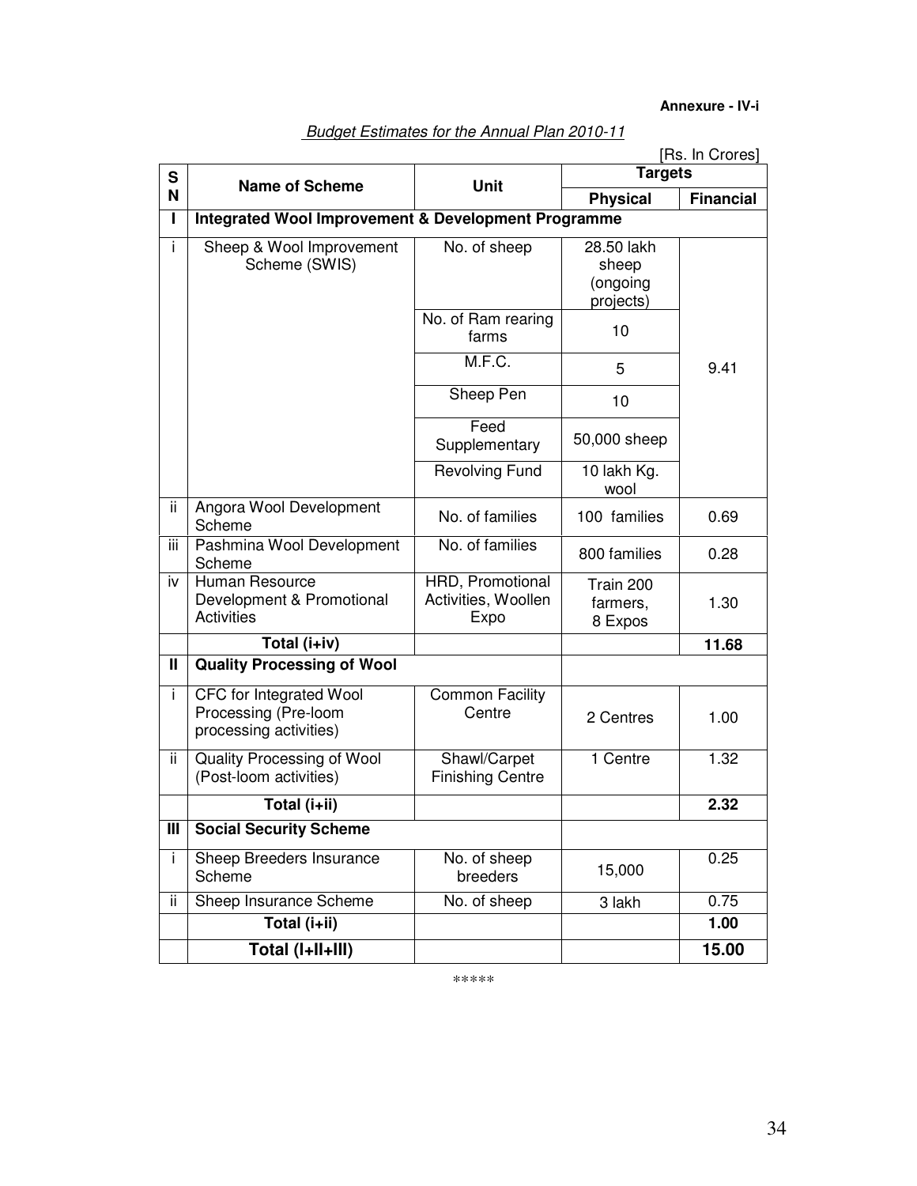**Annexure - IV-i**

*Budget Estimates for the Annual Plan 2010-11*

[Rs. In Crores]

| SN | Name of Scheme | Unit | Targets | |
|---|---|---|---|---|
| | | | Physical | Financial |
| **I** | **Integrated Wool Improvement & Development Programme** | | | |
| i | Sheep & Wool Improvement Scheme (SWIS) | No. of sheep | 28.50 lakh sheep (ongoing projects) | 9.41 |
| | | No. of Ram rearing farms | 10 | |
| | | M.F.C. | 5 | |
| | | Sheep Pen | 10 | |
| | | Feed Supplementary | 50,000 sheep | |
| | | Revolving Fund | 10 lakh Kg. wool | |
| ii | Angora Wool Development Scheme | No. of families | 100 families | 0.69 |
| iii | Pashmina Wool Development Scheme | No. of families | 800 families | 0.28 |
| iv | Human Resource Development & Promotional Activities | HRD, Promotional Activities, Woollen Expo | Train 200 farmers, 8 Expos | 1.30 |
| | **Total (i+iv)** | | | **11.68** |
| **II** | **Quality Processing of Wool** | | | |
| i | CFC for Integrated Wool Processing (Pre-loom processing activities) | Common Facility Centre | 2 Centres | 1.00 |
| ii | Quality Processing of Wool (Post-loom activities) | Shawl/Carpet Finishing Centre | 1 Centre | 1.32 |
| | **Total (i+ii)** | | | **2.32** |
| **III** | **Social Security Scheme** | | | |
| i | Sheep Breeders Insurance Scheme | No. of sheep breeders | 15,000 | 0.25 |
| ii | Sheep Insurance Scheme | No. of sheep | 3 lakh | 0.75 |
| | **Total (i+ii)** | | | **1.00** |
| | **Total (I+II+III)** | | | **15.00** |

*****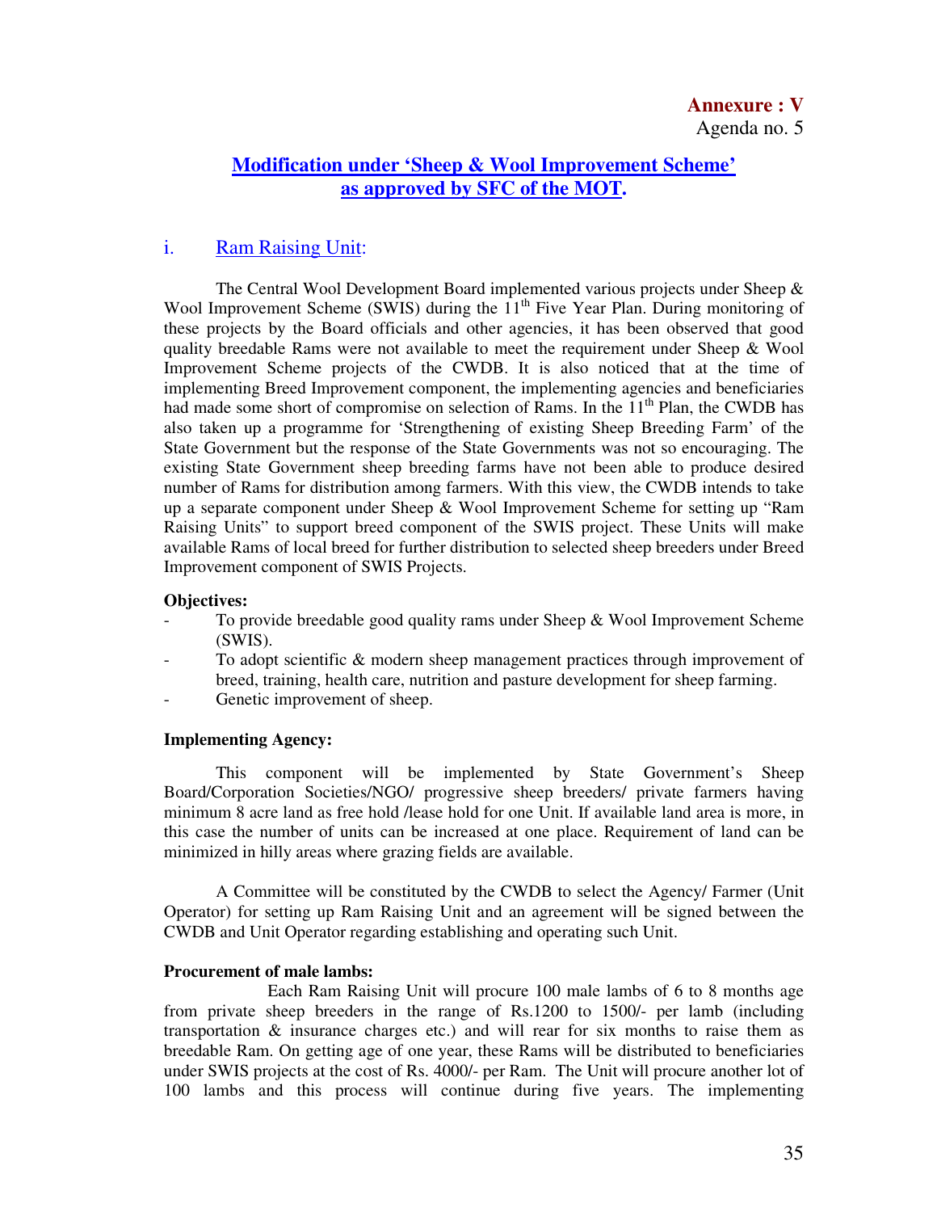**Annexure : V**
Agenda no. 5

## Modification under 'Sheep & Wool Improvement Scheme' as approved by SFC of the MOT.

### i. Ram Raising Unit:

The Central Wool Development Board implemented various projects under Sheep & Wool Improvement Scheme (SWIS) during the 11th Five Year Plan. During monitoring of these projects by the Board officials and other agencies, it has been observed that good quality breedable Rams were not available to meet the requirement under Sheep & Wool Improvement Scheme projects of the CWDB. It is also noticed that at the time of implementing Breed Improvement component, the implementing agencies and beneficiaries had made some short of compromise on selection of Rams. In the 11th Plan, the CWDB has also taken up a programme for 'Strengthening of existing Sheep Breeding Farm' of the State Government but the response of the State Governments was not so encouraging. The existing State Government sheep breeding farms have not been able to produce desired number of Rams for distribution among farmers. With this view, the CWDB intends to take up a separate component under Sheep & Wool Improvement Scheme for setting up "Ram Raising Units" to support breed component of the SWIS project. These Units will make available Rams of local breed for further distribution to selected sheep breeders under Breed Improvement component of SWIS Projects.

**Objectives:**

- To provide breedable good quality rams under Sheep & Wool Improvement Scheme (SWIS).
- To adopt scientific & modern sheep management practices through improvement of breed, training, health care, nutrition and pasture development for sheep farming.
- Genetic improvement of sheep.

**Implementing Agency:**

This component will be implemented by State Government's Sheep Board/Corporation Societies/NGO/ progressive sheep breeders/ private farmers having minimum 8 acre land as free hold /lease hold for one Unit. If available land area is more, in this case the number of units can be increased at one place. Requirement of land can be minimized in hilly areas where grazing fields are available.

A Committee will be constituted by the CWDB to select the Agency/ Farmer (Unit Operator) for setting up Ram Raising Unit and an agreement will be signed between the CWDB and Unit Operator regarding establishing and operating such Unit.

**Procurement of male lambs:**

Each Ram Raising Unit will procure 100 male lambs of 6 to 8 months age from private sheep breeders in the range of Rs.1200 to 1500/- per lamb (including transportation & insurance charges etc.) and will rear for six months to raise them as breedable Ram. On getting age of one year, these Rams will be distributed to beneficiaries under SWIS projects at the cost of Rs. 4000/- per Ram. The Unit will procure another lot of 100 lambs and this process will continue during five years. The implementing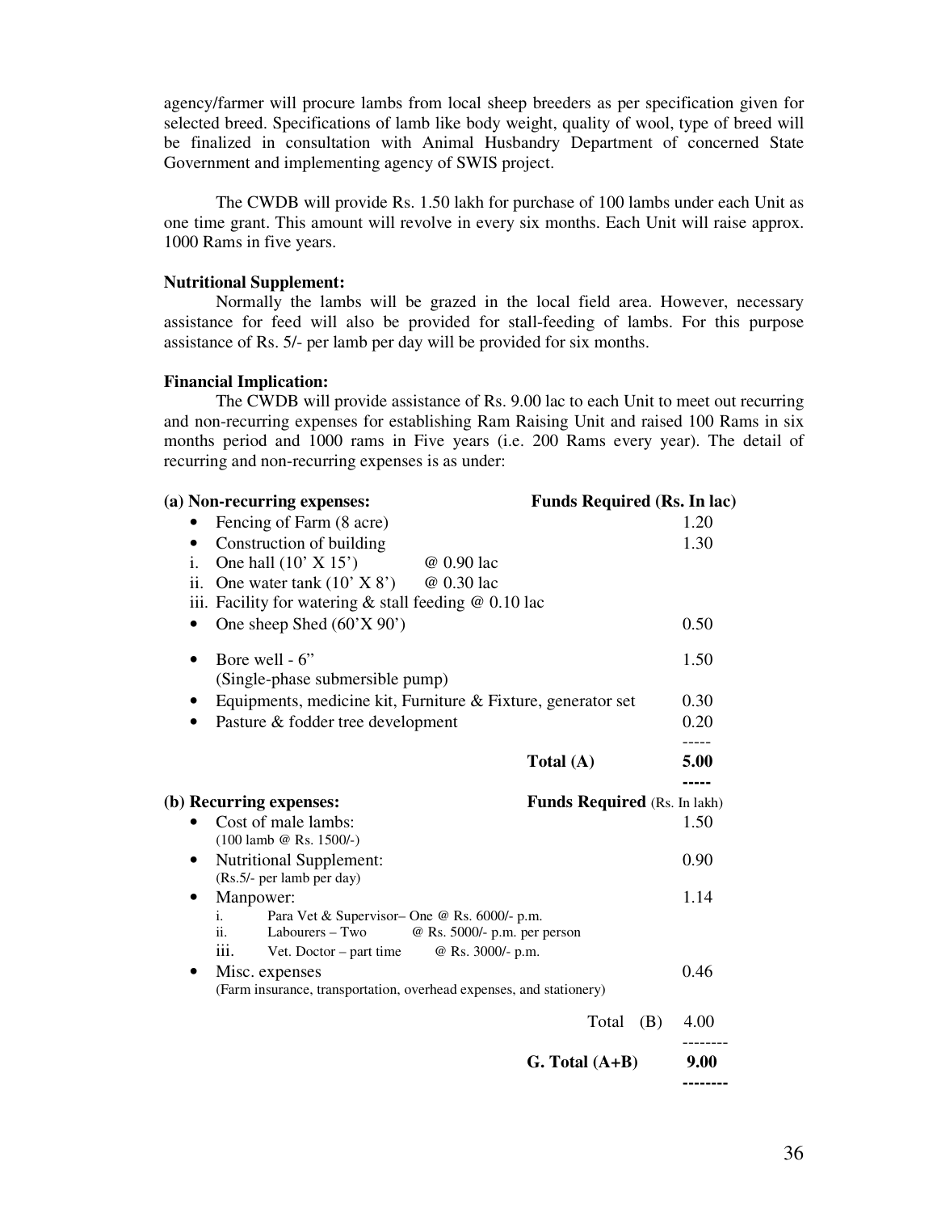agency/farmer will procure lambs from local sheep breeders as per specification given for selected breed. Specifications of lamb like body weight, quality of wool, type of breed will be finalized in consultation with Animal Husbandry Department of concerned State Government and implementing agency of SWIS project.

The CWDB will provide Rs. 1.50 lakh for purchase of 100 lambs under each Unit as one time grant. This amount will revolve in every six months. Each Unit will raise approx. 1000 Rams in five years.

**Nutritional Supplement:**

Normally the lambs will be grazed in the local field area. However, necessary assistance for feed will also be provided for stall-feeding of lambs. For this purpose assistance of Rs. 5/- per lamb per day will be provided for six months.

**Financial Implication:**

The CWDB will provide assistance of Rs. 9.00 lac to each Unit to meet out recurring and non-recurring expenses for establishing Ram Raising Unit and raised 100 Rams in six months period and 1000 rams in Five years (i.e. 200 Rams every year). The detail of recurring and non-recurring expenses is as under:

| **(a) Non-recurring expenses:** | **Funds Required (Rs. In lac)** |
|---|---|
| • Fencing of Farm (8 acre) | 1.20 |
| • Construction of building | 1.30 |
| i. One hall (10' X 15') @ 0.90 lac | |
| ii. One water tank (10' X 8') @ 0.30 lac | |
| iii. Facility for watering & stall feeding @ 0.10 lac | |
| • One sheep Shed (60'X 90') | 0.50 |
| • Bore well - 6" (Single-phase submersible pump) | 1.50 |
| • Equipments, medicine kit, Furniture & Fixture, generator set | 0.30 |
| • Pasture & fodder tree development | 0.20 |
| **Total (A)** | **5.00** |

| **(b) Recurring expenses:** | **Funds Required** (Rs. In lakh) |
|---|---|
| • Cost of male lambs: (100 lamb @ Rs. 1500/-) | 1.50 |
| • Nutritional Supplement: (Rs.5/- per lamb per day) | 0.90 |
| • Manpower: | 1.14 |
| i. Para Vet & Supervisor– One @ Rs. 6000/- p.m. | |
| ii. Labourers – Two @ Rs. 5000/- p.m. per person | |
| iii. Vet. Doctor – part time @ Rs. 3000/- p.m. | |
| • Misc. expenses (Farm insurance, transportation, overhead expenses, and stationery) | 0.46 |
| Total (B) | 4.00 |
| **G. Total (A+B)** | **9.00** |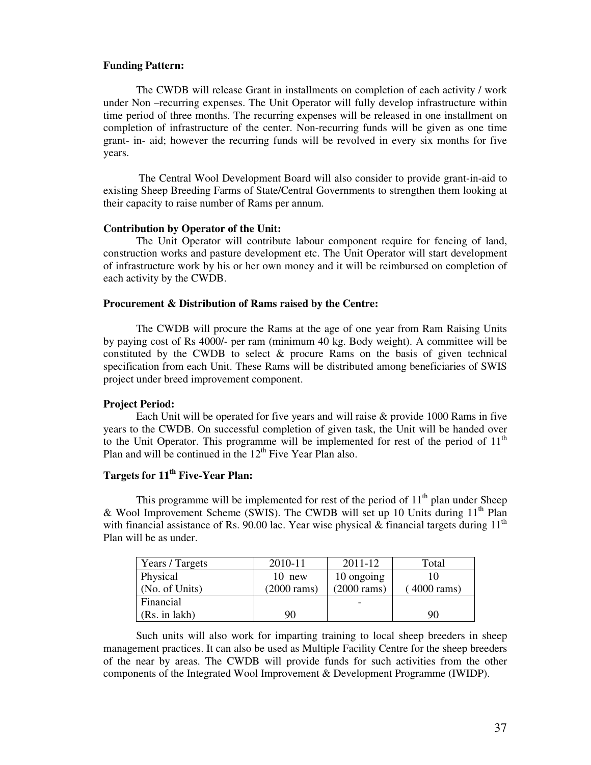**Funding Pattern:**

The CWDB will release Grant in installments on completion of each activity / work under Non –recurring expenses. The Unit Operator will fully develop infrastructure within time period of three months. The recurring expenses will be released in one installment on completion of infrastructure of the center. Non-recurring funds will be given as one time grant- in- aid; however the recurring funds will be revolved in every six months for five years.

The Central Wool Development Board will also consider to provide grant-in-aid to existing Sheep Breeding Farms of State/Central Governments to strengthen them looking at their capacity to raise number of Rams per annum.

**Contribution by Operator of the Unit:**

The Unit Operator will contribute labour component require for fencing of land, construction works and pasture development etc. The Unit Operator will start development of infrastructure work by his or her own money and it will be reimbursed on completion of each activity by the CWDB.

**Procurement & Distribution of Rams raised by the Centre:**

The CWDB will procure the Rams at the age of one year from Ram Raising Units by paying cost of Rs 4000/- per ram (minimum 40 kg. Body weight). A committee will be constituted by the CWDB to select & procure Rams on the basis of given technical specification from each Unit. These Rams will be distributed among beneficiaries of SWIS project under breed improvement component.

**Project Period:**

Each Unit will be operated for five years and will raise & provide 1000 Rams in five years to the CWDB. On successful completion of given task, the Unit will be handed over to the Unit Operator. This programme will be implemented for rest of the period of 11th Plan and will be continued in the 12th Five Year Plan also.

**Targets for 11th Five-Year Plan:**

This programme will be implemented for rest of the period of 11th plan under Sheep & Wool Improvement Scheme (SWIS). The CWDB will set up 10 Units during 11th Plan with financial assistance of Rs. 90.00 lac. Year wise physical & financial targets during 11th Plan will be as under.

| Years / Targets | 2010-11 | 2011-12 | Total |
|---|---|---|---|
| Physical (No. of Units) | 10 new (2000 rams) | 10 ongoing (2000 rams) | 10 ( 4000 rams) |
| Financial (Rs. in lakh) | 90 | - | 90 |

Such units will also work for imparting training to local sheep breeders in sheep management practices. It can also be used as Multiple Facility Centre for the sheep breeders of the near by areas. The CWDB will provide funds for such activities from the other components of the Integrated Wool Improvement & Development Programme (IWIDP).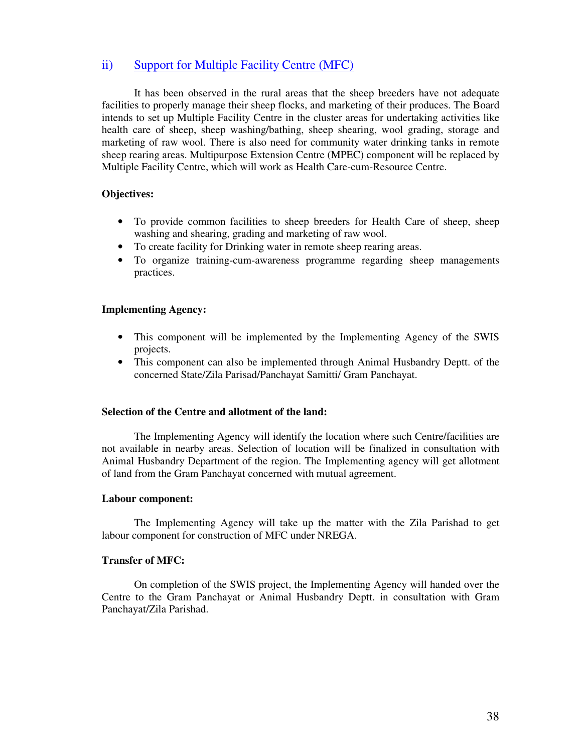## ii) Support for Multiple Facility Centre (MFC)

It has been observed in the rural areas that the sheep breeders have not adequate facilities to properly manage their sheep flocks, and marketing of their produces. The Board intends to set up Multiple Facility Centre in the cluster areas for undertaking activities like health care of sheep, sheep washing/bathing, sheep shearing, wool grading, storage and marketing of raw wool. There is also need for community water drinking tanks in remote sheep rearing areas. Multipurpose Extension Centre (MPEC) component will be replaced by Multiple Facility Centre, which will work as Health Care-cum-Resource Centre.

**Objectives:**

- To provide common facilities to sheep breeders for Health Care of sheep, sheep washing and shearing, grading and marketing of raw wool.
- To create facility for Drinking water in remote sheep rearing areas.
- To organize training-cum-awareness programme regarding sheep managements practices.

**Implementing Agency:**

- This component will be implemented by the Implementing Agency of the SWIS projects.
- This component can also be implemented through Animal Husbandry Deptt. of the concerned State/Zila Parisad/Panchayat Samitti/ Gram Panchayat.

**Selection of the Centre and allotment of the land:**

The Implementing Agency will identify the location where such Centre/facilities are not available in nearby areas. Selection of location will be finalized in consultation with Animal Husbandry Department of the region. The Implementing agency will get allotment of land from the Gram Panchayat concerned with mutual agreement.

**Labour component:**

The Implementing Agency will take up the matter with the Zila Parishad to get labour component for construction of MFC under NREGA.

**Transfer of MFC:**

On completion of the SWIS project, the Implementing Agency will handed over the Centre to the Gram Panchayat or Animal Husbandry Deptt. in consultation with Gram Panchayat/Zila Parishad.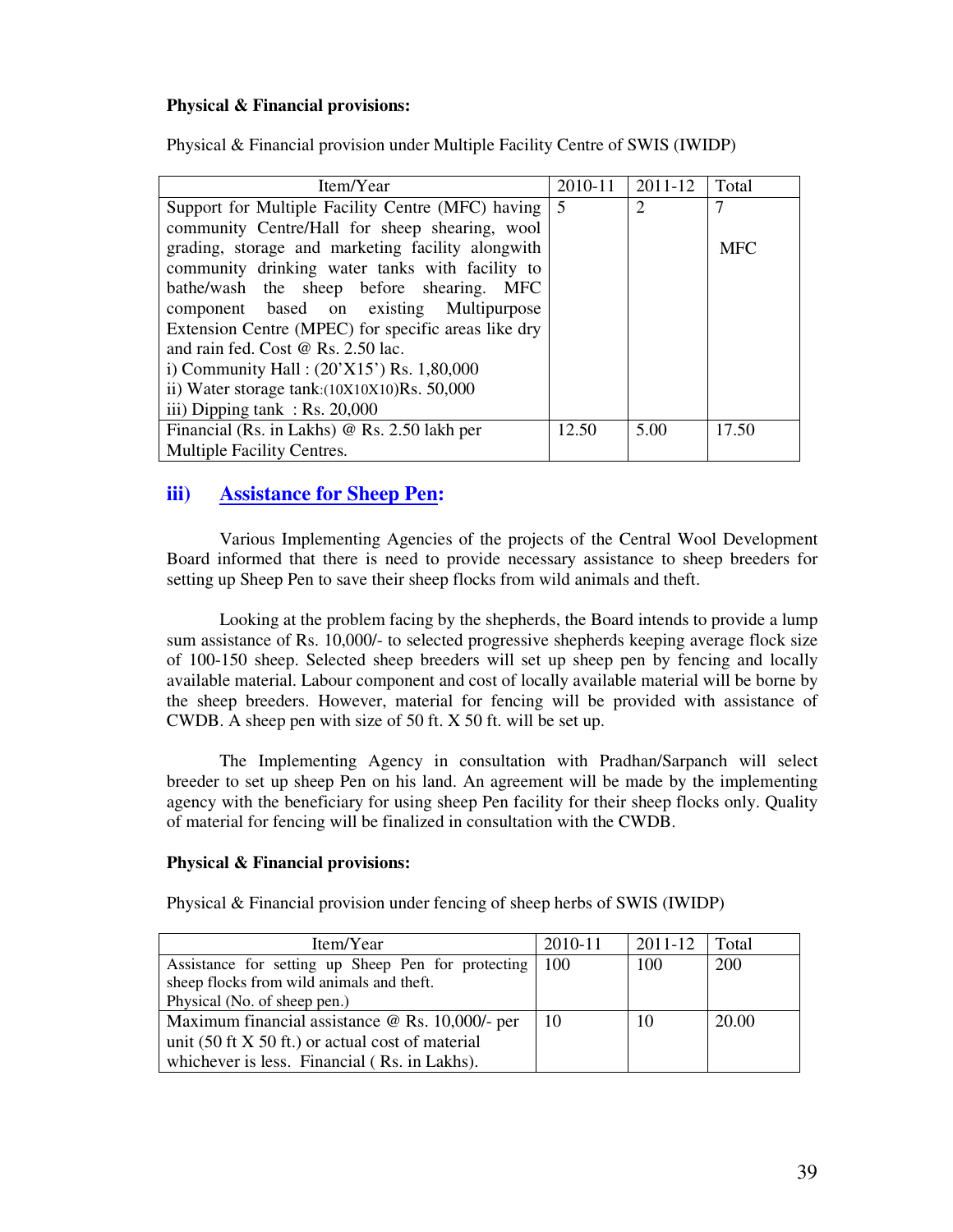**Physical & Financial provisions:**

Physical & Financial provision under Multiple Facility Centre of SWIS (IWIDP)

| Item/Year | 2010-11 | 2011-12 | Total |
|---|---|---|---|
| Support for Multiple Facility Centre (MFC) having community Centre/Hall for sheep shearing, wool grading, storage and marketing facility alongwith community drinking water tanks with facility to bathe/wash the sheep before shearing. MFC component based on existing Multipurpose Extension Centre (MPEC) for specific areas like dry and rain fed. Cost @ Rs. 2.50 lac.<br>i) Community Hall : (20'X15') Rs. 1,80,000<br>ii) Water storage tank:(10X10X10)Rs. 50,000<br>iii) Dipping tank : Rs. 20,000 | 5 | 2 | 7<br><br>MFC |
| Financial (Rs. in Lakhs) @ Rs. 2.50 lakh per Multiple Facility Centres. | 12.50 | 5.00 | 17.50 |

## iii) Assistance for Sheep Pen:

Various Implementing Agencies of the projects of the Central Wool Development Board informed that there is need to provide necessary assistance to sheep breeders for setting up Sheep Pen to save their sheep flocks from wild animals and theft.

Looking at the problem facing by the shepherds, the Board intends to provide a lump sum assistance of Rs. 10,000/- to selected progressive shepherds keeping average flock size of 100-150 sheep. Selected sheep breeders will set up sheep pen by fencing and locally available material. Labour component and cost of locally available material will be borne by the sheep breeders. However, material for fencing will be provided with assistance of CWDB. A sheep pen with size of 50 ft. X 50 ft. will be set up.

The Implementing Agency in consultation with Pradhan/Sarpanch will select breeder to set up sheep Pen on his land. An agreement will be made by the implementing agency with the beneficiary for using sheep Pen facility for their sheep flocks only. Quality of material for fencing will be finalized in consultation with the CWDB.

**Physical & Financial provisions:**

Physical & Financial provision under fencing of sheep herbs of SWIS (IWIDP)

| Item/Year | 2010-11 | 2011-12 | Total |
|---|---|---|---|
| Assistance for setting up Sheep Pen for protecting sheep flocks from wild animals and theft.<br>Physical (No. of sheep pen.) | 100 | 100 | 200 |
| Maximum financial assistance @ Rs. 10,000/- per unit (50 ft X 50 ft.) or actual cost of material whichever is less. Financial ( Rs. in Lakhs). | 10 | 10 | 20.00 |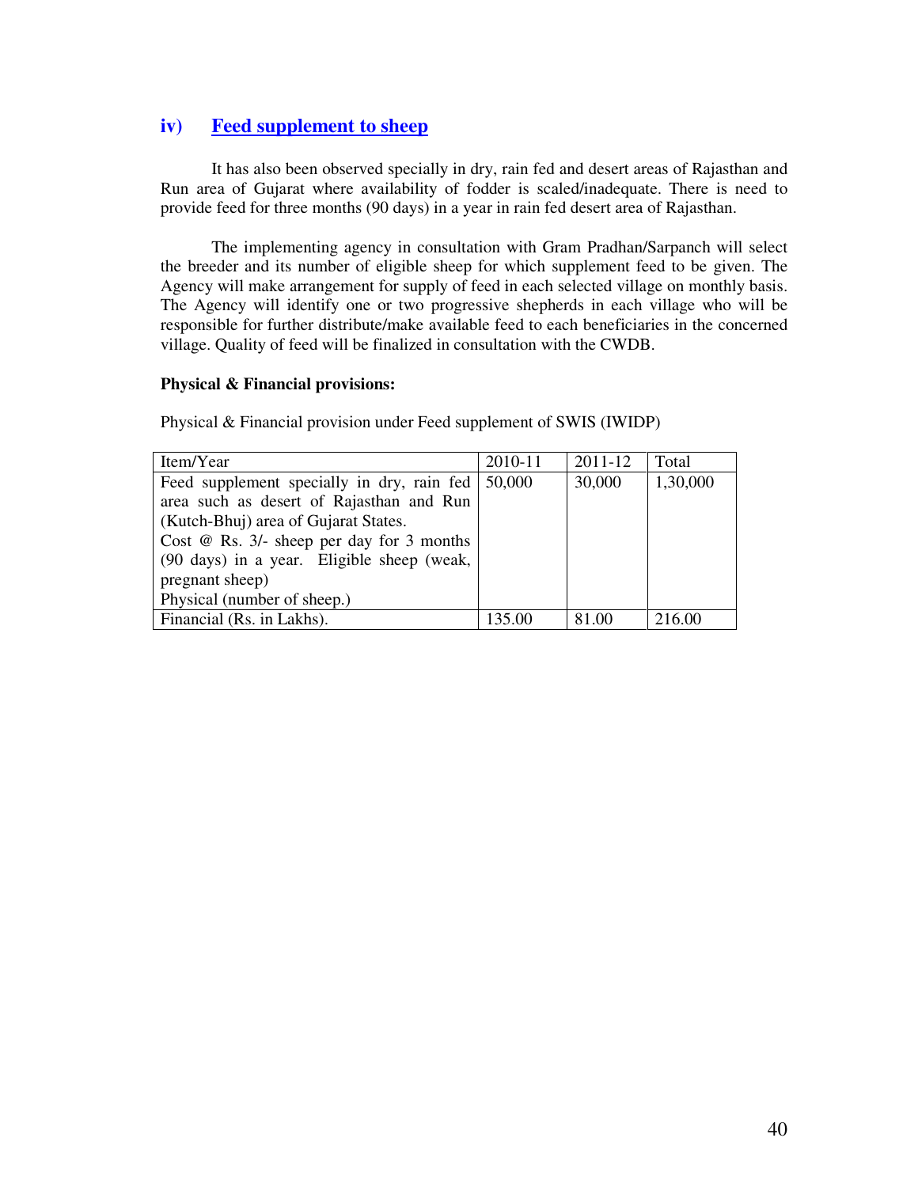## iv) Feed supplement to sheep

It has also been observed specially in dry, rain fed and desert areas of Rajasthan and Run area of Gujarat where availability of fodder is scaled/inadequate. There is need to provide feed for three months (90 days) in a year in rain fed desert area of Rajasthan.

The implementing agency in consultation with Gram Pradhan/Sarpanch will select the breeder and its number of eligible sheep for which supplement feed to be given. The Agency will make arrangement for supply of feed in each selected village on monthly basis. The Agency will identify one or two progressive shepherds in each village who will be responsible for further distribute/make available feed to each beneficiaries in the concerned village. Quality of feed will be finalized in consultation with the CWDB.

**Physical & Financial provisions:**

Physical & Financial provision under Feed supplement of SWIS (IWIDP)

| Item/Year | 2010-11 | 2011-12 | Total |
|---|---|---|---|
| Feed supplement specially in dry, rain fed area such as desert of Rajasthan and Run (Kutch-Bhuj) area of Gujarat States. Cost @ Rs. 3/- sheep per day for 3 months (90 days) in a year. Eligible sheep (weak, pregnant sheep) Physical (number of sheep.) | 50,000 | 30,000 | 1,30,000 |
| Financial (Rs. in Lakhs). | 135.00 | 81.00 | 216.00 |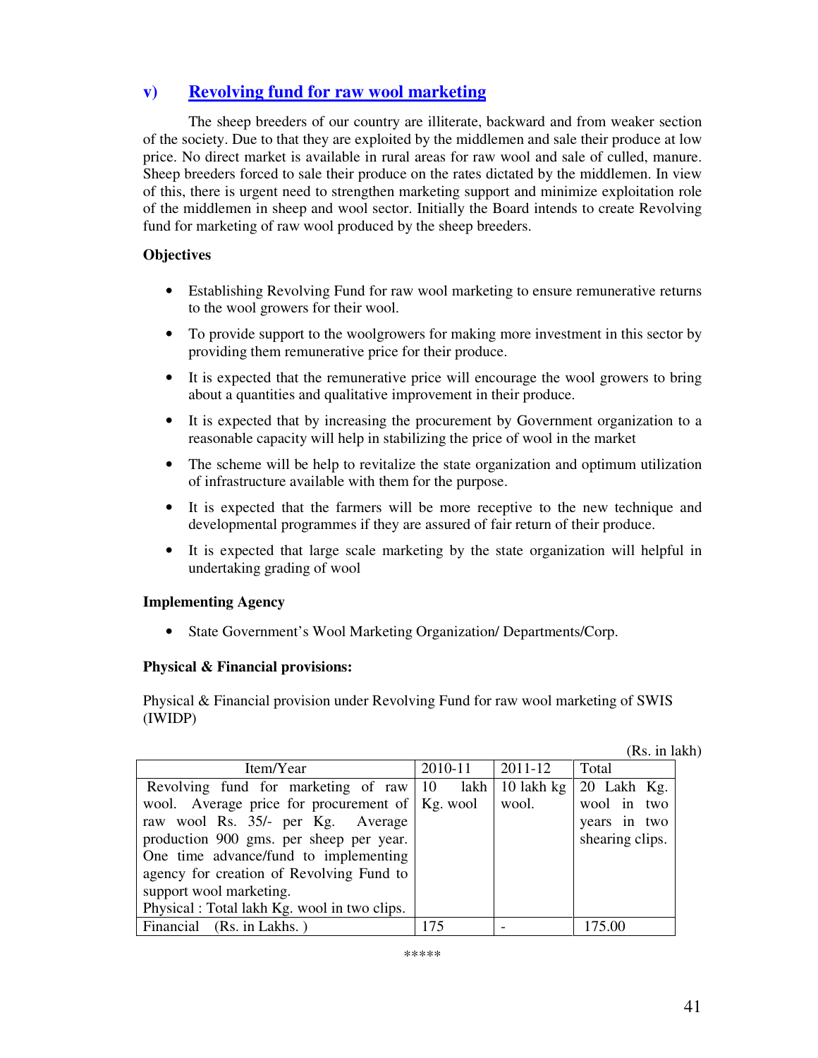## v) Revolving fund for raw wool marketing

The sheep breeders of our country are illiterate, backward and from weaker section of the society. Due to that they are exploited by the middlemen and sale their produce at low price. No direct market is available in rural areas for raw wool and sale of culled, manure. Sheep breeders forced to sale their produce on the rates dictated by the middlemen. In view of this, there is urgent need to strengthen marketing support and minimize exploitation role of the middlemen in sheep and wool sector. Initially the Board intends to create Revolving fund for marketing of raw wool produced by the sheep breeders.

**Objectives**

- Establishing Revolving Fund for raw wool marketing to ensure remunerative returns to the wool growers for their wool.
- To provide support to the woolgrowers for making more investment in this sector by providing them remunerative price for their produce.
- It is expected that the remunerative price will encourage the wool growers to bring about a quantities and qualitative improvement in their produce.
- It is expected that by increasing the procurement by Government organization to a reasonable capacity will help in stabilizing the price of wool in the market
- The scheme will be help to revitalize the state organization and optimum utilization of infrastructure available with them for the purpose.
- It is expected that the farmers will be more receptive to the new technique and developmental programmes if they are assured of fair return of their produce.
- It is expected that large scale marketing by the state organization will helpful in undertaking grading of wool

**Implementing Agency**

- State Government's Wool Marketing Organization/ Departments/Corp.

**Physical & Financial provisions:**

Physical & Financial provision under Revolving Fund for raw wool marketing of SWIS (IWIDP)

(Rs. in lakh)

| Item/Year | 2010-11 | 2011-12 | Total |
|---|---|---|---|
| Revolving fund for marketing of raw wool. Average price for procurement of raw wool Rs. 35/- per Kg. Average production 900 gms. per sheep per year. One time advance/fund to implementing agency for creation of Revolving Fund to support wool marketing.<br>Physical : Total lakh Kg. wool in two clips. | 10 lakh Kg. wool | 10 lakh kg wool. | 20 Lakh Kg. wool in two years in two shearing clips. |
| Financial (Rs. in Lakhs. ) | 175 | - | 175.00 |

\*\*\*\*\*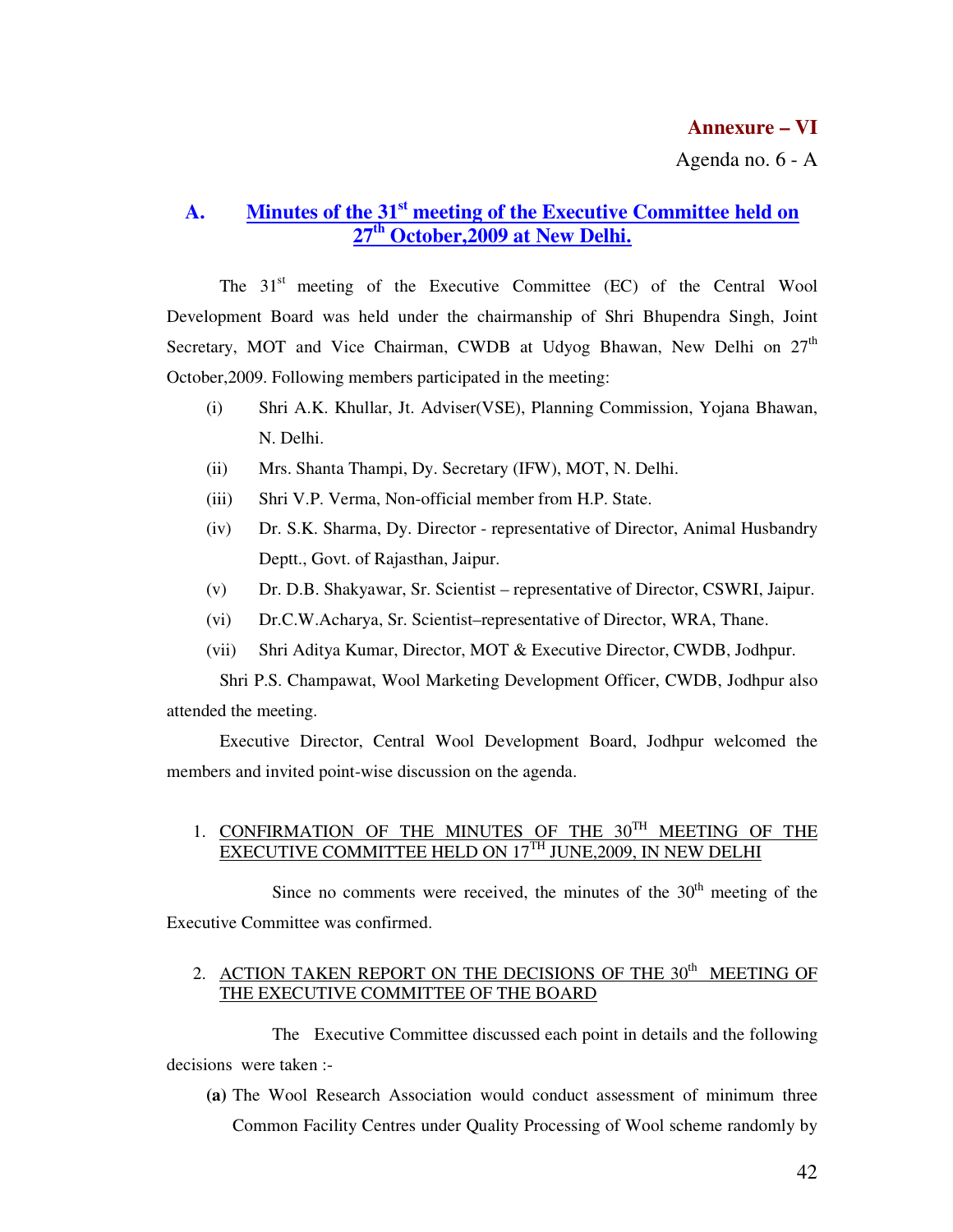**Annexure – VI**

Agenda no. 6 - A

## A. Minutes of the 31st meeting of the Executive Committee held on 27th October,2009 at New Delhi.

The 31st meeting of the Executive Committee (EC) of the Central Wool Development Board was held under the chairmanship of Shri Bhupendra Singh, Joint Secretary, MOT and Vice Chairman, CWDB at Udyog Bhawan, New Delhi on 27th October,2009. Following members participated in the meeting:

- (i) Shri A.K. Khullar, Jt. Adviser(VSE), Planning Commission, Yojana Bhawan, N. Delhi.
- (ii) Mrs. Shanta Thampi, Dy. Secretary (IFW), MOT, N. Delhi.
- (iii) Shri V.P. Verma, Non-official member from H.P. State.
- (iv) Dr. S.K. Sharma, Dy. Director - representative of Director, Animal Husbandry Deptt., Govt. of Rajasthan, Jaipur.
- (v) Dr. D.B. Shakyawar, Sr. Scientist – representative of Director, CSWRI, Jaipur.
- (vi) Dr.C.W.Acharya, Sr. Scientist–representative of Director, WRA, Thane.
- (vii) Shri Aditya Kumar, Director, MOT & Executive Director, CWDB, Jodhpur.

Shri P.S. Champawat, Wool Marketing Development Officer, CWDB, Jodhpur also attended the meeting.

Executive Director, Central Wool Development Board, Jodhpur welcomed the members and invited point-wise discussion on the agenda.

1. CONFIRMATION OF THE MINUTES OF THE 30TH MEETING OF THE EXECUTIVE COMMITTEE HELD ON 17TH JUNE,2009, IN NEW DELHI

Since no comments were received, the minutes of the 30th meeting of the Executive Committee was confirmed.

2. ACTION TAKEN REPORT ON THE DECISIONS OF THE 30th MEETING OF THE EXECUTIVE COMMITTEE OF THE BOARD

The Executive Committee discussed each point in details and the following decisions were taken :-

**(a)** The Wool Research Association would conduct assessment of minimum three Common Facility Centres under Quality Processing of Wool scheme randomly by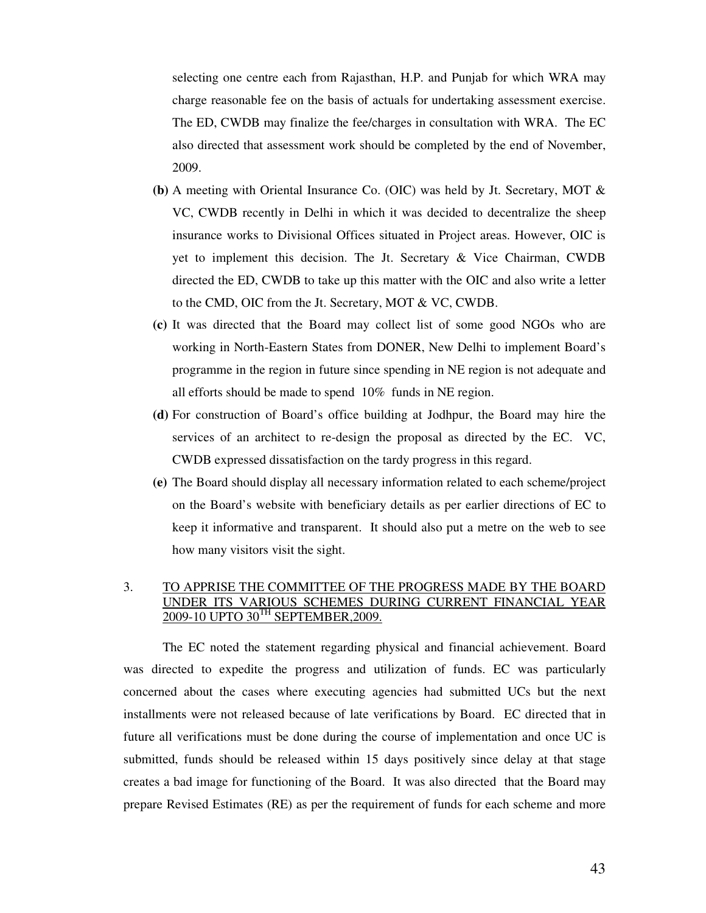selecting one centre each from Rajasthan, H.P. and Punjab for which WRA may charge reasonable fee on the basis of actuals for undertaking assessment exercise. The ED, CWDB may finalize the fee/charges in consultation with WRA. The EC also directed that assessment work should be completed by the end of November, 2009.

**(b)** A meeting with Oriental Insurance Co. (OIC) was held by Jt. Secretary, MOT & VC, CWDB recently in Delhi in which it was decided to decentralize the sheep insurance works to Divisional Offices situated in Project areas. However, OIC is yet to implement this decision. The Jt. Secretary & Vice Chairman, CWDB directed the ED, CWDB to take up this matter with the OIC and also write a letter to the CMD, OIC from the Jt. Secretary, MOT & VC, CWDB.

**(c)** It was directed that the Board may collect list of some good NGOs who are working in North-Eastern States from DONER, New Delhi to implement Board's programme in the region in future since spending in NE region is not adequate and all efforts should be made to spend 10% funds in NE region.

**(d)** For construction of Board's office building at Jodhpur, the Board may hire the services of an architect to re-design the proposal as directed by the EC. VC, CWDB expressed dissatisfaction on the tardy progress in this regard.

**(e)** The Board should display all necessary information related to each scheme/project on the Board's website with beneficiary details as per earlier directions of EC to keep it informative and transparent. It should also put a metre on the web to see how many visitors visit the sight.

3. <u>TO APPRISE THE COMMITTEE OF THE PROGRESS MADE BY THE BOARD UNDER ITS VARIOUS SCHEMES DURING CURRENT FINANCIAL YEAR 2009-10 UPTO 30TH SEPTEMBER,2009.</u>

The EC noted the statement regarding physical and financial achievement. Board was directed to expedite the progress and utilization of funds. EC was particularly concerned about the cases where executing agencies had submitted UCs but the next installments were not released because of late verifications by Board. EC directed that in future all verifications must be done during the course of implementation and once UC is submitted, funds should be released within 15 days positively since delay at that stage creates a bad image for functioning of the Board. It was also directed that the Board may prepare Revised Estimates (RE) as per the requirement of funds for each scheme and more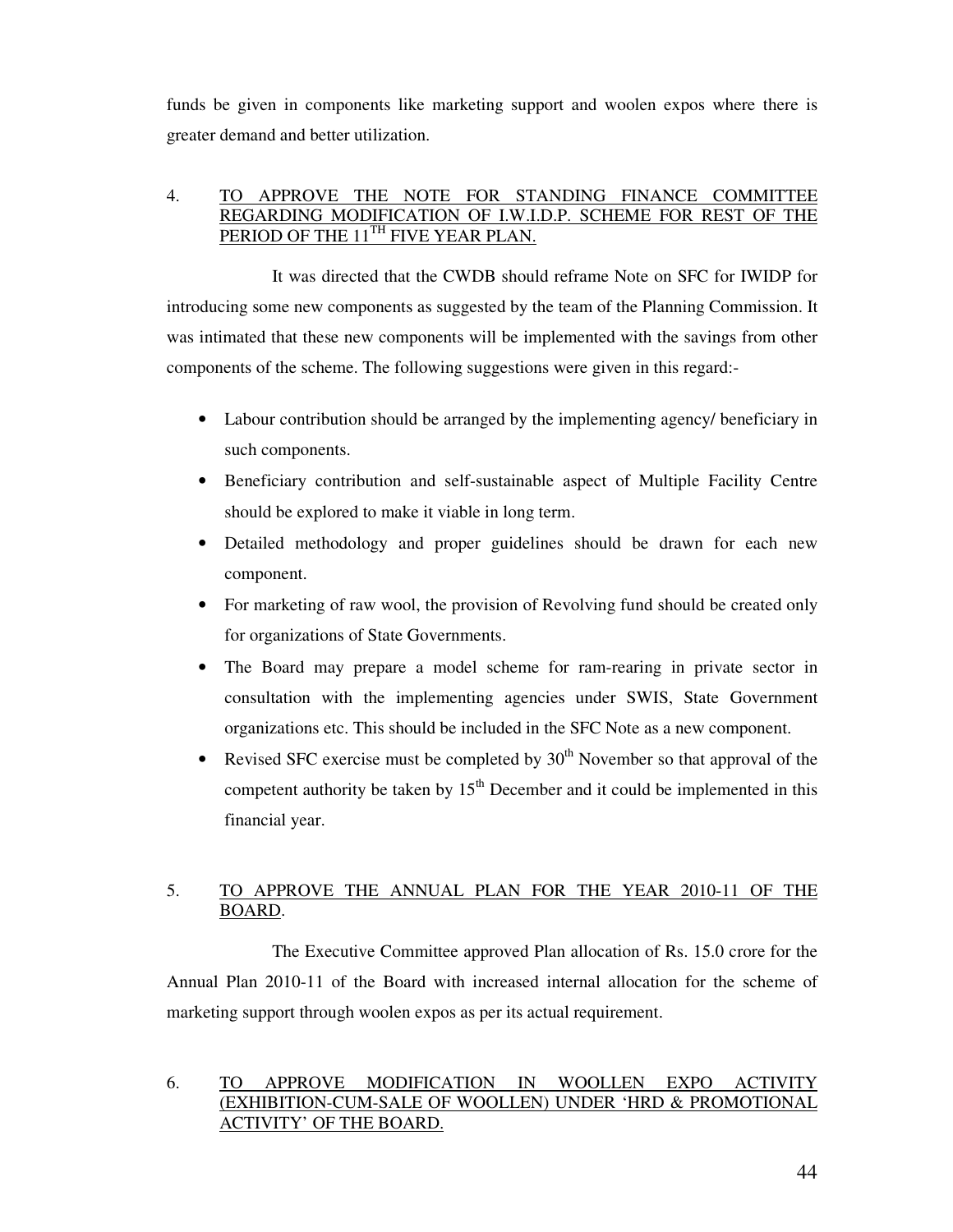funds be given in components like marketing support and woolen expos where there is greater demand and better utilization.

4. TO APPROVE THE NOTE FOR STANDING FINANCE COMMITTEE REGARDING MODIFICATION OF I.W.I.D.P. SCHEME FOR REST OF THE PERIOD OF THE 11TH FIVE YEAR PLAN.

It was directed that the CWDB should reframe Note on SFC for IWIDP for introducing some new components as suggested by the team of the Planning Commission. It was intimated that these new components will be implemented with the savings from other components of the scheme. The following suggestions were given in this regard:-

- Labour contribution should be arranged by the implementing agency/ beneficiary in such components.
- Beneficiary contribution and self-sustainable aspect of Multiple Facility Centre should be explored to make it viable in long term.
- Detailed methodology and proper guidelines should be drawn for each new component.
- For marketing of raw wool, the provision of Revolving fund should be created only for organizations of State Governments.
- The Board may prepare a model scheme for ram-rearing in private sector in consultation with the implementing agencies under SWIS, State Government organizations etc. This should be included in the SFC Note as a new component.
- Revised SFC exercise must be completed by 30th November so that approval of the competent authority be taken by 15th December and it could be implemented in this financial year.

5. TO APPROVE THE ANNUAL PLAN FOR THE YEAR 2010-11 OF THE BOARD.

The Executive Committee approved Plan allocation of Rs. 15.0 crore for the Annual Plan 2010-11 of the Board with increased internal allocation for the scheme of marketing support through woolen expos as per its actual requirement.

6. TO APPROVE MODIFICATION IN WOOLLEN EXPO ACTIVITY (EXHIBITION-CUM-SALE OF WOOLLEN) UNDER 'HRD & PROMOTIONAL ACTIVITY' OF THE BOARD.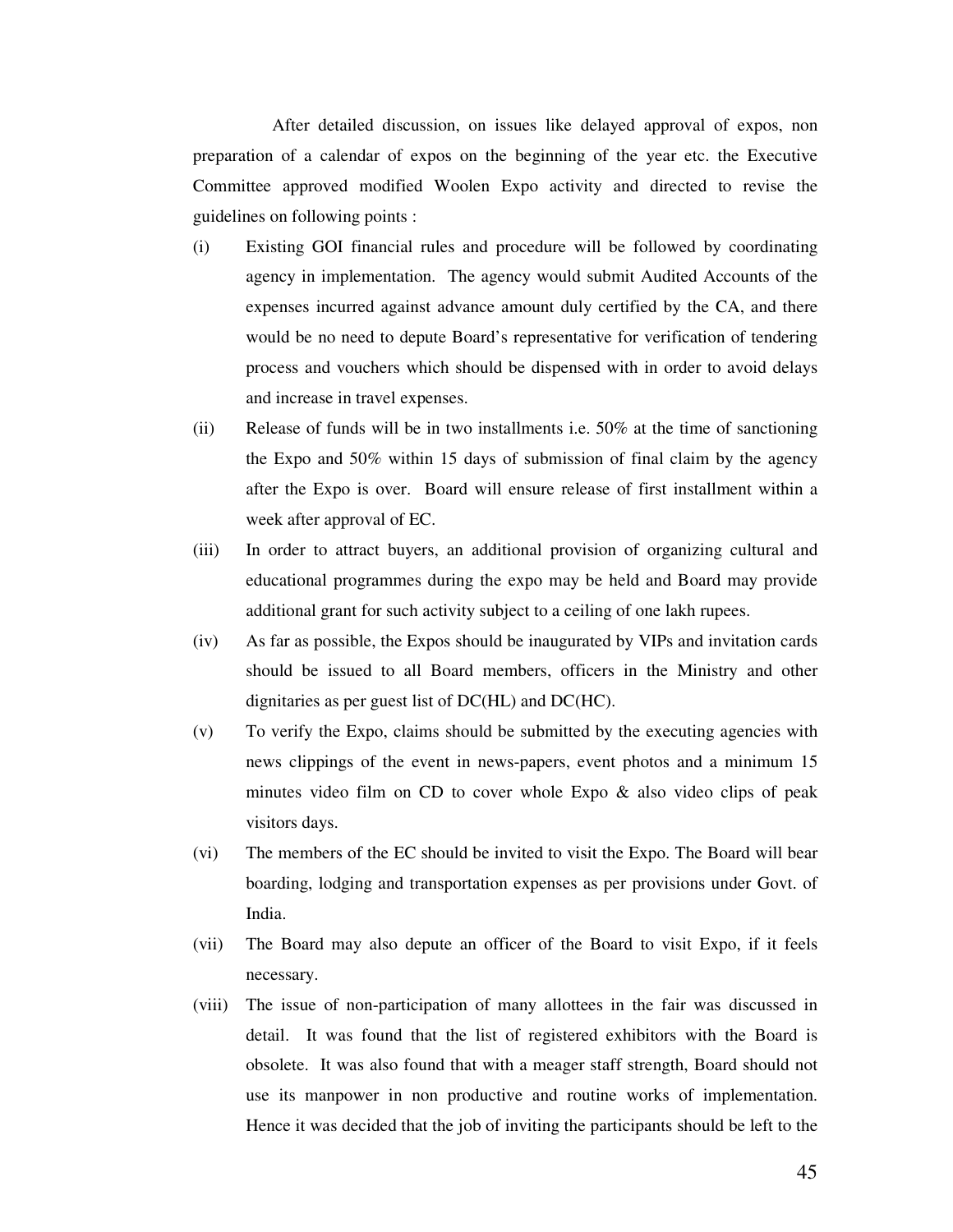After detailed discussion, on issues like delayed approval of expos, non preparation of a calendar of expos on the beginning of the year etc. the Executive Committee approved modified Woolen Expo activity and directed to revise the guidelines on following points :

(i) Existing GOI financial rules and procedure will be followed by coordinating agency in implementation. The agency would submit Audited Accounts of the expenses incurred against advance amount duly certified by the CA, and there would be no need to depute Board's representative for verification of tendering process and vouchers which should be dispensed with in order to avoid delays and increase in travel expenses.

(ii) Release of funds will be in two installments i.e. 50% at the time of sanctioning the Expo and 50% within 15 days of submission of final claim by the agency after the Expo is over. Board will ensure release of first installment within a week after approval of EC.

(iii) In order to attract buyers, an additional provision of organizing cultural and educational programmes during the expo may be held and Board may provide additional grant for such activity subject to a ceiling of one lakh rupees.

(iv) As far as possible, the Expos should be inaugurated by VIPs and invitation cards should be issued to all Board members, officers in the Ministry and other dignitaries as per guest list of DC(HL) and DC(HC).

(v) To verify the Expo, claims should be submitted by the executing agencies with news clippings of the event in news-papers, event photos and a minimum 15 minutes video film on CD to cover whole Expo & also video clips of peak visitors days.

(vi) The members of the EC should be invited to visit the Expo. The Board will bear boarding, lodging and transportation expenses as per provisions under Govt. of India.

(vii) The Board may also depute an officer of the Board to visit Expo, if it feels necessary.

(viii) The issue of non-participation of many allottees in the fair was discussed in detail. It was found that the list of registered exhibitors with the Board is obsolete. It was also found that with a meager staff strength, Board should not use its manpower in non productive and routine works of implementation. Hence it was decided that the job of inviting the participants should be left to the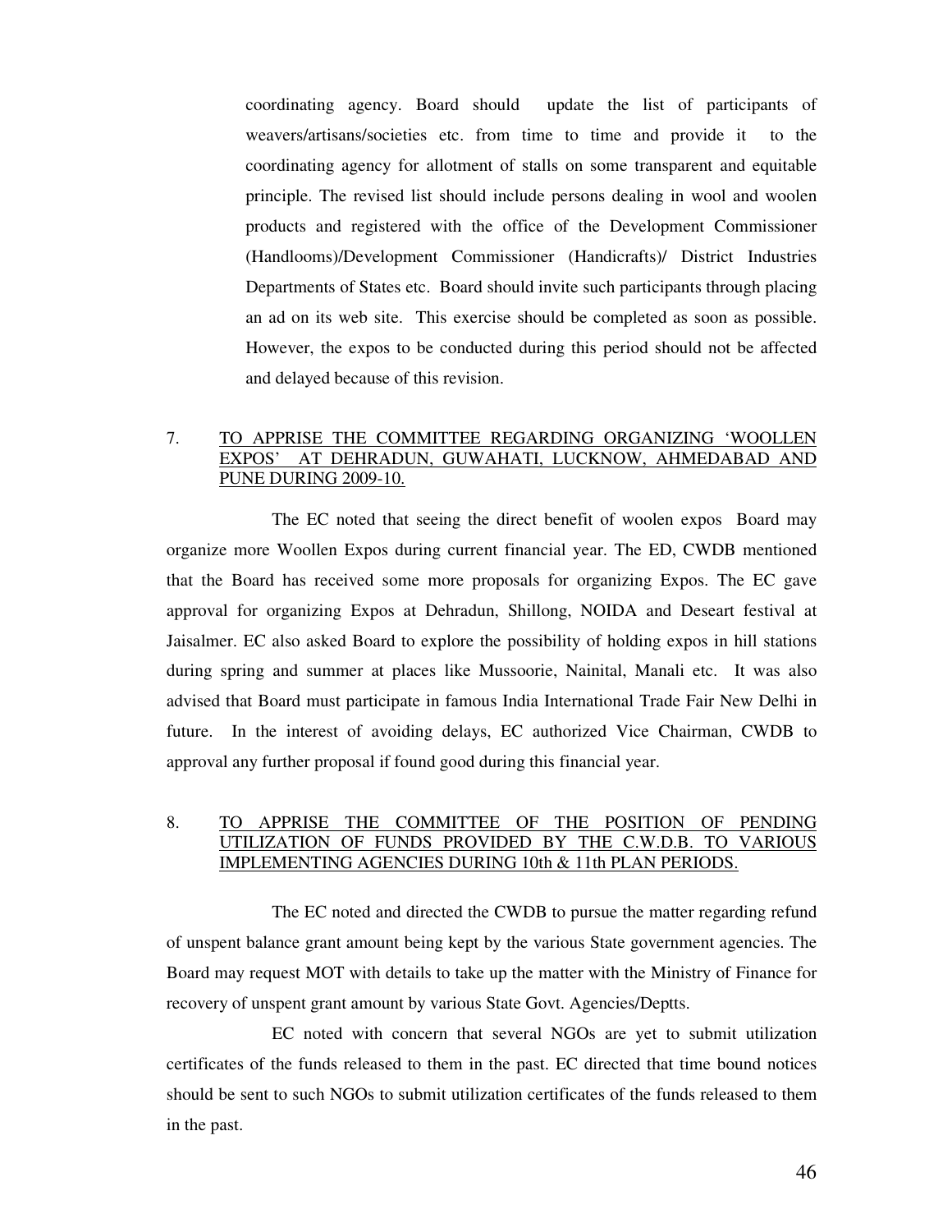coordinating agency. Board should update the list of participants of weavers/artisans/societies etc. from time to time and provide it to the coordinating agency for allotment of stalls on some transparent and equitable principle. The revised list should include persons dealing in wool and woolen products and registered with the office of the Development Commissioner (Handlooms)/Development Commissioner (Handicrafts)/ District Industries Departments of States etc. Board should invite such participants through placing an ad on its web site. This exercise should be completed as soon as possible. However, the expos to be conducted during this period should not be affected and delayed because of this revision.

7. TO APPRISE THE COMMITTEE REGARDING ORGANIZING 'WOOLLEN EXPOS' AT DEHRADUN, GUWAHATI, LUCKNOW, AHMEDABAD AND PUNE DURING 2009-10.

The EC noted that seeing the direct benefit of woolen expos Board may organize more Woollen Expos during current financial year. The ED, CWDB mentioned that the Board has received some more proposals for organizing Expos. The EC gave approval for organizing Expos at Dehradun, Shillong, NOIDA and Deseart festival at Jaisalmer. EC also asked Board to explore the possibility of holding expos in hill stations during spring and summer at places like Mussoorie, Nainital, Manali etc. It was also advised that Board must participate in famous India International Trade Fair New Delhi in future. In the interest of avoiding delays, EC authorized Vice Chairman, CWDB to approval any further proposal if found good during this financial year.

8. TO APPRISE THE COMMITTEE OF THE POSITION OF PENDING UTILIZATION OF FUNDS PROVIDED BY THE C.W.D.B. TO VARIOUS IMPLEMENTING AGENCIES DURING 10th & 11th PLAN PERIODS.

The EC noted and directed the CWDB to pursue the matter regarding refund of unspent balance grant amount being kept by the various State government agencies. The Board may request MOT with details to take up the matter with the Ministry of Finance for recovery of unspent grant amount by various State Govt. Agencies/Deptts.

EC noted with concern that several NGOs are yet to submit utilization certificates of the funds released to them in the past. EC directed that time bound notices should be sent to such NGOs to submit utilization certificates of the funds released to them in the past.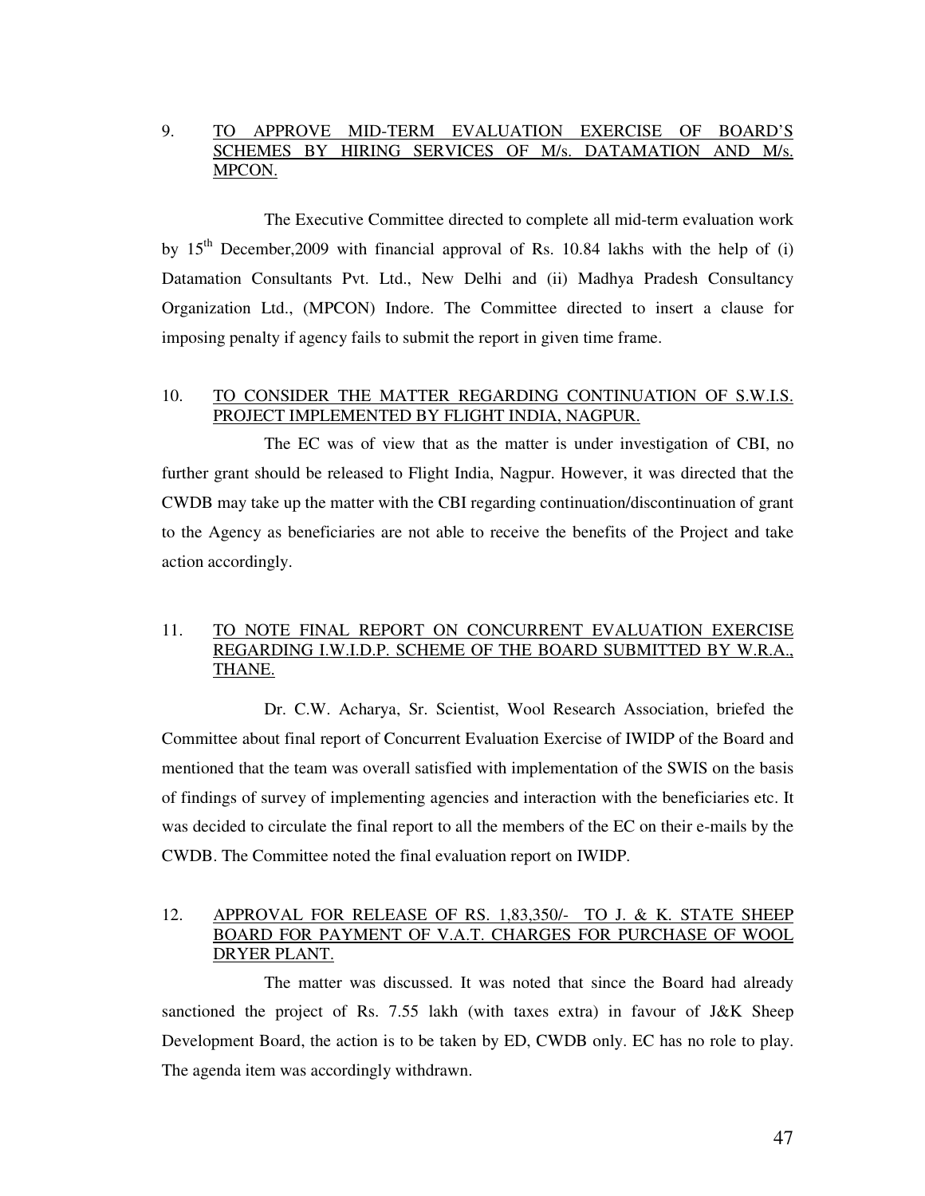9. <u>TO APPROVE MID-TERM EVALUATION EXERCISE OF BOARD'S SCHEMES BY HIRING SERVICES OF M/s. DATAMATION AND M/s. MPCON.</u>

The Executive Committee directed to complete all mid-term evaluation work by 15th December,2009 with financial approval of Rs. 10.84 lakhs with the help of (i) Datamation Consultants Pvt. Ltd., New Delhi and (ii) Madhya Pradesh Consultancy Organization Ltd., (MPCON) Indore. The Committee directed to insert a clause for imposing penalty if agency fails to submit the report in given time frame.

10. <u>TO CONSIDER THE MATTER REGARDING CONTINUATION OF S.W.I.S. PROJECT IMPLEMENTED BY FLIGHT INDIA, NAGPUR.</u>

The EC was of view that as the matter is under investigation of CBI, no further grant should be released to Flight India, Nagpur. However, it was directed that the CWDB may take up the matter with the CBI regarding continuation/discontinuation of grant to the Agency as beneficiaries are not able to receive the benefits of the Project and take action accordingly.

11. <u>TO NOTE FINAL REPORT ON CONCURRENT EVALUATION EXERCISE REGARDING I.W.I.D.P. SCHEME OF THE BOARD SUBMITTED BY W.R.A., THANE.</u>

Dr. C.W. Acharya, Sr. Scientist, Wool Research Association, briefed the Committee about final report of Concurrent Evaluation Exercise of IWIDP of the Board and mentioned that the team was overall satisfied with implementation of the SWIS on the basis of findings of survey of implementing agencies and interaction with the beneficiaries etc. It was decided to circulate the final report to all the members of the EC on their e-mails by the CWDB. The Committee noted the final evaluation report on IWIDP.

12. <u>APPROVAL FOR RELEASE OF RS. 1,83,350/- TO J. & K. STATE SHEEP BOARD FOR PAYMENT OF V.A.T. CHARGES FOR PURCHASE OF WOOL DRYER PLANT.</u>

The matter was discussed. It was noted that since the Board had already sanctioned the project of Rs. 7.55 lakh (with taxes extra) in favour of J&K Sheep Development Board, the action is to be taken by ED, CWDB only. EC has no role to play. The agenda item was accordingly withdrawn.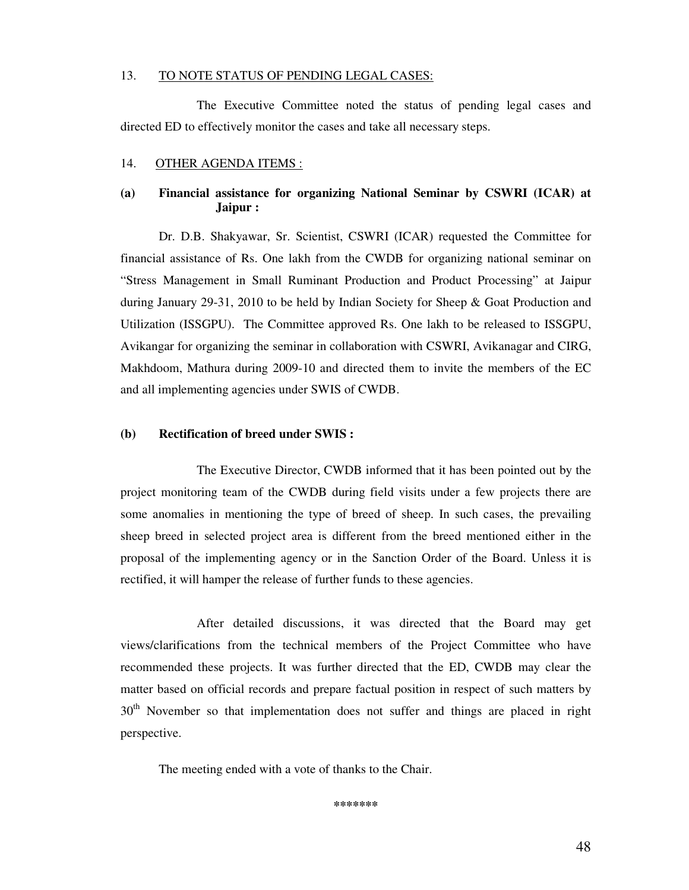13. <u>TO NOTE STATUS OF PENDING LEGAL CASES:</u>

The Executive Committee noted the status of pending legal cases and directed ED to effectively monitor the cases and take all necessary steps.

14. <u>OTHER AGENDA ITEMS :</u>

**(a) Financial assistance for organizing National Seminar by CSWRI (ICAR) at Jaipur :**

Dr. D.B. Shakyawar, Sr. Scientist, CSWRI (ICAR) requested the Committee for financial assistance of Rs. One lakh from the CWDB for organizing national seminar on "Stress Management in Small Ruminant Production and Product Processing" at Jaipur during January 29-31, 2010 to be held by Indian Society for Sheep & Goat Production and Utilization (ISSGPU). The Committee approved Rs. One lakh to be released to ISSGPU, Avikangar for organizing the seminar in collaboration with CSWRI, Avikanagar and CIRG, Makhdoom, Mathura during 2009-10 and directed them to invite the members of the EC and all implementing agencies under SWIS of CWDB.

**(b) Rectification of breed under SWIS :**

The Executive Director, CWDB informed that it has been pointed out by the project monitoring team of the CWDB during field visits under a few projects there are some anomalies in mentioning the type of breed of sheep. In such cases, the prevailing sheep breed in selected project area is different from the breed mentioned either in the proposal of the implementing agency or in the Sanction Order of the Board. Unless it is rectified, it will hamper the release of further funds to these agencies.

After detailed discussions, it was directed that the Board may get views/clarifications from the technical members of the Project Committee who have recommended these projects. It was further directed that the ED, CWDB may clear the matter based on official records and prepare factual position in respect of such matters by 30th November so that implementation does not suffer and things are placed in right perspective.

The meeting ended with a vote of thanks to the Chair.

\*\*\*\*\*\*\*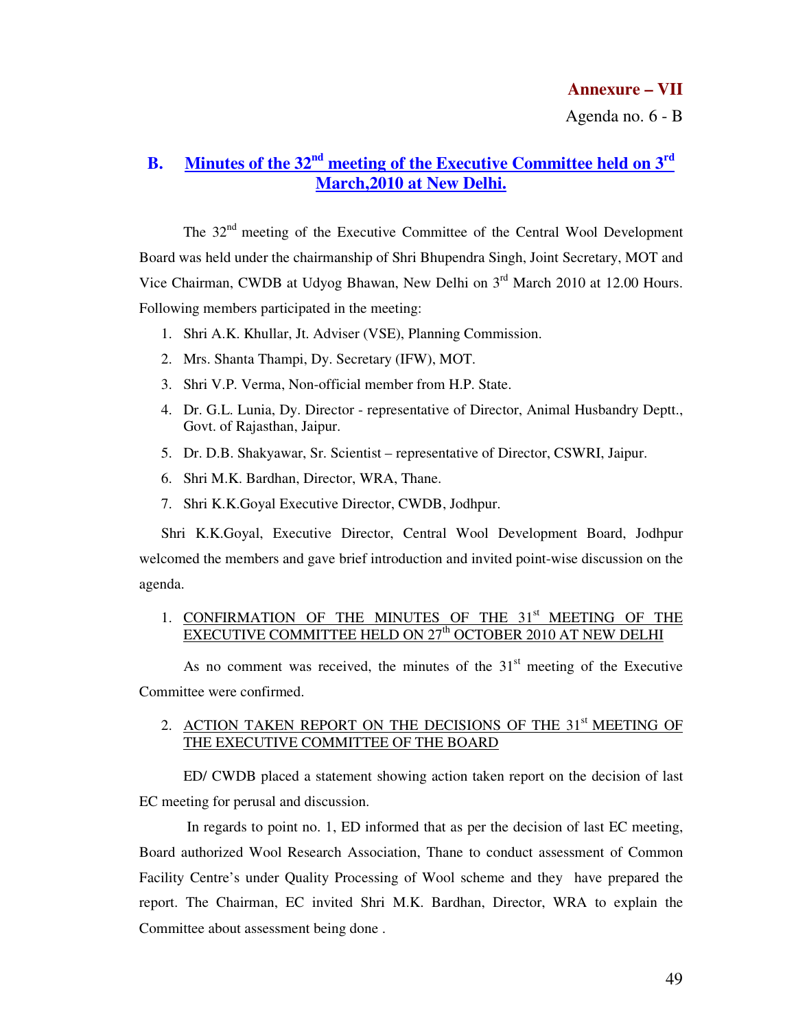**Annexure – VII**

Agenda no. 6 - B

## B. Minutes of the 32nd meeting of the Executive Committee held on 3rd March,2010 at New Delhi.

The 32nd meeting of the Executive Committee of the Central Wool Development Board was held under the chairmanship of Shri Bhupendra Singh, Joint Secretary, MOT and Vice Chairman, CWDB at Udyog Bhawan, New Delhi on 3rd March 2010 at 12.00 Hours. Following members participated in the meeting:

1. Shri A.K. Khullar, Jt. Adviser (VSE), Planning Commission.
2. Mrs. Shanta Thampi, Dy. Secretary (IFW), MOT.
3. Shri V.P. Verma, Non-official member from H.P. State.
4. Dr. G.L. Lunia, Dy. Director - representative of Director, Animal Husbandry Deptt., Govt. of Rajasthan, Jaipur.
5. Dr. D.B. Shakyawar, Sr. Scientist – representative of Director, CSWRI, Jaipur.
6. Shri M.K. Bardhan, Director, WRA, Thane.
7. Shri K.K.Goyal Executive Director, CWDB, Jodhpur.

Shri K.K.Goyal, Executive Director, Central Wool Development Board, Jodhpur welcomed the members and gave brief introduction and invited point-wise discussion on the agenda.

1. CONFIRMATION OF THE MINUTES OF THE 31st MEETING OF THE EXECUTIVE COMMITTEE HELD ON 27th OCTOBER 2010 AT NEW DELHI

As no comment was received, the minutes of the 31st meeting of the Executive Committee were confirmed.

2. ACTION TAKEN REPORT ON THE DECISIONS OF THE 31st MEETING OF THE EXECUTIVE COMMITTEE OF THE BOARD

ED/ CWDB placed a statement showing action taken report on the decision of last EC meeting for perusal and discussion.

In regards to point no. 1, ED informed that as per the decision of last EC meeting, Board authorized Wool Research Association, Thane to conduct assessment of Common Facility Centre's under Quality Processing of Wool scheme and they have prepared the report. The Chairman, EC invited Shri M.K. Bardhan, Director, WRA to explain the Committee about assessment being done .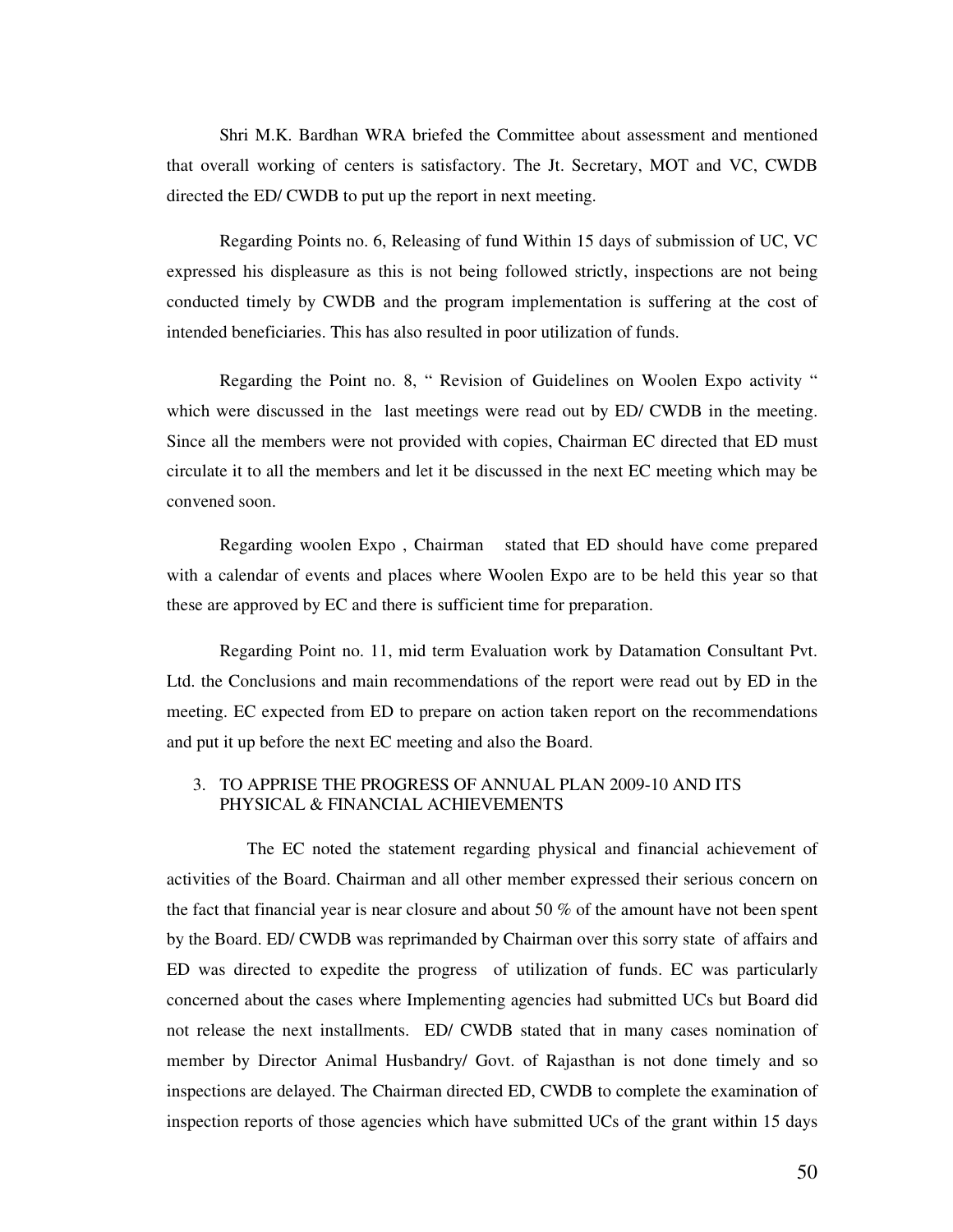Shri M.K. Bardhan WRA briefed the Committee about assessment and mentioned that overall working of centers is satisfactory. The Jt. Secretary, MOT and VC, CWDB directed the ED/ CWDB to put up the report in next meeting.

Regarding Points no. 6, Releasing of fund Within 15 days of submission of UC, VC expressed his displeasure as this is not being followed strictly, inspections are not being conducted timely by CWDB and the program implementation is suffering at the cost of intended beneficiaries. This has also resulted in poor utilization of funds.

Regarding the Point no. 8, " Revision of Guidelines on Woolen Expo activity " which were discussed in the last meetings were read out by ED/ CWDB in the meeting. Since all the members were not provided with copies, Chairman EC directed that ED must circulate it to all the members and let it be discussed in the next EC meeting which may be convened soon.

Regarding woolen Expo , Chairman stated that ED should have come prepared with a calendar of events and places where Woolen Expo are to be held this year so that these are approved by EC and there is sufficient time for preparation.

Regarding Point no. 11, mid term Evaluation work by Datamation Consultant Pvt. Ltd. the Conclusions and main recommendations of the report were read out by ED in the meeting. EC expected from ED to prepare on action taken report on the recommendations and put it up before the next EC meeting and also the Board.

3. TO APPRISE THE PROGRESS OF ANNUAL PLAN 2009-10 AND ITS PHYSICAL & FINANCIAL ACHIEVEMENTS

The EC noted the statement regarding physical and financial achievement of activities of the Board. Chairman and all other member expressed their serious concern on the fact that financial year is near closure and about 50 % of the amount have not been spent by the Board. ED/ CWDB was reprimanded by Chairman over this sorry state of affairs and ED was directed to expedite the progress of utilization of funds. EC was particularly concerned about the cases where Implementing agencies had submitted UCs but Board did not release the next installments. ED/ CWDB stated that in many cases nomination of member by Director Animal Husbandry/ Govt. of Rajasthan is not done timely and so inspections are delayed. The Chairman directed ED, CWDB to complete the examination of inspection reports of those agencies which have submitted UCs of the grant within 15 days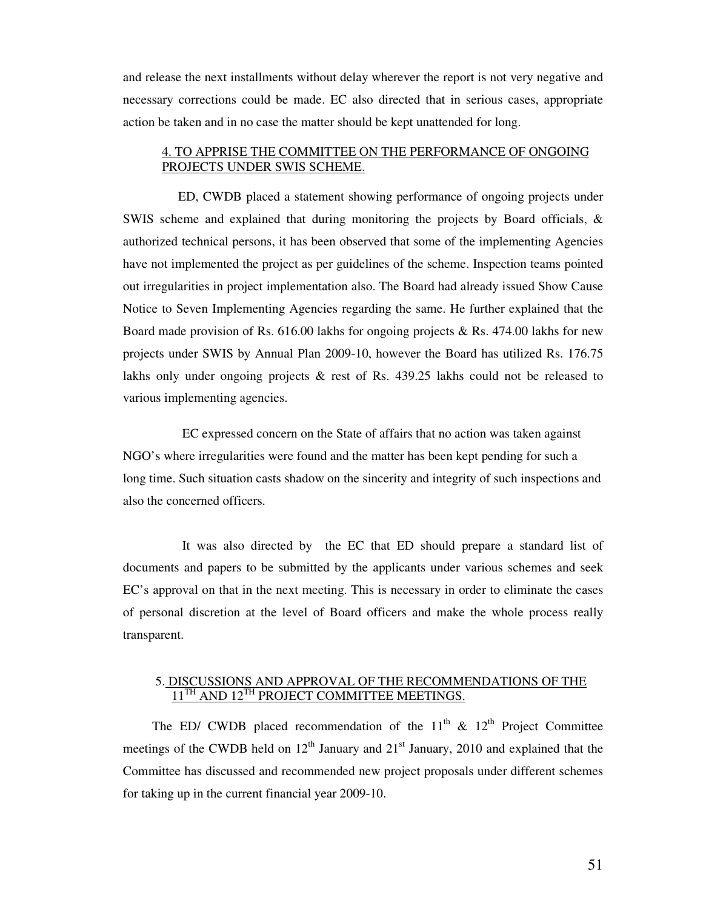and release the next installments without delay wherever the report is not very negative and necessary corrections could be made. EC also directed that in serious cases, appropriate action be taken and in no case the matter should be kept unattended for long.

### 4. TO APPRISE THE COMMITTEE ON THE PERFORMANCE OF ONGOING PROJECTS UNDER SWIS SCHEME.

ED, CWDB placed a statement showing performance of ongoing projects under SWIS scheme and explained that during monitoring the projects by Board officials, & authorized technical persons, it has been observed that some of the implementing Agencies have not implemented the project as per guidelines of the scheme. Inspection teams pointed out irregularities in project implementation also. The Board had already issued Show Cause Notice to Seven Implementing Agencies regarding the same. He further explained that the Board made provision of Rs. 616.00 lakhs for ongoing projects & Rs. 474.00 lakhs for new projects under SWIS by Annual Plan 2009-10, however the Board has utilized Rs. 176.75 lakhs only under ongoing projects & rest of Rs. 439.25 lakhs could not be released to various implementing agencies.

EC expressed concern on the State of affairs that no action was taken against NGO's where irregularities were found and the matter has been kept pending for such a long time. Such situation casts shadow on the sincerity and integrity of such inspections and also the concerned officers.

It was also directed by the EC that ED should prepare a standard list of documents and papers to be submitted by the applicants under various schemes and seek EC's approval on that in the next meeting. This is necessary in order to eliminate the cases of personal discretion at the level of Board officers and make the whole process really transparent.

### 5. DISCUSSIONS AND APPROVAL OF THE RECOMMENDATIONS OF THE 11TH AND 12TH PROJECT COMMITTEE MEETINGS.

The ED/ CWDB placed recommendation of the 11th & 12th Project Committee meetings of the CWDB held on 12th January and 21st January, 2010 and explained that the Committee has discussed and recommended new project proposals under different schemes for taking up in the current financial year 2009-10.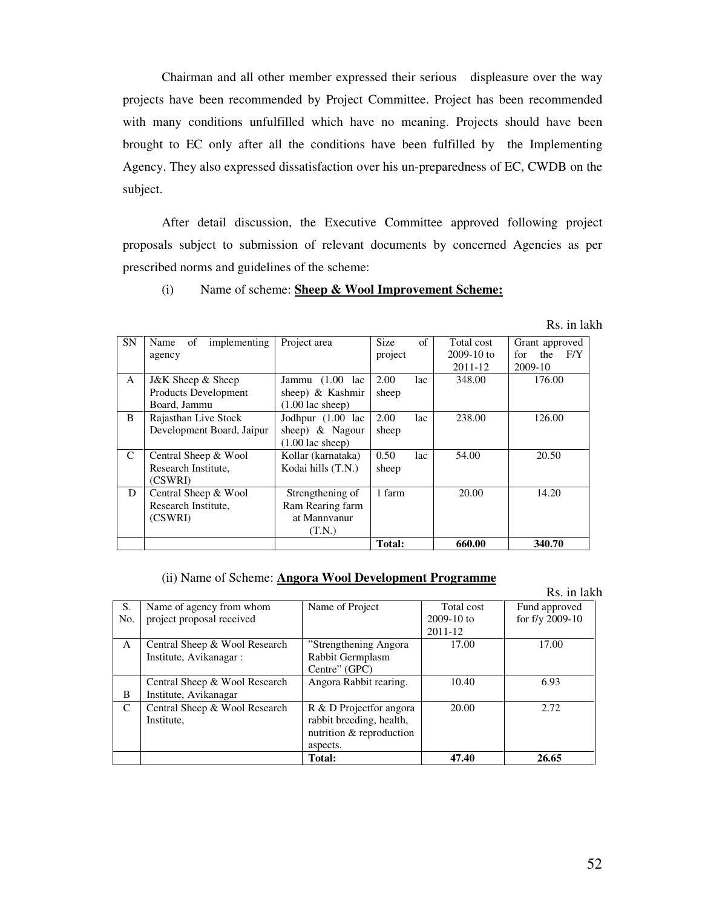Chairman and all other member expressed their serious displeasure over the way projects have been recommended by Project Committee. Project has been recommended with many conditions unfulfilled which have no meaning. Projects should have been brought to EC only after all the conditions have been fulfilled by the Implementing Agency. They also expressed dissatisfaction over his un-preparedness of EC, CWDB on the subject.

After detail discussion, the Executive Committee approved following project proposals subject to submission of relevant documents by concerned Agencies as per prescribed norms and guidelines of the scheme:

(i) Name of scheme: **Sheep & Wool Improvement Scheme:**

Rs. in lakh

| SN | Name of implementing agency | Project area | Size of project | Total cost 2009-10 to 2011-12 | Grant approved for the F/Y 2009-10 |
|---|---|---|---|---|---|
| A | J&K Sheep & Sheep Products Development Board, Jammu | Jammu (1.00 lac sheep) & Kashmir (1.00 lac sheep) | 2.00 lac sheep | 348.00 | 176.00 |
| B | Rajasthan Live Stock Development Board, Jaipur | Jodhpur (1.00 lac sheep) & Nagour (1.00 lac sheep) | 2.00 lac sheep | 238.00 | 126.00 |
| C | Central Sheep & Wool Research Institute, (CSWRI) | Kollar (karnataka) Kodai hills (T.N.) | 0.50 lac sheep | 54.00 | 20.50 |
| D | Central Sheep & Wool Research Institute, (CSWRI) | Strengthening of Ram Rearing farm at Mannvanur (T.N.) | 1 farm | 20.00 | 14.20 |
| | | | **Total:** | **660.00** | **340.70** |

(ii) Name of Scheme: **Angora Wool Development Programme**

Rs. in lakh

| S. No. | Name of agency from whom project proposal received | Name of Project | Total cost 2009-10 to 2011-12 | Fund approved for f/y 2009-10 |
|---|---|---|---|---|
| A | Central Sheep & Wool Research Institute, Avikanagar : | "Strengthening Angora Rabbit Germplasm Centre" (GPC) | 17.00 | 17.00 |
| B | Central Sheep & Wool Research Institute, Avikanagar | Angora Rabbit rearing. | 10.40 | 6.93 |
| C | Central Sheep & Wool Research Institute, | R & D Projectfor angora rabbit breeding, health, nutrition & reproduction aspects. | 20.00 | 2.72 |
| | | **Total:** | **47.40** | **26.65** |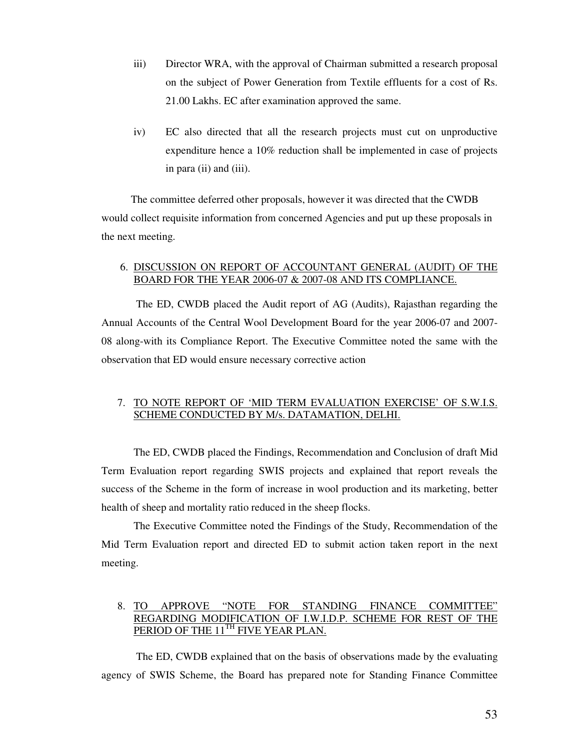iii) Director WRA, with the approval of Chairman submitted a research proposal on the subject of Power Generation from Textile effluents for a cost of Rs. 21.00 Lakhs. EC after examination approved the same.

iv) EC also directed that all the research projects must cut on unproductive expenditure hence a 10% reduction shall be implemented in case of projects in para (ii) and (iii).

The committee deferred other proposals, however it was directed that the CWDB would collect requisite information from concerned Agencies and put up these proposals in the next meeting.

6. DISCUSSION ON REPORT OF ACCOUNTANT GENERAL (AUDIT) OF THE BOARD FOR THE YEAR 2006-07 & 2007-08 AND ITS COMPLIANCE.

The ED, CWDB placed the Audit report of AG (Audits), Rajasthan regarding the Annual Accounts of the Central Wool Development Board for the year 2006-07 and 2007-08 along-with its Compliance Report. The Executive Committee noted the same with the observation that ED would ensure necessary corrective action

7. TO NOTE REPORT OF 'MID TERM EVALUATION EXERCISE' OF S.W.I.S. SCHEME CONDUCTED BY M/s. DATAMATION, DELHI.

The ED, CWDB placed the Findings, Recommendation and Conclusion of draft Mid Term Evaluation report regarding SWIS projects and explained that report reveals the success of the Scheme in the form of increase in wool production and its marketing, better health of sheep and mortality ratio reduced in the sheep flocks.

The Executive Committee noted the Findings of the Study, Recommendation of the Mid Term Evaluation report and directed ED to submit action taken report in the next meeting.

8. TO APPROVE "NOTE FOR STANDING FINANCE COMMITTEE" REGARDING MODIFICATION OF I.W.I.D.P. SCHEME FOR REST OF THE PERIOD OF THE 11TH FIVE YEAR PLAN.

The ED, CWDB explained that on the basis of observations made by the evaluating agency of SWIS Scheme, the Board has prepared note for Standing Finance Committee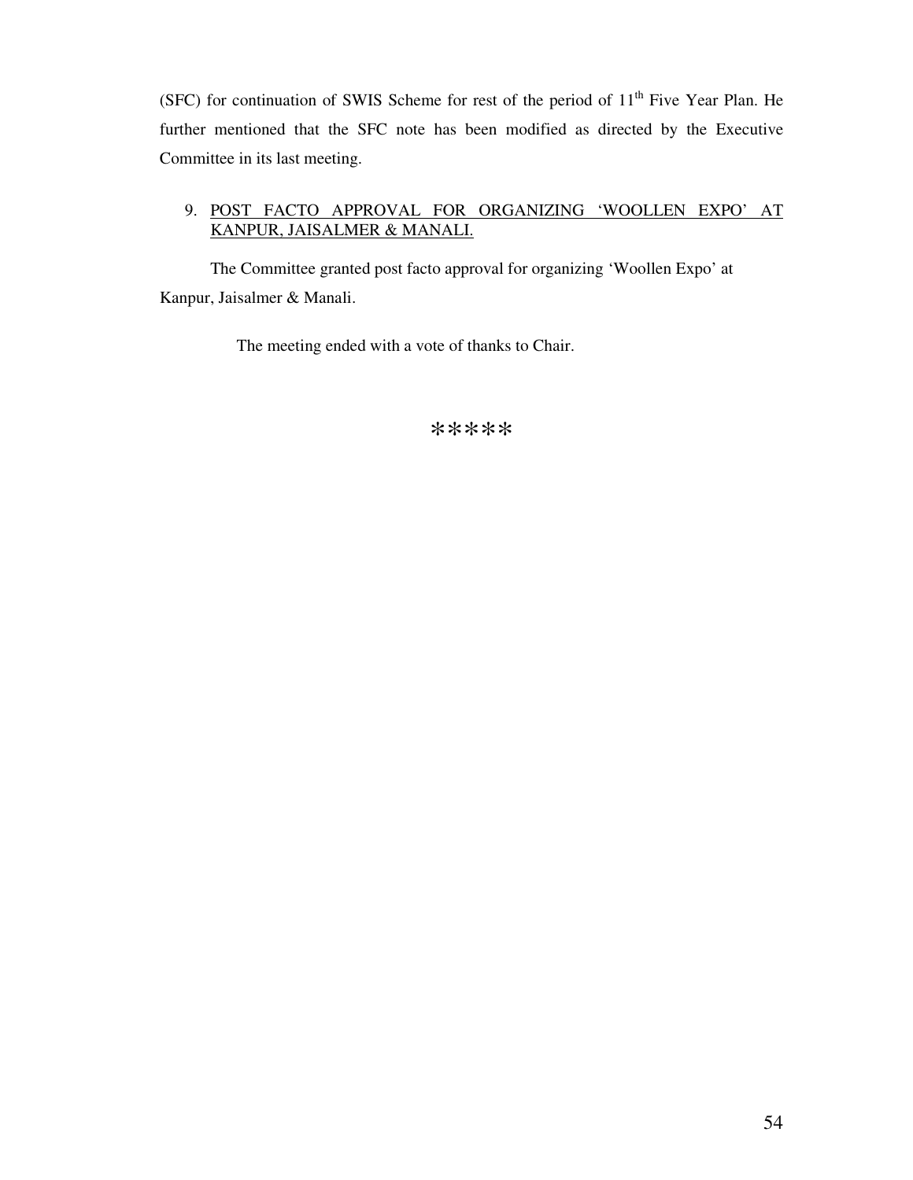(SFC) for continuation of SWIS Scheme for rest of the period of 11th Five Year Plan. He further mentioned that the SFC note has been modified as directed by the Executive Committee in its last meeting.

9. <u>POST FACTO APPROVAL FOR ORGANIZING 'WOOLLEN EXPO' AT KANPUR, JAISALMER & MANALI.</u>

The Committee granted post facto approval for organizing 'Woollen Expo' at Kanpur, Jaisalmer & Manali.

The meeting ended with a vote of thanks to Chair.

*****